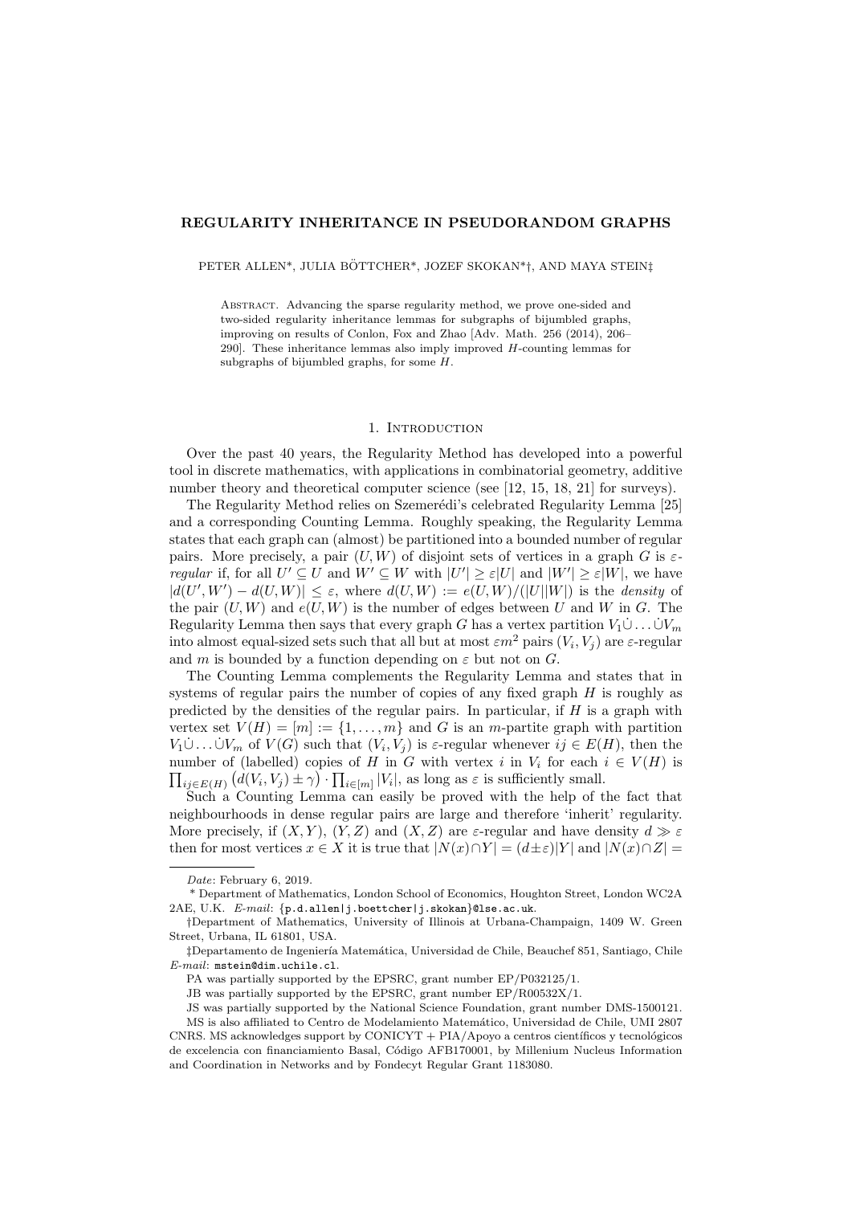# REGULARITY INHERITANCE IN PSEUDORANDOM GRAPHS

PETER ALLEN*, JULIA BÖTTCHER*, JOZEF SKOKAN*†, AND MAYA STEIN‡

Abstract. Advancing the sparse regularity method, we prove one-sided and two-sided regularity inheritance lemmas for subgraphs of bijumbled graphs, improving on results of Conlon, Fox and Zhao [Adv. Math. 256 (2014), 206–290]. These inheritance lemmas also imply improved $H$-counting lemmas for subgraphs of bijumbled graphs, for some $H$.

## 1. Introduction

Over the past 40 years, the Regularity Method has developed into a powerful tool in discrete mathematics, with applications in combinatorial geometry, additive number theory and theoretical computer science (see [12, 15, 18, 21] for surveys).

The Regularity Method relies on Szemerédi's celebrated Regularity Lemma [25] and a corresponding Counting Lemma. Roughly speaking, the Regularity Lemma states that each graph can (almost) be partitioned into a bounded number of regular pairs. More precisely, a pair $(U, W)$ of disjoint sets of vertices in a graph $G$ is *$\varepsilon$-regular* if, for all $U' \subseteq U$ and $W' \subseteq W$ with $|U'| \geq \varepsilon|U|$ and $|W'| \geq \varepsilon|W|$, we have $|d(U', W') - d(U, W)| \leq \varepsilon$, where $d(U, W) := e(U, W)/(|U||W|)$ is the *density* of the pair $(U, W)$ and $e(U, W)$ is the number of edges between $U$ and $W$ in $G$. The Regularity Lemma then says that every graph $G$ has a vertex partition $V_1 \dot\cup \dots \dot\cup V_m$ into almost equal-sized sets such that all but at most $\varepsilon m^2$ pairs $(V_i, V_j)$ are $\varepsilon$-regular and $m$ is bounded by a function depending on $\varepsilon$ but not on $G$.

The Counting Lemma complements the Regularity Lemma and states that in systems of regular pairs the number of copies of any fixed graph $H$ is roughly as predicted by the densities of the regular pairs. In particular, if $H$ is a graph with vertex set $V(H) = [m] := \{1, \dots, m\}$ and $G$ is an $m$-partite graph with partition $V_1 \dot\cup \dots \dot\cup V_m$ of $V(G)$ such that $(V_i, V_j)$ is $\varepsilon$-regular whenever $ij \in E(H)$, then the number of (labelled) copies of $H$ in $G$ with vertex $i$ in $V_i$ for each $i \in V(H)$ is $\prod_{ij \in E(H)} \big(d(V_i, V_j) \pm \gamma\big) \cdot \prod_{i \in [m]} |V_i|$, as long as $\varepsilon$ is sufficiently small.

Such a Counting Lemma can easily be proved with the help of the fact that neighbourhoods in dense regular pairs are large and therefore 'inherit' regularity. More precisely, if $(X, Y)$, $(Y, Z)$ and $(X, Z)$ are $\varepsilon$-regular and have density $d \gg \varepsilon$ then for most vertices $x \in X$ it is true that $|N(x) \cap Y| = (d \pm \varepsilon)|Y|$ and $|N(x) \cap Z| =$

---

*Date*: February 6, 2019.

\* Department of Mathematics, London School of Economics, Houghton Street, London WC2A 2AE, U.K. *E-mail*: `{p.d.allen|j.boettcher|j.skokan}@lse.ac.uk`.

†Department of Mathematics, University of Illinois at Urbana-Champaign, 1409 W. Green Street, Urbana, IL 61801, USA.

‡Departamento de Ingeniería Matemática, Universidad de Chile, Beauchef 851, Santiago, Chile *E-mail*: `mstein@dim.uchile.cl`.

PA was partially supported by the EPSRC, grant number EP/P032125/1.

JB was partially supported by the EPSRC, grant number EP/R00532X/1.

JS was partially supported by the National Science Foundation, grant number DMS-1500121.

MS is also affiliated to Centro de Modelamiento Matemático, Universidad de Chile, UMI 2807 CNRS. MS acknowledges support by CONICYT + PIA/Apoyo a centros científicos y tecnológicos de excelencia con financiamiento Basal, Código AFB170001, by Millenium Nucleus Information and Coordination in Networks and by Fondecyt Regular Grant 1183080.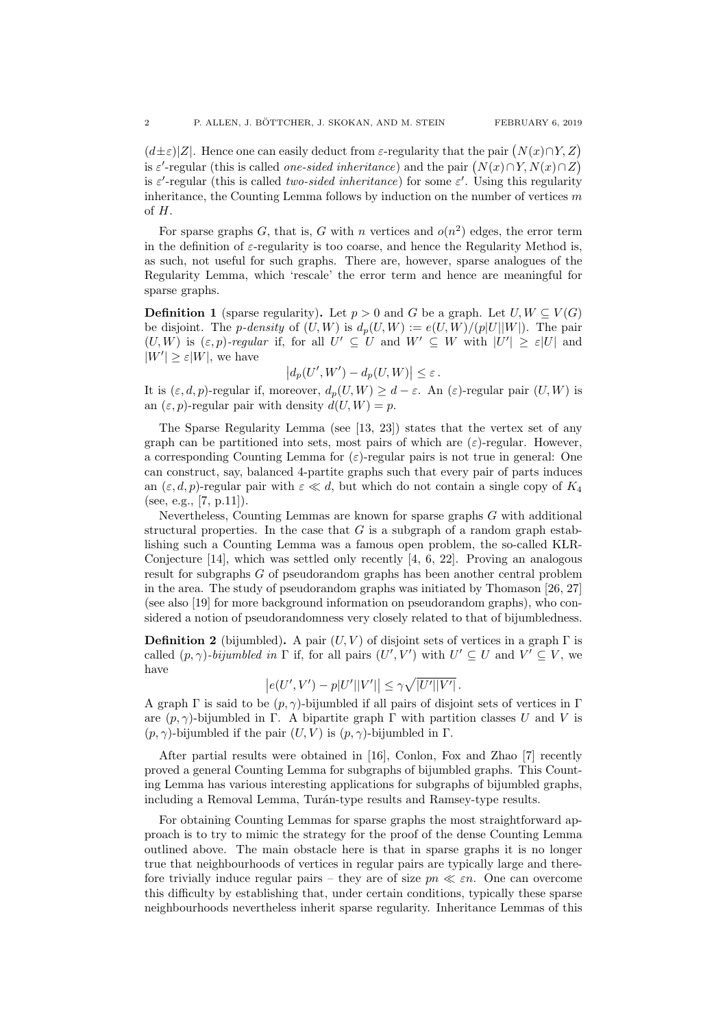$(d\pm\varepsilon)|Z|$. Hence one can easily deduct from $\varepsilon$-regularity that the pair $\big(N(x)\cap Y, Z\big)$ is $\varepsilon'$-regular (this is called *one-sided inheritance*) and the pair $\big(N(x)\cap Y, N(x)\cap Z\big)$ is $\varepsilon'$-regular (this is called *two-sided inheritance*) for some $\varepsilon'$. Using this regularity inheritance, the Counting Lemma follows by induction on the number of vertices $m$ of $H$.

For sparse graphs $G$, that is, $G$ with $n$ vertices and $o(n^2)$ edges, the error term in the definition of $\varepsilon$-regularity is too coarse, and hence the Regularity Method is, as such, not useful for such graphs. There are, however, sparse analogues of the Regularity Lemma, which 'rescale' the error term and hence are meaningful for sparse graphs.

**Definition 1** (sparse regularity)**.** Let $p>0$ and $G$ be a graph. Let $U,W\subseteq V(G)$ be disjoint. The *p-density* of $(U,W)$ is $d_p(U,W):=e(U,W)/(p|U||W|)$. The pair $(U,W)$ is *$(\varepsilon,p)$-regular* if, for all $U'\subseteq U$ and $W'\subseteq W$ with $|U'|\geq\varepsilon|U|$ and $|W'|\geq\varepsilon|W|$, we have

$$\big|d_p(U',W')-d_p(U,W)\big|\leq\varepsilon\,.$$

It is $(\varepsilon,d,p)$-regular if, moreover, $d_p(U,W)\geq d-\varepsilon$. An $(\varepsilon)$-regular pair $(U,W)$ is an $(\varepsilon,p)$-regular pair with density $d(U,W)=p$.

The Sparse Regularity Lemma (see [13, 23]) states that the vertex set of any graph can be partitioned into sets, most pairs of which are $(\varepsilon)$-regular. However, a corresponding Counting Lemma for $(\varepsilon)$-regular pairs is not true in general: One can construct, say, balanced 4-partite graphs such that every pair of parts induces an $(\varepsilon,d,p)$-regular pair with $\varepsilon\ll d$, but which do not contain a single copy of $K_4$ (see, e.g., [7, p.11]).

Nevertheless, Counting Lemmas are known for sparse graphs $G$ with additional structural properties. In the case that $G$ is a subgraph of a random graph establishing such a Counting Lemma was a famous open problem, the so-called KŁR-Conjecture [14], which was settled only recently [4, 6, 22]. Proving an analogous result for subgraphs $G$ of pseudorandom graphs has been another central problem in the area. The study of pseudorandom graphs was initiated by Thomason [26, 27] (see also [19] for more background information on pseudorandom graphs), who considered a notion of pseudorandomness very closely related to that of bijumbledness.

**Definition 2** (bijumbled)**.** A pair $(U,V)$ of disjoint sets of vertices in a graph $\Gamma$ is called *$(p,\gamma)$-bijumbled in* $\Gamma$ if, for all pairs $(U',V')$ with $U'\subseteq U$ and $V'\subseteq V$, we have

$$\big|e(U',V')-p|U'||V'|\big|\leq\gamma\sqrt{|U'||V'|}\,.$$

A graph $\Gamma$ is said to be $(p,\gamma)$-bijumbled if all pairs of disjoint sets of vertices in $\Gamma$ are $(p,\gamma)$-bijumbled in $\Gamma$. A bipartite graph $\Gamma$ with partition classes $U$ and $V$ is $(p,\gamma)$-bijumbled if the pair $(U,V)$ is $(p,\gamma)$-bijumbled in $\Gamma$.

After partial results were obtained in [16], Conlon, Fox and Zhao [7] recently proved a general Counting Lemma for subgraphs of bijumbled graphs. This Counting Lemma has various interesting applications for subgraphs of bijumbled graphs, including a Removal Lemma, Turán-type results and Ramsey-type results.

For obtaining Counting Lemmas for sparse graphs the most straightforward approach is to try to mimic the strategy for the proof of the dense Counting Lemma outlined above. The main obstacle here is that in sparse graphs it is no longer true that neighbourhoods of vertices in regular pairs are typically large and therefore trivially induce regular pairs – they are of size $pn\ll\varepsilon n$. One can overcome this difficulty by establishing that, under certain conditions, typically these sparse neighbourhoods nevertheless inherit sparse regularity. Inheritance Lemmas of this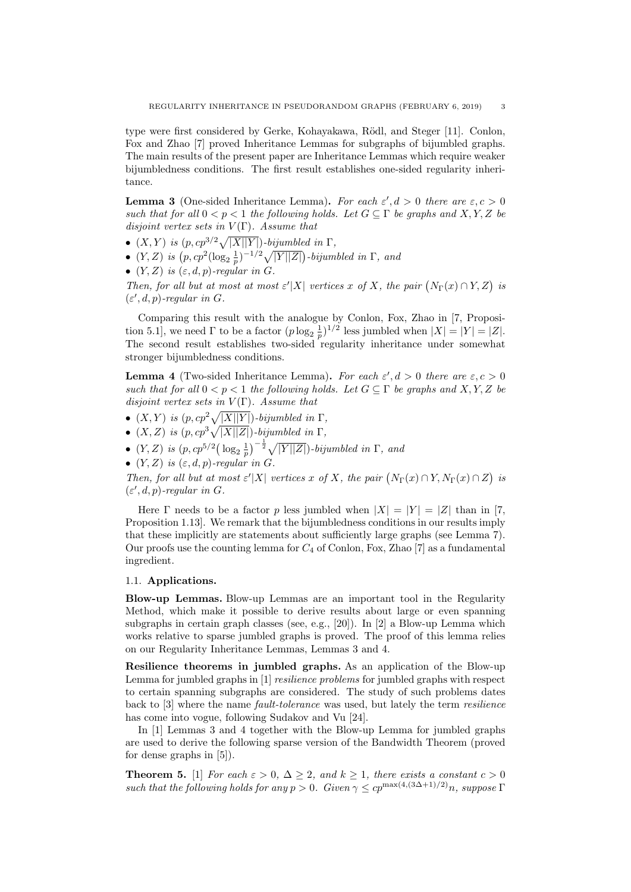type were first considered by Gerke, Kohayakawa, Rödl, and Steger [11]. Conlon, Fox and Zhao [7] proved Inheritance Lemmas for subgraphs of bijumbled graphs. The main results of the present paper are Inheritance Lemmas which require weaker bijumbledness conditions. The first result establishes one-sided regularity inheritance.

**Lemma 3** (One-sided Inheritance Lemma)**.** *For each $\varepsilon', d > 0$ there are $\varepsilon, c > 0$ such that for all $0 < p < 1$ the following holds. Let $G \subseteq \Gamma$ be graphs and $X, Y, Z$ be disjoint vertex sets in $V(\Gamma)$. Assume that*

- *$(X, Y)$ is $(p, cp^{3/2}\sqrt{|X||Y|})$-bijumbled in $\Gamma$,*
- *$(Y, Z)$ is $\big(p, cp^2(\log_2 \frac{1}{p})^{-1/2}\sqrt{|Y||Z|}\big)$-bijumbled in $\Gamma$, and*
- *$(Y, Z)$ is $(\varepsilon, d, p)$-regular in $G$.*

*Then, for all but at most $\varepsilon'|X|$ vertices $x$ of $X$, the pair $\big(N_\Gamma(x) \cap Y, Z\big)$ is $(\varepsilon', d, p)$-regular in $G$.*

Comparing this result with the analogue by Conlon, Fox, Zhao in [7, Proposition 5.1], we need $\Gamma$ to be a factor $(p \log_2 \frac{1}{p})^{1/2}$ less jumbled when $|X| = |Y| = |Z|$. The second result establishes two-sided regularity inheritance under somewhat stronger bijumbledness conditions.

**Lemma 4** (Two-sided Inheritance Lemma)**.** *For each $\varepsilon', d > 0$ there are $\varepsilon, c > 0$ such that for all $0 < p < 1$ the following holds. Let $G \subseteq \Gamma$ be graphs and $X, Y, Z$ be disjoint vertex sets in $V(\Gamma)$. Assume that*

- *$(X, Y)$ is $(p, cp^2\sqrt{|X||Y|})$-bijumbled in $\Gamma$,*
- *$(X, Z)$ is $(p, cp^3\sqrt{|X||Z|})$-bijumbled in $\Gamma$,*
- *$(Y, Z)$ is $(p, cp^{5/2}\big(\log_2 \frac{1}{p}\big)^{-\frac{1}{2}}\sqrt{|Y||Z|})$-bijumbled in $\Gamma$, and*
- *$(Y, Z)$ is $(\varepsilon, d, p)$-regular in $G$.*

*Then, for all but at most $\varepsilon'|X|$ vertices $x$ of $X$, the pair $\big(N_\Gamma(x) \cap Y, N_\Gamma(x) \cap Z\big)$ is $(\varepsilon', d, p)$-regular in $G$.*

Here $\Gamma$ needs to be a factor $p$ less jumbled when $|X| = |Y| = |Z|$ than in [7, Proposition 1.13]. We remark that the bijumbledness conditions in our results imply that these implicitly are statements about sufficiently large graphs (see Lemma 7). Our proofs use the counting lemma for $C_4$ of Conlon, Fox, Zhao [7] as a fundamental ingredient.

### 1.1. Applications.

**Blow-up Lemmas.** Blow-up Lemmas are an important tool in the Regularity Method, which make it possible to derive results about large or even spanning subgraphs in certain graph classes (see, e.g., [20]). In [2] a Blow-up Lemma which works relative to sparse jumbled graphs is proved. The proof of this lemma relies on our Regularity Inheritance Lemmas, Lemmas 3 and 4.

**Resilience theorems in jumbled graphs.** As an application of the Blow-up Lemma for jumbled graphs in [1] *resilience problems* for jumbled graphs with respect to certain spanning subgraphs are considered. The study of such problems dates back to [3] where the name *fault-tolerance* was used, but lately the term *resilience* has come into vogue, following Sudakov and Vu [24].

In [1] Lemmas 3 and 4 together with the Blow-up Lemma for jumbled graphs are used to derive the following sparse version of the Bandwidth Theorem (proved for dense graphs in [5]).

**Theorem 5.** [1] *For each $\varepsilon > 0$, $\Delta \geq 2$, and $k \geq 1$, there exists a constant $c > 0$ such that the following holds for any $p > 0$. Given $\gamma \leq cp^{\max(4,(3\Delta+1)/2)}n$, suppose $\Gamma$*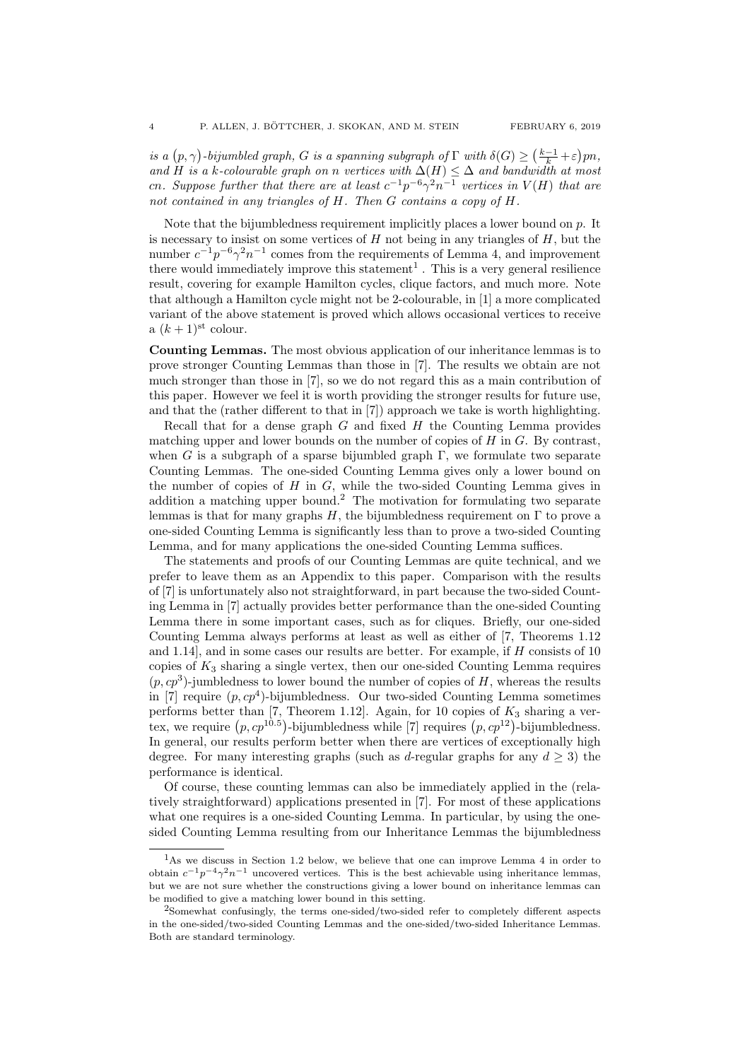*is a $(p,\gamma)$-bijumbled graph, $G$ is a spanning subgraph of $\Gamma$ with $\delta(G) \geq \left(\frac{k-1}{k}+\varepsilon\right)pn$, and $H$ is a $k$-colourable graph on $n$ vertices with $\Delta(H) \leq \Delta$ and bandwidth at most $cn$. Suppose further that there are at least $c^{-1}p^{-6}\gamma^2 n^{-1}$ vertices in $V(H)$ that are not contained in any triangles of $H$. Then $G$ contains a copy of $H$.*

Note that the bijumbledness requirement implicitly places a lower bound on $p$. It is necessary to insist on some vertices of $H$ not being in any triangles of $H$, but the number $c^{-1}p^{-6}\gamma^2 n^{-1}$ comes from the requirements of Lemma 4, and improvement there would immediately improve this statement[1] . This is a very general resilience result, covering for example Hamilton cycles, clique factors, and much more. Note that although a Hamilton cycle might not be 2-colourable, in [1] a more complicated variant of the above statement is proved which allows occasional vertices to receive a $(k+1)^{\text{st}}$ colour.

**Counting Lemmas.** The most obvious application of our inheritance lemmas is to prove stronger Counting Lemmas than those in [7]. The results we obtain are not much stronger than those in [7], so we do not regard this as a main contribution of this paper. However we feel it is worth providing the stronger results for future use, and that the (rather different to that in [7]) approach we take is worth highlighting.

Recall that for a dense graph $G$ and fixed $H$ the Counting Lemma provides matching upper and lower bounds on the number of copies of $H$ in $G$. By contrast, when $G$ is a subgraph of a sparse bijumbled graph $\Gamma$, we formulate two separate Counting Lemmas. The one-sided Counting Lemma gives only a lower bound on the number of copies of $H$ in $G$, while the two-sided Counting Lemma gives in addition a matching upper bound.[2] The motivation for formulating two separate lemmas is that for many graphs $H$, the bijumbledness requirement on $\Gamma$ to prove a one-sided Counting Lemma is significantly less than to prove a two-sided Counting Lemma, and for many applications the one-sided Counting Lemma suffices.

The statements and proofs of our Counting Lemmas are quite technical, and we prefer to leave them as an Appendix to this paper. Comparison with the results of [7] is unfortunately also not straightforward, in part because the two-sided Counting Lemma in [7] actually provides better performance than the one-sided Counting Lemma there in some important cases, such as for cliques. Briefly, our one-sided Counting Lemma always performs at least as well as either of [7, Theorems 1.12 and 1.14], and in some cases our results are better. For example, if $H$ consists of 10 copies of $K_3$ sharing a single vertex, then our one-sided Counting Lemma requires $(p, cp^3)$-jumbledness to lower bound the number of copies of $H$, whereas the results in [7] require $(p, cp^4)$-bijumbledness. Our two-sided Counting Lemma sometimes performs better than [7, Theorem 1.12]. Again, for 10 copies of $K_3$ sharing a vertex, we require $(p, cp^{10.5})$-bijumbledness while [7] requires $(p, cp^{12})$-bijumbledness. In general, our results perform better when there are vertices of exceptionally high degree. For many interesting graphs (such as $d$-regular graphs for any $d \geq 3$) the performance is identical.

Of course, these counting lemmas can also be immediately applied in the (relatively straightforward) applications presented in [7]. For most of these applications what one requires is a one-sided Counting Lemma. In particular, by using the one-sided Counting Lemma resulting from our Inheritance Lemmas the bijumbledness

---

[1] As we discuss in Section 1.2 below, we believe that one can improve Lemma 4 in order to obtain $c^{-1}p^{-4}\gamma^2 n^{-1}$ uncovered vertices. This is the best achievable using inheritance lemmas, but we are not sure whether the constructions giving a lower bound on inheritance lemmas can be modified to give a matching lower bound in this setting.

[2] Somewhat confusingly, the terms one-sided/two-sided refer to completely different aspects in the one-sided/two-sided Counting Lemmas and the one-sided/two-sided Inheritance Lemmas. Both are standard terminology.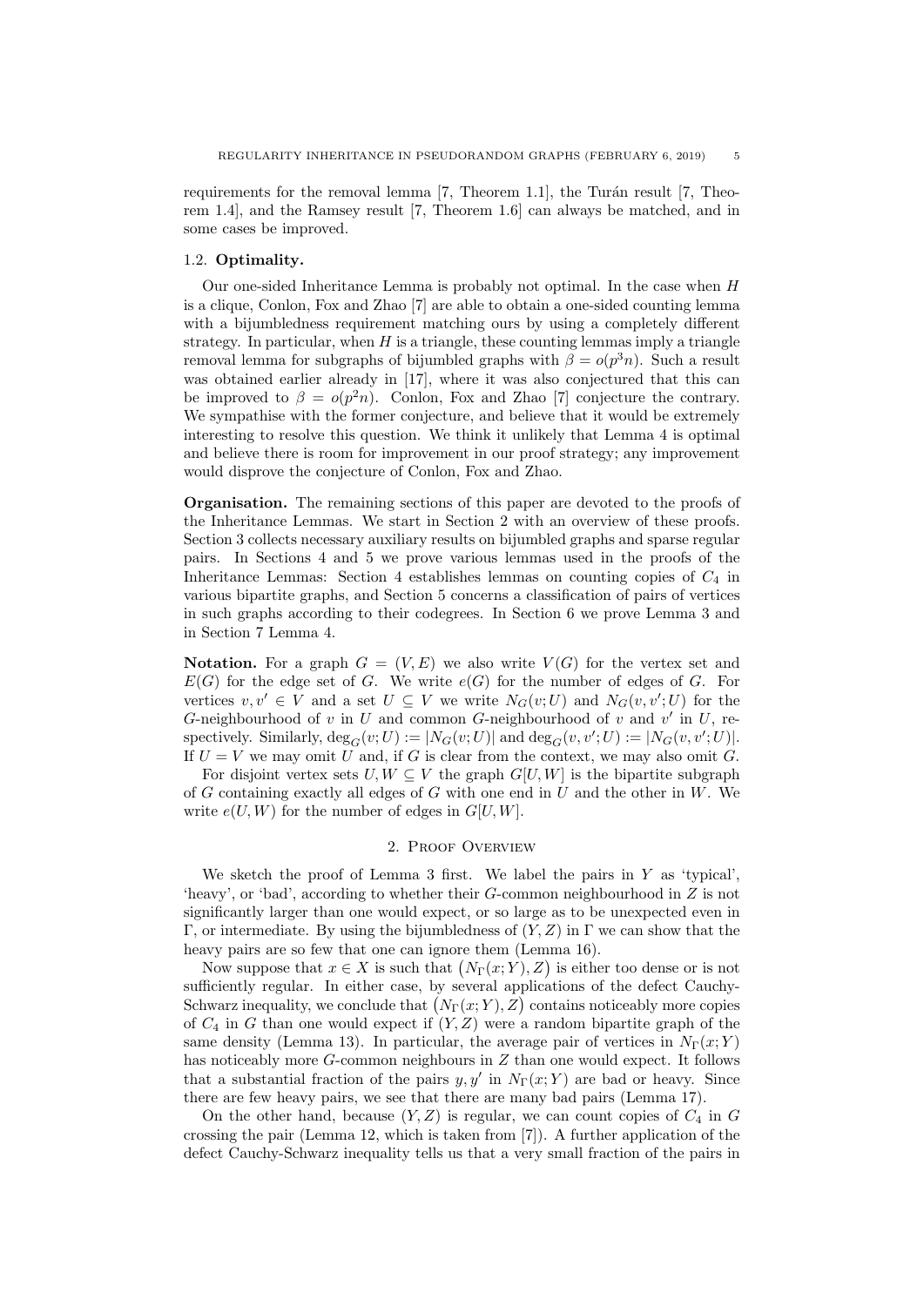requirements for the removal lemma [7, Theorem 1.1], the Turán result [7, Theorem 1.4], and the Ramsey result [7, Theorem 1.6] can always be matched, and in some cases be improved.

### 1.2. **Optimality.**

Our one-sided Inheritance Lemma is probably not optimal. In the case when $H$ is a clique, Conlon, Fox and Zhao [7] are able to obtain a one-sided counting lemma with a bijumbledness requirement matching ours by using a completely different strategy. In particular, when $H$ is a triangle, these counting lemmas imply a triangle removal lemma for subgraphs of bijumbled graphs with $\beta = o(p^3 n)$. Such a result was obtained earlier already in [17], where it was also conjectured that this can be improved to $\beta = o(p^2 n)$. Conlon, Fox and Zhao [7] conjecture the contrary. We sympathise with the former conjecture, and believe that it would be extremely interesting to resolve this question. We think it unlikely that Lemma 4 is optimal and believe there is room for improvement in our proof strategy; any improvement would disprove the conjecture of Conlon, Fox and Zhao.

**Organisation.** The remaining sections of this paper are devoted to the proofs of the Inheritance Lemmas. We start in Section 2 with an overview of these proofs. Section 3 collects necessary auxiliary results on bijumbled graphs and sparse regular pairs. In Sections 4 and 5 we prove various lemmas used in the proofs of the Inheritance Lemmas: Section 4 establishes lemmas on counting copies of $C_4$ in various bipartite graphs, and Section 5 concerns a classification of pairs of vertices in such graphs according to their codegrees. In Section 6 we prove Lemma 3 and in Section 7 Lemma 4.

**Notation.** For a graph $G = (V, E)$ we also write $V(G)$ for the vertex set and $E(G)$ for the edge set of $G$. We write $e(G)$ for the number of edges of $G$. For vertices $v, v' \in V$ and a set $U \subseteq V$ we write $N_G(v; U)$ and $N_G(v, v'; U)$ for the $G$-neighbourhood of $v$ in $U$ and common $G$-neighbourhood of $v$ and $v'$ in $U$, respectively. Similarly, $\deg_G(v; U) := |N_G(v; U)|$ and $\deg_G(v, v'; U) := |N_G(v, v'; U)|$. If $U = V$ we may omit $U$ and, if $G$ is clear from the context, we may also omit $G$.

For disjoint vertex sets $U, W \subseteq V$ the graph $G[U, W]$ is the bipartite subgraph of $G$ containing exactly all edges of $G$ with one end in $U$ and the other in $W$. We write $e(U, W)$ for the number of edges in $G[U, W]$.

## 2. Proof Overview

We sketch the proof of Lemma 3 first. We label the pairs in $Y$ as 'typical', 'heavy', or 'bad', according to whether their $G$-common neighbourhood in $Z$ is not significantly larger than one would expect, or so large as to be unexpected even in $\Gamma$, or intermediate. By using the bijumbledness of $(Y, Z)$ in $\Gamma$ we can show that the heavy pairs are so few that one can ignore them (Lemma 16).

Now suppose that $x \in X$ is such that $\big(N_\Gamma(x; Y), Z\big)$ is either too dense or is not sufficiently regular. In either case, by several applications of the defect Cauchy-Schwarz inequality, we conclude that $\big(N_\Gamma(x; Y), Z\big)$ contains noticeably more copies of $C_4$ in $G$ than one would expect if $(Y, Z)$ were a random bipartite graph of the same density (Lemma 13). In particular, the average pair of vertices in $N_\Gamma(x; Y)$ has noticeably more $G$-common neighbours in $Z$ than one would expect. It follows that a substantial fraction of the pairs $y, y'$ in $N_\Gamma(x; Y)$ are bad or heavy. Since there are few heavy pairs, we see that there are many bad pairs (Lemma 17).

On the other hand, because $(Y, Z)$ is regular, we can count copies of $C_4$ in $G$ crossing the pair (Lemma 12, which is taken from [7]). A further application of the defect Cauchy-Schwarz inequality tells us that a very small fraction of the pairs in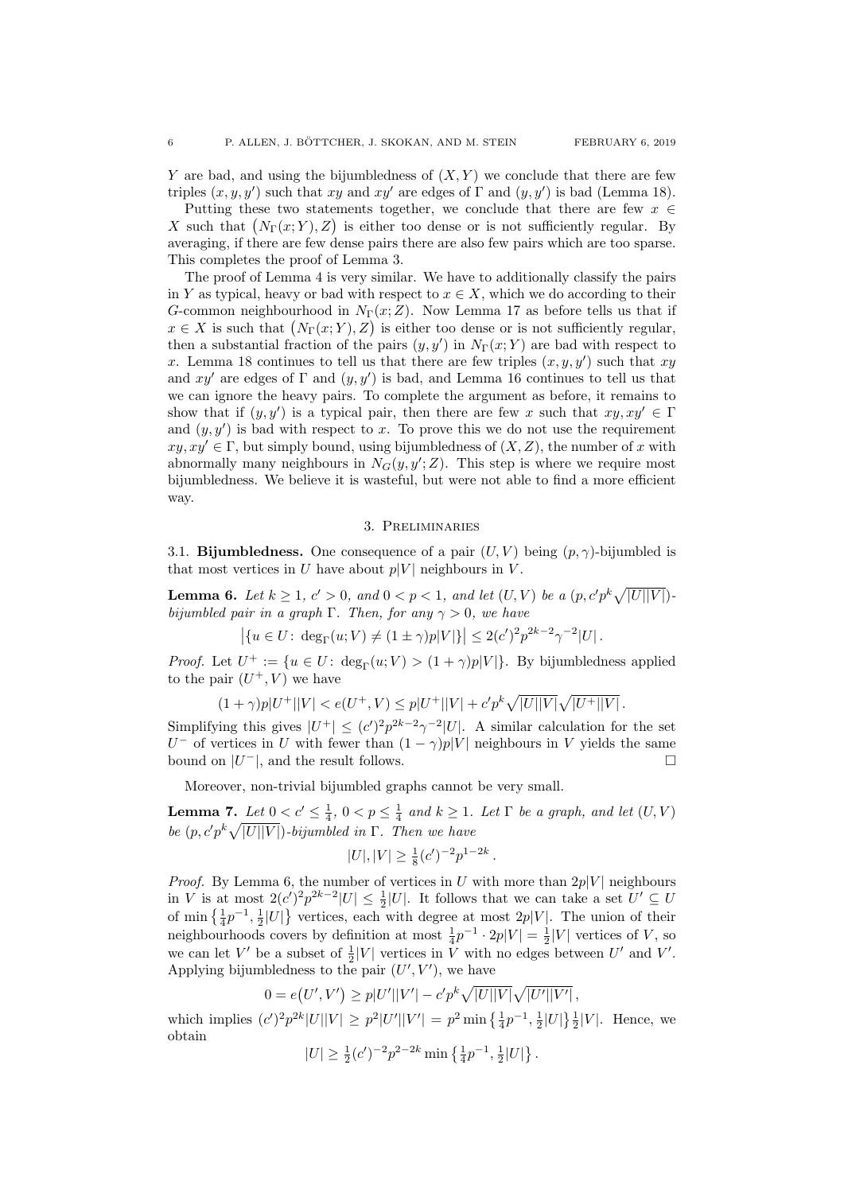$Y$ are bad, and using the bijumbledness of $(X, Y)$ we conclude that there are few triples $(x, y, y')$ such that $xy$ and $xy'$ are edges of $\Gamma$ and $(y, y')$ is bad (Lemma 18).

Putting these two statements together, we conclude that there are few $x \in X$ such that $\big(N_\Gamma(x; Y), Z\big)$ is either too dense or is not sufficiently regular. By averaging, if there are few dense pairs there are also few pairs which are too sparse. This completes the proof of Lemma 3.

The proof of Lemma 4 is very similar. We have to additionally classify the pairs in $Y$ as typical, heavy or bad with respect to $x \in X$, which we do according to their $G$-common neighbourhood in $N_\Gamma(x; Z)$. Now Lemma 17 as before tells us that if $x \in X$ is such that $\big(N_\Gamma(x; Y), Z\big)$ is either too dense or is not sufficiently regular, then a substantial fraction of the pairs $(y, y')$ in $N_\Gamma(x; Y)$ are bad with respect to $x$. Lemma 18 continues to tell us that there are few triples $(x, y, y')$ such that $xy$ and $xy'$ are edges of $\Gamma$ and $(y, y')$ is bad, and Lemma 16 continues to tell us that we can ignore the heavy pairs. To complete the argument as before, it remains to show that if $(y, y')$ is a typical pair, then there are few $x$ such that $xy, xy' \in \Gamma$ and $(y, y')$ is bad with respect to $x$. To prove this we do not use the requirement $xy, xy' \in \Gamma$, but simply bound, using bijumbledness of $(X, Z)$, the number of $x$ with abnormally many neighbours in $N_G(y, y'; Z)$. This step is where we require most bijumbledness. We believe it is wasteful, but were not able to find a more efficient way.

## 3. Preliminaries

**3.1. Bijumbledness.** One consequence of a pair $(U, V)$ being $(p, \gamma)$-bijumbled is that most vertices in $U$ have about $p|V|$ neighbours in $V$.

**Lemma 6.** *Let $k \geq 1$, $c' > 0$, and $0 < p < 1$, and let $(U, V)$ be a $(p, c'p^k\sqrt{|U||V|})$-bijumbled pair in a graph $\Gamma$. Then, for any $\gamma > 0$, we have*

$$\big|\{u \in U \colon \deg_\Gamma(u; V) \neq (1 \pm \gamma)p|V|\}\big| \leq 2(c')^2 p^{2k-2}\gamma^{-2}|U|\,.$$

*Proof.* Let $U^+ := \{u \in U \colon \deg_\Gamma(u; V) > (1 + \gamma)p|V|\}$. By bijumbledness applied to the pair $(U^+, V)$ we have

$$(1 + \gamma)p|U^+||V| < e(U^+, V) \leq p|U^+||V| + c'p^k\sqrt{|U||V|}\sqrt{|U^+||V|}\,.$$

Simplifying this gives $|U^+| \leq (c')^2 p^{2k-2}\gamma^{-2}|U|$. A similar calculation for the set $U^-$ of vertices in $U$ with fewer than $(1 - \gamma)p|V|$ neighbours in $V$ yields the same bound on $|U^-|$, and the result follows. $\square$

Moreover, non-trivial bijumbled graphs cannot be very small.

**Lemma 7.** *Let $0 < c' \leq \frac{1}{4}$, $0 < p \leq \frac{1}{4}$ and $k \geq 1$. Let $\Gamma$ be a graph, and let $(U, V)$ be $(p, c'p^k\sqrt{|U||V|})$-bijumbled in $\Gamma$. Then we have*

$$|U|, |V| \geq \tfrac{1}{8}(c')^{-2}p^{1-2k}\,.$$

*Proof.* By Lemma 6, the number of vertices in $U$ with more than $2p|V|$ neighbours in $V$ is at most $2(c')^2p^{2k-2}|U| \leq \frac{1}{2}|U|$. It follows that we can take a set $U' \subseteq U$ of $\min\big\{\frac{1}{4}p^{-1}, \frac{1}{2}|U|\big\}$ vertices, each with degree at most $2p|V|$. The union of their neighbourhoods covers by definition at most $\frac{1}{4}p^{-1} \cdot 2p|V| = \frac{1}{2}|V|$ vertices of $V$, so we can let $V'$ be a subset of $\frac{1}{2}|V|$ vertices in $V$ with no edges between $U'$ and $V'$. Applying bijumbledness to the pair $(U', V')$, we have

$$0 = e\big(U', V'\big) \geq p|U'||V'| - c'p^k\sqrt{|U||V|}\sqrt{|U'||V'|}\,,$$

which implies $(c')^2p^{2k}|U||V| \geq p^2|U'||V'| = p^2 \min\big\{\frac{1}{4}p^{-1}, \frac{1}{2}|U|\big\}\frac{1}{2}|V|$. Hence, we obtain

$$|U| \geq \tfrac{1}{2}(c')^{-2}p^{2-2k}\min\big\{\tfrac{1}{4}p^{-1}, \tfrac{1}{2}|U|\big\}\,.$$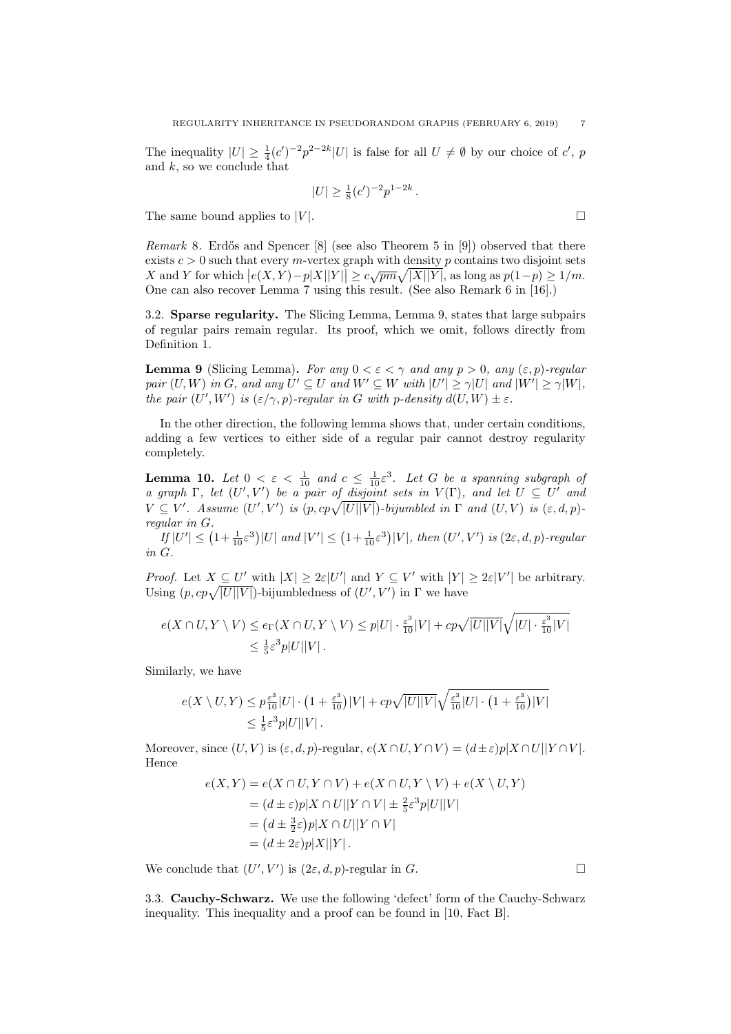The inequality $|U| \geq \frac{1}{4}(c')^{-2}p^{2-2k}|U|$ is false for all $U \neq \emptyset$ by our choice of $c'$, $p$ and $k$, so we conclude that

$$|U| \geq \tfrac{1}{8}(c')^{-2}p^{1-2k}\,.$$

The same bound applies to $|V|$. $\square$

*Remark* 8. Erdős and Spencer [8] (see also Theorem 5 in [9]) observed that there exists $c > 0$ such that every $m$-vertex graph with density $p$ contains two disjoint sets $X$ and $Y$ for which $\big|e(X,Y) - p|X||Y|\big| \geq c\sqrt{pm}\sqrt{|X||Y|}$, as long as $p(1-p) \geq 1/m$. One can also recover Lemma 7 using this result. (See also Remark 6 in [16].)

### 3.2. Sparse regularity.

The Slicing Lemma, Lemma 9, states that large subpairs of regular pairs remain regular. Its proof, which we omit, follows directly from Definition 1.

**Lemma 9** (Slicing Lemma). *For any $0 < \varepsilon < \gamma$ and any $p > 0$, any $(\varepsilon, p)$-regular pair $(U, W)$ in $G$, and any $U' \subseteq U$ and $W' \subseteq W$ with $|U'| \geq \gamma|U|$ and $|W'| \geq \gamma|W|$, the pair $(U', W')$ is $(\varepsilon/\gamma, p)$-regular in $G$ with $p$-density $d(U, W) \pm \varepsilon$.*

In the other direction, the following lemma shows that, under certain conditions, adding a few vertices to either side of a regular pair cannot destroy regularity completely.

**Lemma 10.** *Let $0 < \varepsilon < \frac{1}{10}$ and $c \leq \frac{1}{10}\varepsilon^3$. Let $G$ be a spanning subgraph of a graph $\Gamma$, let $(U', V')$ be a pair of disjoint sets in $V(\Gamma)$, and let $U \subseteq U'$ and $V \subseteq V'$. Assume $(U', V')$ is $(p, cp\sqrt{|U||V|})$-bijumbled in $\Gamma$ and $(U, V)$ is $(\varepsilon, d, p)$-regular in $G$.*

*If $|U'| \leq \big(1 + \frac{1}{10}\varepsilon^3\big)|U|$ and $|V'| \leq \big(1 + \frac{1}{10}\varepsilon^3\big)|V|$, then $(U', V')$ is $(2\varepsilon, d, p)$-regular in $G$.*

*Proof.* Let $X \subseteq U'$ with $|X| \geq 2\varepsilon|U'|$ and $Y \subseteq V'$ with $|Y| \geq 2\varepsilon|V'|$ be arbitrary. Using $(p, cp\sqrt{|U||V|})$-bijumbledness of $(U', V')$ in $\Gamma$ we have

$$\begin{aligned}
e(X \cap U, Y \setminus V) &\leq e_\Gamma(X \cap U, Y \setminus V) \leq p|U| \cdot \tfrac{\varepsilon^3}{10}|V| + cp\sqrt{|U||V|}\sqrt{|U| \cdot \tfrac{\varepsilon^3}{10}|V|} \\
&\leq \tfrac{1}{5}\varepsilon^3 p|U||V|\,.
\end{aligned}$$

Similarly, we have

$$\begin{aligned}
e(X \setminus U, Y) &\leq p\tfrac{\varepsilon^3}{10}|U| \cdot \big(1 + \tfrac{\varepsilon^3}{10}\big)|V| + cp\sqrt{|U||V|}\sqrt{\tfrac{\varepsilon^3}{10}|U| \cdot \big(1 + \tfrac{\varepsilon^3}{10}\big)|V|} \\
&\leq \tfrac{1}{5}\varepsilon^3 p|U||V|\,.
\end{aligned}$$

Moreover, since $(U, V)$ is $(\varepsilon, d, p)$-regular, $e(X \cap U, Y \cap V) = (d \pm \varepsilon)p|X \cap U||Y \cap V|$. Hence

$$\begin{aligned}
e(X, Y) &= e(X \cap U, Y \cap V) + e(X \cap U, Y \setminus V) + e(X \setminus U, Y) \\
&= (d \pm \varepsilon)p|X \cap U||Y \cap V| \pm \tfrac{2}{5}\varepsilon^3 p|U||V| \\
&= \big(d \pm \tfrac{3}{2}\varepsilon\big)p|X \cap U||Y \cap V| \\
&= (d \pm 2\varepsilon)p|X||Y|\,.
\end{aligned}$$

We conclude that $(U', V')$ is $(2\varepsilon, d, p)$-regular in $G$. $\square$

### 3.3. Cauchy-Schwarz.

We use the following 'defect' form of the Cauchy-Schwarz inequality. This inequality and a proof can be found in [10, Fact B].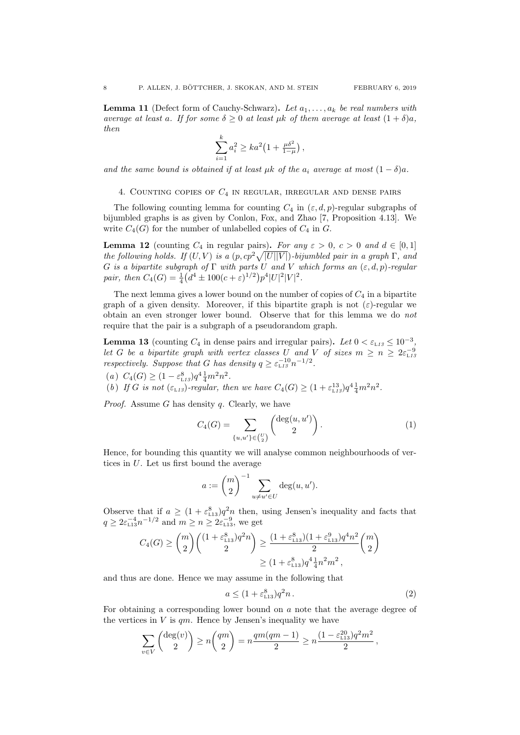**Lemma 11** (Defect form of Cauchy-Schwarz)**.** *Let $a_1, \dots, a_k$ be real numbers with average at least $a$. If for some $\delta \geq 0$ at least $\mu k$ of them average at least $(1+\delta)a$, then*

$$\sum_{i=1}^{k} a_i^2 \geq ka^2\big(1 + \tfrac{\mu\delta^2}{1-\mu}\big)\,,$$

*and the same bound is obtained if at least $\mu k$ of the $a_i$ average at most $(1-\delta)a$.*

## 4. Counting copies of $C_4$ in regular, irregular and dense pairs

The following counting lemma for counting $C_4$ in $(\varepsilon, d, p)$-regular subgraphs of bijumbled graphs is as given by Conlon, Fox, and Zhao [7, Proposition 4.13]. We write $C_4(G)$ for the number of unlabelled copies of $C_4$ in $G$.

**Lemma 12** (counting $C_4$ in regular pairs)**.** *For any $\varepsilon > 0$, $c > 0$ and $d \in [0,1]$ the following holds. If $(U, V)$ is a $(p, cp^2\sqrt{|U||V|})$-bijumbled pair in a graph $\Gamma$, and $G$ is a bipartite subgraph of $\Gamma$ with parts $U$ and $V$ which forms an $(\varepsilon, d, p)$-regular pair, then $C_4(G) = \frac{1}{4}\big(d^4 \pm 100(c+\varepsilon)^{1/2}\big)p^4|U|^2|V|^2$.*

The next lemma gives a lower bound on the number of copies of $C_4$ in a bipartite graph of a given density. Moreover, if this bipartite graph is not $(\varepsilon)$-regular we obtain an even stronger lower bound. Observe that for this lemma we do *not* require that the pair is a subgraph of a pseudorandom graph.

**Lemma 13** (counting $C_4$ in dense pairs and irregular pairs)**.** *Let $0 < \varepsilon_{\text{L13}} \leq 10^{-3}$, let $G$ be a bipartite graph with vertex classes $U$ and $V$ of sizes $m \geq n \geq 2\varepsilon_{\text{L13}}^{-9}$ respectively. Suppose that $G$ has density $q \geq \varepsilon_{\text{L13}}^{-10} n^{-1/2}$.*

*(a) $C_4(G) \geq (1 - \varepsilon_{\text{L13}}^8)q^4\frac{1}{4}m^2n^2$.*

*(b) If $G$ is not $(\varepsilon_{\text{L13}})$-regular, then we have $C_4(G) \geq (1 + \varepsilon_{\text{L13}}^{13})q^4\frac{1}{4}m^2n^2$.*

*Proof.* Assume $G$ has density $q$. Clearly, we have

$$C_4(G) = \sum_{\{u,u'\} \in \binom{U}{2}} \binom{\deg(u,u')}{2}\,. \tag{1}$$

Hence, for bounding this quantity we will analyse common neighbourhoods of vertices in $U$. Let us first bound the average

$$a := \binom{m}{2}^{-1} \sum_{u \neq u' \in U} \deg(u, u').$$

Observe that if $a \geq (1 + \varepsilon_{\text{L13}}^8)q^2n$ then, using Jensen's inequality and facts that $q \geq 2\varepsilon_{\text{L13}}^{-4} n^{-1/2}$ and $m \geq n \geq 2\varepsilon_{\text{L13}}^{-9}$, we get

$$\begin{aligned} C_4(G) \geq \binom{m}{2}\binom{(1+\varepsilon_{\text{L13}}^8)q^2n}{2} &\geq \frac{(1+\varepsilon_{\text{L13}}^8)(1+\varepsilon_{\text{L13}}^9)q^4n^2}{2}\binom{m}{2} \\ &\geq (1+\varepsilon_{\text{L13}}^8)q^4\tfrac{1}{4}n^2m^2\,, \end{aligned}$$

and thus are done. Hence we may assume in the following that

$$a \leq (1 + \varepsilon_{\text{L13}}^8)q^2n\,. \tag{2}$$

For obtaining a corresponding lower bound on $a$ note that the average degree of the vertices in $V$ is $qm$. Hence by Jensen's inequality we have

$$\sum_{v \in V} \binom{\deg(v)}{2} \geq n\binom{qm}{2} = n\frac{qm(qm-1)}{2} \geq n\frac{(1-\varepsilon_{\text{L13}}^{20})q^2m^2}{2}\,,$$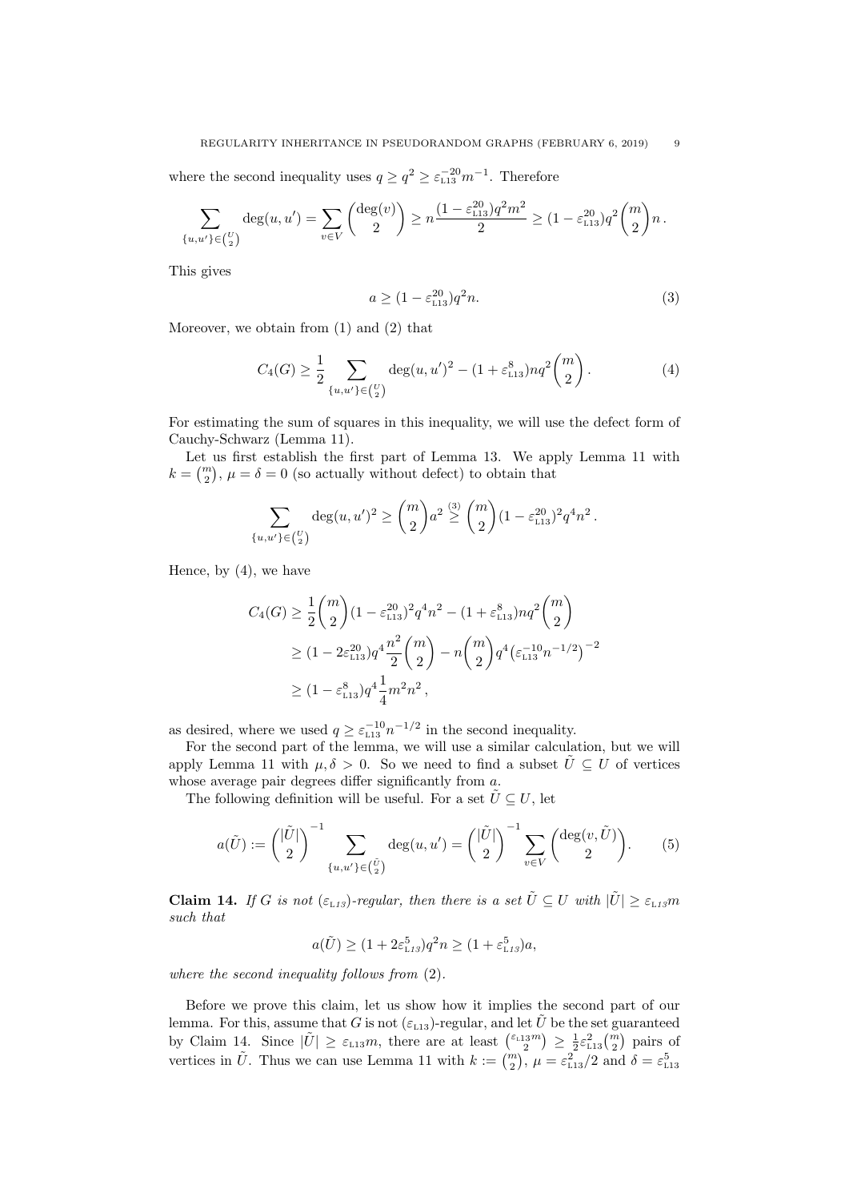where the second inequality uses $q \geq q^2 \geq \varepsilon_{\text{L13}}^{-20} m^{-1}$. Therefore

$$\sum_{\{u,u'\} \in \binom{U}{2}} \deg(u,u') = \sum_{v \in V} \binom{\deg(v)}{2} \geq n \frac{(1-\varepsilon_{\text{L13}}^{20}) q^2 m^2}{2} \geq (1-\varepsilon_{\text{L13}}^{20}) q^2 \binom{m}{2} n \,.$$

This gives

$$a \geq (1-\varepsilon_{\text{L13}}^{20}) q^2 n. \tag{3}$$

Moreover, we obtain from (1) and (2) that

$$C_4(G) \geq \frac{1}{2} \sum_{\{u,u'\} \in \binom{U}{2}} \deg(u,u')^2 - (1+\varepsilon_{\text{L13}}^{8}) n q^2 \binom{m}{2} \,. \tag{4}$$

For estimating the sum of squares in this inequality, we will use the defect form of Cauchy-Schwarz (Lemma 11).

Let us first establish the first part of Lemma 13. We apply Lemma 11 with $k = \binom{m}{2}$, $\mu = \delta = 0$ (so actually without defect) to obtain that

$$\sum_{\{u,u'\} \in \binom{U}{2}} \deg(u,u')^2 \geq \binom{m}{2} a^2 \stackrel{(3)}{\geq} \binom{m}{2} (1-\varepsilon_{\text{L13}}^{20})^2 q^4 n^2 \,.$$

Hence, by (4), we have

$$\begin{aligned}
C_4(G) &\geq \frac{1}{2}\binom{m}{2}(1-\varepsilon_{\text{L13}}^{20})^2 q^4 n^2 - (1+\varepsilon_{\text{L13}}^{8}) n q^2 \binom{m}{2} \\
&\geq (1-2\varepsilon_{\text{L13}}^{20}) q^4 \frac{n^2}{2}\binom{m}{2} - n\binom{m}{2} q^4 \big(\varepsilon_{\text{L13}}^{-10} n^{-1/2}\big)^{-2} \\
&\geq (1-\varepsilon_{\text{L13}}^{8}) q^4 \frac{1}{4} m^2 n^2 \,,
\end{aligned}$$

as desired, where we used $q \geq \varepsilon_{\text{L13}}^{-10} n^{-1/2}$ in the second inequality.

For the second part of the lemma, we will use a similar calculation, but we will apply Lemma 11 with $\mu, \delta > 0$. So we need to find a subset $\tilde{U} \subseteq U$ of vertices whose average pair degrees differ significantly from $a$.

The following definition will be useful. For a set $\tilde{U} \subseteq U$, let

$$a(\tilde{U}) := \binom{|\tilde{U}|}{2}^{-1} \sum_{\{u,u'\} \in \binom{\tilde{U}}{2}} \deg(u,u') = \binom{|\tilde{U}|}{2}^{-1} \sum_{v \in V} \binom{\deg(v,\tilde{U})}{2}. \tag{5}$$

**Claim 14.** *If $G$ is not $(\varepsilon_{\text{L13}})$-regular, then there is a set $\tilde{U} \subseteq U$ with $|\tilde{U}| \geq \varepsilon_{\text{L13}} m$ such that*

$$a(\tilde{U}) \geq (1+2\varepsilon_{\text{L13}}^{5}) q^2 n \geq (1+\varepsilon_{\text{L13}}^{5}) a,$$

*where the second inequality follows from* (2).

Before we prove this claim, let us show how it implies the second part of our lemma. For this, assume that $G$ is not $(\varepsilon_{\text{L13}})$-regular, and let $\tilde{U}$ be the set guaranteed by Claim 14. Since $|\tilde{U}| \geq \varepsilon_{\text{L13}} m$, there are at least $\binom{\varepsilon_{\text{L13}} m}{2} \geq \frac{1}{2}\varepsilon_{\text{L13}}^2 \binom{m}{2}$ pairs of vertices in $\tilde{U}$. Thus we can use Lemma 11 with $k := \binom{m}{2}$, $\mu = \varepsilon_{\text{L13}}^2/2$ and $\delta = \varepsilon_{\text{L13}}^5$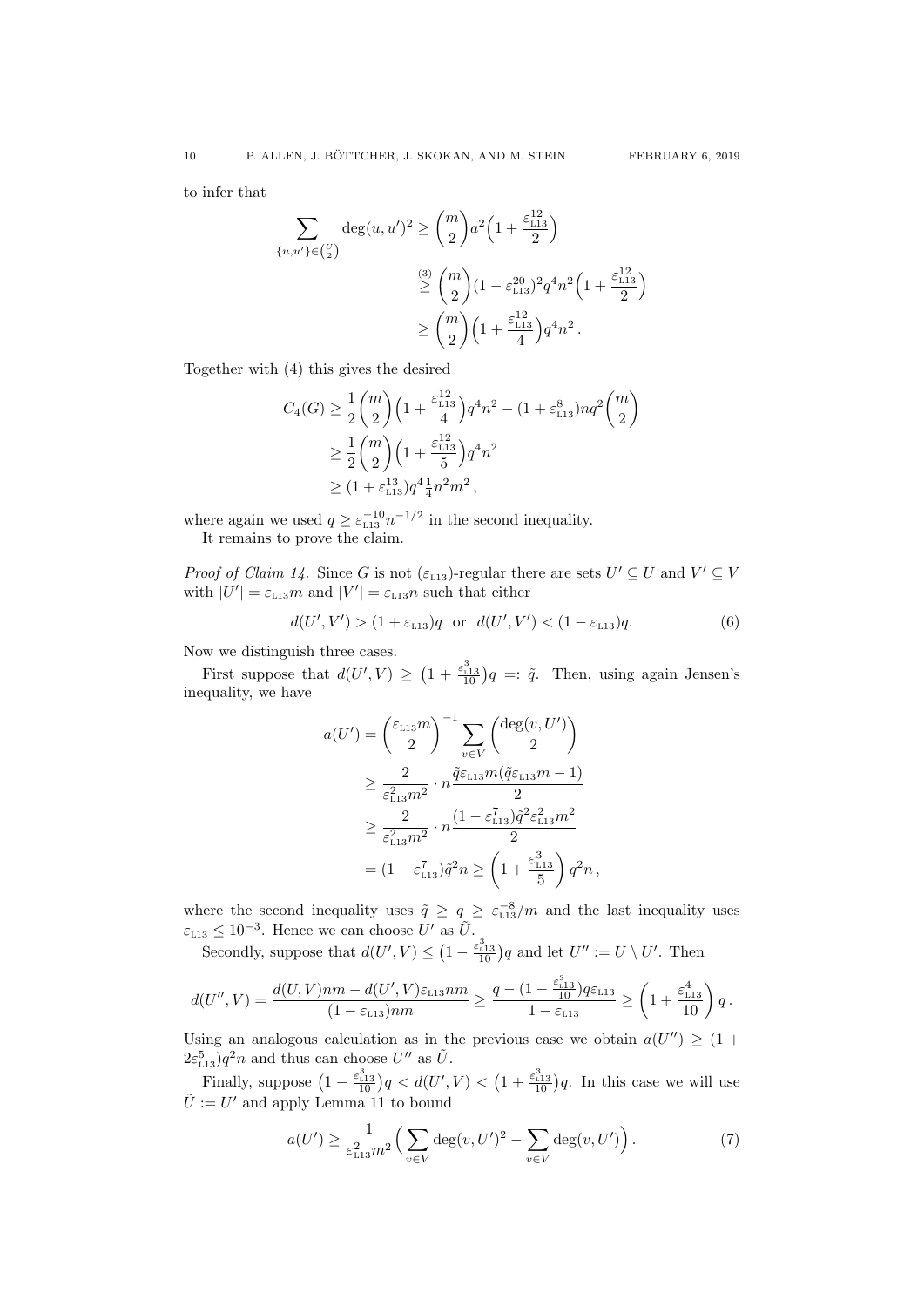to infer that

$$\sum_{\{u,u'\}\in\binom{U}{2}} \deg(u,u')^2 \geq \binom{m}{2} a^2\Big(1+\frac{\varepsilon_{\text{L13}}^{12}}{2}\Big)$$
$$\overset{(3)}{\geq} \binom{m}{2}(1-\varepsilon_{\text{L13}}^{20})^2 q^4 n^2\Big(1+\frac{\varepsilon_{\text{L13}}^{12}}{2}\Big)$$
$$\geq \binom{m}{2}\Big(1+\frac{\varepsilon_{\text{L13}}^{12}}{4}\Big)q^4 n^2\,.$$

Together with (4) this gives the desired

$$C_4(G) \geq \frac{1}{2}\binom{m}{2}\Big(1+\frac{\varepsilon_{\text{L13}}^{12}}{4}\Big)q^4 n^2 - (1+\varepsilon_{\text{L13}}^{8})nq^2\binom{m}{2}$$
$$\geq \frac{1}{2}\binom{m}{2}\Big(1+\frac{\varepsilon_{\text{L13}}^{12}}{5}\Big)q^4 n^2$$
$$\geq (1+\varepsilon_{\text{L13}}^{13})q^4\tfrac{1}{4}n^2m^2\,,$$

where again we used $q \geq \varepsilon_{\text{L13}}^{-10}n^{-1/2}$ in the second inequality.

It remains to prove the claim.

*Proof of Claim 14.* Since $G$ is not $(\varepsilon_{\text{L13}})$-regular there are sets $U' \subseteq U$ and $V' \subseteq V$ with $|U'| = \varepsilon_{\text{L13}}m$ and $|V'| = \varepsilon_{\text{L13}}n$ such that either

$$d(U',V') > (1+\varepsilon_{\text{L13}})q \quad \text{or} \quad d(U',V') < (1-\varepsilon_{\text{L13}})q. \tag{6}$$

Now we distinguish three cases.

First suppose that $d(U',V) \geq \big(1+\frac{\varepsilon_{\text{L13}}^3}{10}\big)q =: \tilde{q}$. Then, using again Jensen's inequality, we have

$$a(U') = \binom{\varepsilon_{\text{L13}}m}{2}^{-1}\sum_{v\in V}\binom{\deg(v,U')}{2}$$
$$\geq \frac{2}{\varepsilon_{\text{L13}}^2m^2}\cdot n\frac{\tilde{q}\varepsilon_{\text{L13}}m(\tilde{q}\varepsilon_{\text{L13}}m-1)}{2}$$
$$\geq \frac{2}{\varepsilon_{\text{L13}}^2m^2}\cdot n\frac{(1-\varepsilon_{\text{L13}}^7)\tilde{q}^2\varepsilon_{\text{L13}}^2m^2}{2}$$
$$= (1-\varepsilon_{\text{L13}}^7)\tilde{q}^2 n \geq \left(1+\frac{\varepsilon_{\text{L13}}^3}{5}\right)q^2 n\,,$$

where the second inequality uses $\tilde{q} \geq q \geq \varepsilon_{\text{L13}}^{-8}/m$ and the last inequality uses $\varepsilon_{\text{L13}} \leq 10^{-3}$. Hence we can choose $U'$ as $\tilde{U}$.

Secondly, suppose that $d(U',V) \leq \big(1-\frac{\varepsilon_{\text{L13}}^3}{10}\big)q$ and let $U'' := U\setminus U'$. Then

$$d(U'',V) = \frac{d(U,V)nm - d(U',V)\varepsilon_{\text{L13}}nm}{(1-\varepsilon_{\text{L13}})nm} \geq \frac{q-(1-\frac{\varepsilon_{\text{L13}}^3}{10})q\varepsilon_{\text{L13}}}{1-\varepsilon_{\text{L13}}} \geq \left(1+\frac{\varepsilon_{\text{L13}}^4}{10}\right)q\,.$$

Using an analogous calculation as in the previous case we obtain $a(U'') \geq (1+2\varepsilon_{\text{L13}}^5)q^2n$ and thus can choose $U''$ as $\tilde{U}$.

Finally, suppose $\big(1-\frac{\varepsilon_{\text{L13}}^3}{10}\big)q < d(U',V) < \big(1+\frac{\varepsilon_{\text{L13}}^3}{10}\big)q$. In this case we will use $\tilde{U} := U'$ and apply Lemma 11 to bound

$$a(U') \geq \frac{1}{\varepsilon_{\text{L13}}^2m^2}\Big(\sum_{v\in V}\deg(v,U')^2 - \sum_{v\in V}\deg(v,U')\Big)\,. \tag{7}$$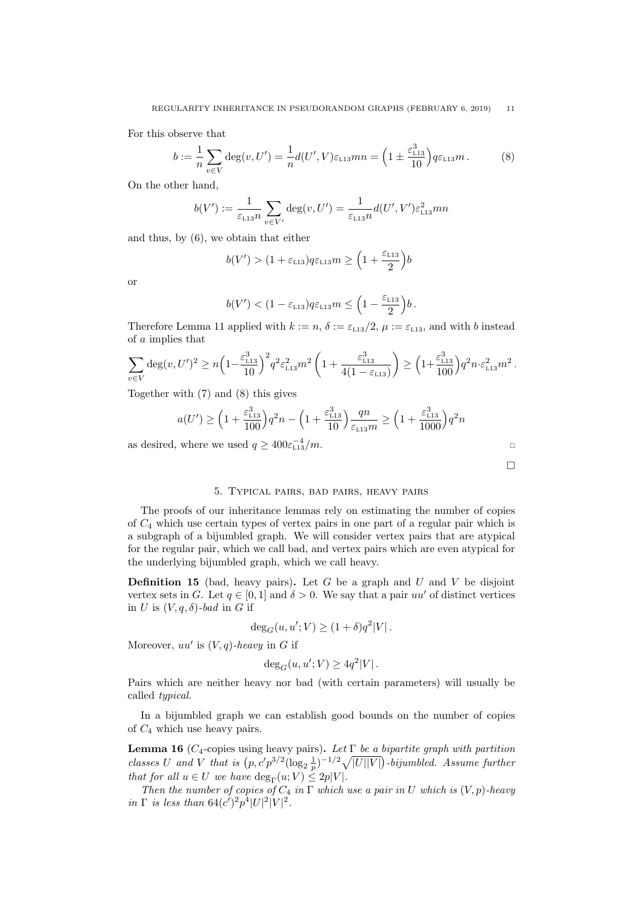For this observe that

$$b := \frac{1}{n}\sum_{v\in V}\deg(v,U') = \frac{1}{n}d(U',V)\varepsilon_{\text{L13}}mn = \Big(1 \pm \frac{\varepsilon_{\text{L13}}^3}{10}\Big)q\varepsilon_{\text{L13}}m\,. \tag{8}$$

On the other hand,

$$b(V') := \frac{1}{\varepsilon_{\text{L13}}n}\sum_{v\in V'}\deg(v,U') = \frac{1}{\varepsilon_{\text{L13}}n}d(U',V')\varepsilon_{\text{L13}}^2 mn$$

and thus, by (6), we obtain that either

$$b(V') > (1+\varepsilon_{\text{L13}})q\varepsilon_{\text{L13}}m \geq \Big(1+\frac{\varepsilon_{\text{L13}}}{2}\Big)b$$

or

$$b(V') < (1-\varepsilon_{\text{L13}})q\varepsilon_{\text{L13}}m \leq \Big(1-\frac{\varepsilon_{\text{L13}}}{2}\Big)b\,.$$

Therefore Lemma 11 applied with $k := n$, $\delta := \varepsilon_{\text{L13}}/2$, $\mu := \varepsilon_{\text{L13}}$, and with $b$ instead of $a$ implies that

$$\sum_{v\in V}\deg(v,U')^2 \geq n\Big(1-\frac{\varepsilon_{\text{L13}}^3}{10}\Big)^2 q^2\varepsilon_{\text{L13}}^2m^2\left(1+\frac{\varepsilon_{\text{L13}}^3}{4(1-\varepsilon_{\text{L13}})}\right) \geq \Big(1+\frac{\varepsilon_{\text{L13}}^3}{100}\Big)q^2n\cdot\varepsilon_{\text{L13}}^2m^2\,.$$

Together with (7) and (8) this gives

$$a(U') \geq \Big(1+\frac{\varepsilon_{\text{L13}}^3}{100}\Big)q^2n - \Big(1+\frac{\varepsilon_{\text{L13}}^3}{10}\Big)\frac{qn}{\varepsilon_{\text{L13}}m} \geq \Big(1+\frac{\varepsilon_{\text{L13}}^3}{1000}\Big)q^2n$$

as desired, where we used $q \geq 400\varepsilon_{\text{L13}}^{-4}/m$. □

□

## 5. Typical pairs, bad pairs, heavy pairs

The proofs of our inheritance lemmas rely on estimating the number of copies of $C_4$ which use certain types of vertex pairs in one part of a regular pair which is a subgraph of a bijumbled graph. We will consider vertex pairs that are atypical for the regular pair, which we call bad, and vertex pairs which are even atypical for the underlying bijumbled graph, which we call heavy.

**Definition 15** (bad, heavy pairs)**.** Let $G$ be a graph and $U$ and $V$ be disjoint vertex sets in $G$. Let $q \in [0,1]$ and $\delta > 0$. We say that a pair $uu'$ of distinct vertices in $U$ is $(V,q,\delta)$-*bad* in $G$ if

$$\deg_G(u,u';V) \geq (1+\delta)q^2|V|\,.$$

Moreover, $uu'$ is $(V,q)$-*heavy* in $G$ if

$$\deg_G(u,u';V) \geq 4q^2|V|\,.$$

Pairs which are neither heavy nor bad (with certain parameters) will usually be called *typical*.

In a bijumbled graph we can establish good bounds on the number of copies of $C_4$ which use heavy pairs.

**Lemma 16** ($C_4$-copies using heavy pairs)**.** *Let $\Gamma$ be a bipartite graph with partition classes $U$ and $V$ that is $\big(p, c'p^{3/2}(\log_2\frac{1}{p})^{-1/2}\sqrt{|U||V|}\big)$-bijumbled. Assume further that for all $u \in U$ we have $\deg_\Gamma(u;V) \leq 2p|V|$.*

*Then the number of copies of $C_4$ in $\Gamma$ which use a pair in $U$ which is $(V,p)$-heavy in $\Gamma$ is less than $64(c')^2p^4|U|^2|V|^2$.*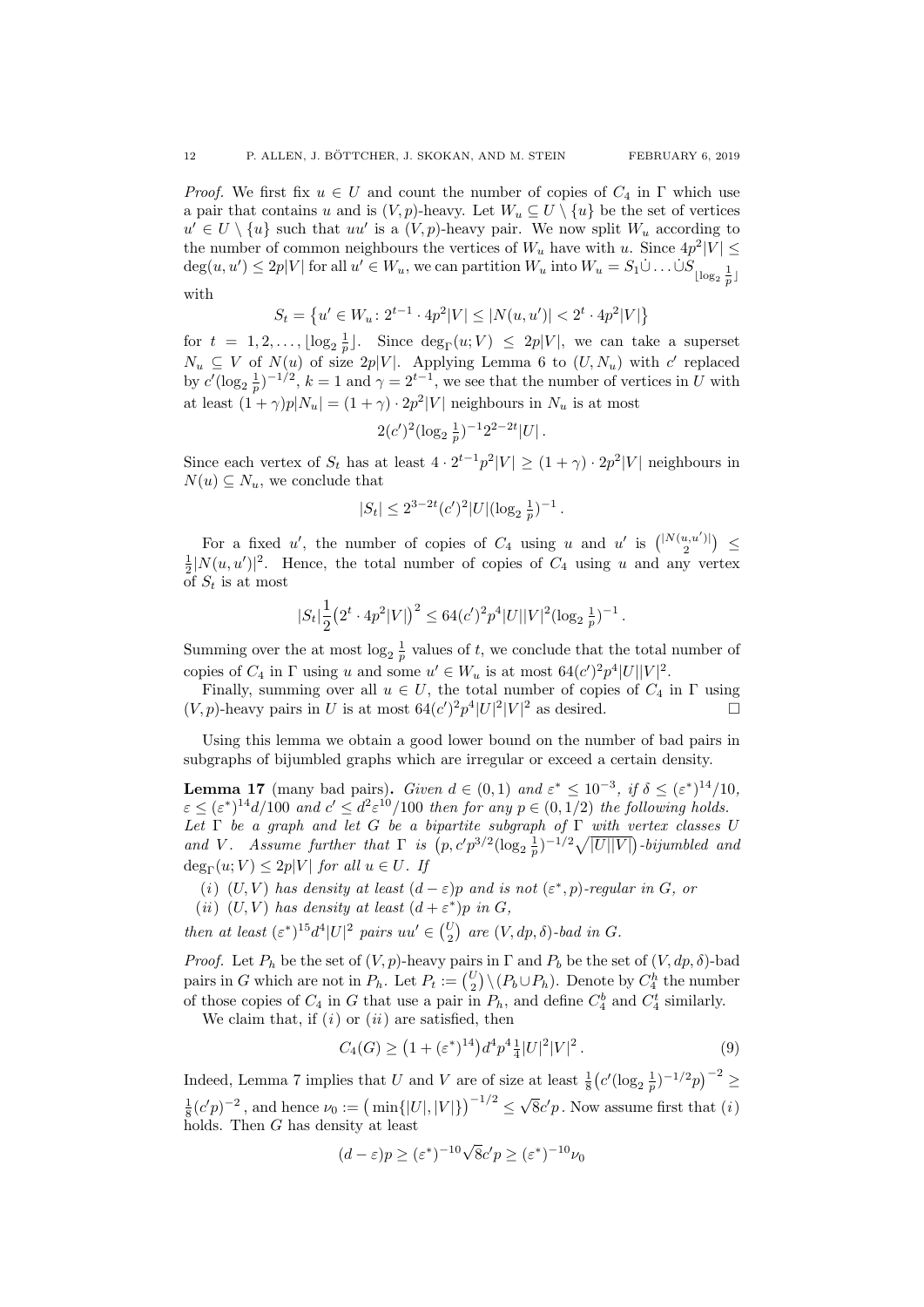*Proof.* We first fix $u \in U$ and count the number of copies of $C_4$ in $\Gamma$ which use a pair that contains $u$ and is $(V,p)$-heavy. Let $W_u \subseteq U \setminus \{u\}$ be the set of vertices $u' \in U \setminus \{u\}$ such that $uu'$ is a $(V,p)$-heavy pair. We now split $W_u$ according to the number of common neighbours the vertices of $W_u$ have with $u$. Since $4p^2|V| \le \deg(u,u') \le 2p|V|$ for all $u' \in W_u$, we can partition $W_u$ into $W_u = S_1 \dot\cup \dots \dot\cup S_{\lfloor \log_2 \frac{1}{p} \rfloor}$ with

$$S_t = \left\{ u' \in W_u \colon 2^{t-1} \cdot 4p^2|V| \le |N(u,u')| < 2^t \cdot 4p^2|V| \right\}$$

for $t = 1, 2, \dots, \lfloor \log_2 \frac{1}{p} \rfloor$. Since $\deg_\Gamma(u;V) \le 2p|V|$, we can take a superset $N_u \subseteq V$ of $N(u)$ of size $2p|V|$. Applying Lemma 6 to $(U, N_u)$ with $c'$ replaced by $c'(\log_2 \frac{1}{p})^{-1/2}$, $k=1$ and $\gamma = 2^{t-1}$, we see that the number of vertices in $U$ with at least $(1+\gamma)p|N_u| = (1+\gamma) \cdot 2p^2|V|$ neighbours in $N_u$ is at most

$$2(c')^2 (\log_2 \tfrac{1}{p})^{-1} 2^{2-2t} |U| \,.$$

Since each vertex of $S_t$ has at least $4 \cdot 2^{t-1} p^2 |V| \ge (1+\gamma) \cdot 2p^2|V|$ neighbours in $N(u) \subseteq N_u$, we conclude that

$$|S_t| \le 2^{3-2t} (c')^2 |U| (\log_2 \tfrac{1}{p})^{-1} \,.$$

For a fixed $u'$, the number of copies of $C_4$ using $u$ and $u'$ is $\binom{|N(u,u')|}{2} \le \frac{1}{2}|N(u,u')|^2$. Hence, the total number of copies of $C_4$ using $u$ and any vertex of $S_t$ is at most

$$|S_t| \frac{1}{2} \big( 2^t \cdot 4p^2|V| \big)^2 \le 64 (c')^2 p^4 |U||V|^2 (\log_2 \tfrac{1}{p})^{-1} \,.$$

Summing over the at most $\log_2 \frac{1}{p}$ values of $t$, we conclude that the total number of copies of $C_4$ in $\Gamma$ using $u$ and some $u' \in W_u$ is at most $64(c')^2 p^4 |U||V|^2$.

Finally, summing over all $u \in U$, the total number of copies of $C_4$ in $\Gamma$ using $(V,p)$-heavy pairs in $U$ is at most $64(c')^2 p^4 |U|^2 |V|^2$ as desired. $\square$

Using this lemma we obtain a good lower bound on the number of bad pairs in subgraphs of bijumbled graphs which are irregular or exceed a certain density.

**Lemma 17** (many bad pairs)**.** *Given $d \in (0,1)$ and $\varepsilon^* \le 10^{-3}$, if $\delta \le (\varepsilon^*)^{14}/10$, $\varepsilon \le (\varepsilon^*)^{14} d/100$ and $c' \le d^2 \varepsilon^{10}/100$ then for any $p \in (0, 1/2)$ the following holds. Let $\Gamma$ be a graph and let $G$ be a bipartite subgraph of $\Gamma$ with vertex classes $U$ and $V$. Assume further that $\Gamma$ is $\big(p, c' p^{3/2} (\log_2 \frac{1}{p})^{-1/2} \sqrt{|U||V|}\big)$-bijumbled and $\deg_\Gamma(u;V) \le 2p|V|$ for all $u \in U$. If*

*(i) $(U,V)$ has density at least $(d-\varepsilon)p$ and is not $(\varepsilon^*, p)$-regular in $G$, or*
*(ii) $(U,V)$ has density at least $(d+\varepsilon^*)p$ in $G$,*

*then at least $(\varepsilon^*)^{15} d^4 |U|^2$ pairs $uu' \in \binom{U}{2}$ are $(V, dp, \delta)$-bad in $G$.*

*Proof.* Let $P_h$ be the set of $(V,p)$-heavy pairs in $\Gamma$ and $P_b$ be the set of $(V, dp, \delta)$-bad pairs in $G$ which are not in $P_h$. Let $P_t := \binom{U}{2} \setminus (P_b \cup P_h)$. Denote by $C_4^h$ the number of those copies of $C_4$ in $G$ that use a pair in $P_h$, and define $C_4^b$ and $C_4^t$ similarly.

We claim that, if $(i)$ or $(ii)$ are satisfied, then

$$C_4(G) \ge \big(1 + (\varepsilon^*)^{14}\big) d^4 p^4 \tfrac{1}{4} |U|^2 |V|^2 \,. \tag{9}$$

Indeed, Lemma 7 implies that $U$ and $V$ are of size at least $\frac{1}{8}\big(c'(\log_2 \frac{1}{p})^{-1/2} p\big)^{-2} \ge \frac{1}{8}(c'p)^{-2}$, and hence $\nu_0 := \big(\min\{|U|,|V|\}\big)^{-1/2} \le \sqrt{8} c' p$. Now assume first that $(i)$ holds. Then $G$ has density at least

$$(d-\varepsilon)p \ge (\varepsilon^*)^{-10} \sqrt{8} c' p \ge (\varepsilon^*)^{-10} \nu_0$$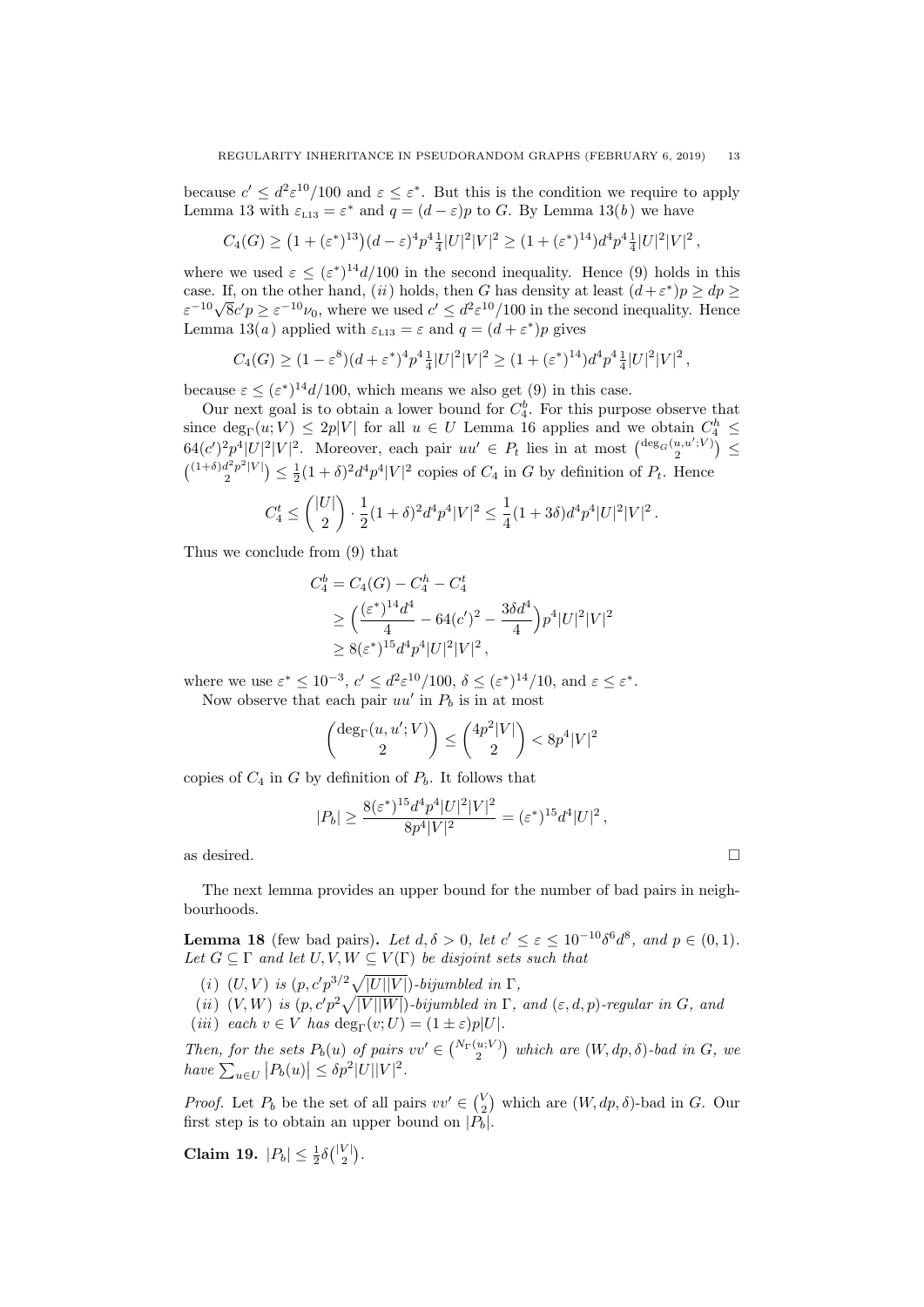because $c' \leq d^2\varepsilon^{10}/100$ and $\varepsilon \leq \varepsilon^*$. But this is the condition we require to apply Lemma 13 with $\varepsilon_{\text{L13}} = \varepsilon^*$ and $q = (d-\varepsilon)p$ to $G$. By Lemma 13(*b*) we have

$$C_4(G) \geq \big(1 + (\varepsilon^*)^{13}\big)(d-\varepsilon)^4 p^4 \tfrac{1}{4}|U|^2|V|^2 \geq (1+(\varepsilon^*)^{14})d^4p^4\tfrac{1}{4}|U|^2|V|^2\,,$$

where we used $\varepsilon \leq (\varepsilon^*)^{14}d/100$ in the second inequality. Hence (9) holds in this case. If, on the other hand, (*ii*) holds, then $G$ has density at least $(d+\varepsilon^*)p \geq dp \geq \varepsilon^{-10}\sqrt{8}c'p \geq \varepsilon^{-10}\nu_0$, where we used $c' \leq d^2\varepsilon^{10}/100$ in the second inequality. Hence Lemma 13(*a*) applied with $\varepsilon_{\text{L13}} = \varepsilon$ and $q = (d+\varepsilon^*)p$ gives

$$C_4(G) \geq (1-\varepsilon^8)(d+\varepsilon^*)^4p^4\tfrac{1}{4}|U|^2|V|^2 \geq (1+(\varepsilon^*)^{14})d^4p^4\tfrac{1}{4}|U|^2|V|^2\,,$$

because $\varepsilon \leq (\varepsilon^*)^{14}d/100$, which means we also get (9) in this case.

Our next goal is to obtain a lower bound for $C_4^b$. For this purpose observe that since $\deg_\Gamma(u;V) \leq 2p|V|$ for all $u \in U$ Lemma 16 applies and we obtain $C_4^h \leq 64(c')^2p^4|U|^2|V|^2$. Moreover, each pair $uu' \in P_t$ lies in at most $\binom{\deg_G(u,u';V)}{2} \leq \binom{(1+\delta)d^2p^2|V|}{2} \leq \frac{1}{2}(1+\delta)^2d^4p^4|V|^2$ copies of $C_4$ in $G$ by definition of $P_t$. Hence

$$C_4^t \leq \binom{|U|}{2}\cdot\frac{1}{2}(1+\delta)^2d^4p^4|V|^2 \leq \frac{1}{4}(1+3\delta)d^4p^4|U|^2|V|^2\,.$$

Thus we conclude from (9) that

$$\begin{aligned}
C_4^b &= C_4(G) - C_4^h - C_4^t \\
&\geq \Big(\frac{(\varepsilon^*)^{14}d^4}{4} - 64(c')^2 - \frac{3\delta d^4}{4}\Big)p^4|U|^2|V|^2 \\
&\geq 8(\varepsilon^*)^{15}d^4p^4|U|^2|V|^2\,,
\end{aligned}$$

where we use $\varepsilon^* \leq 10^{-3}$, $c' \leq d^2\varepsilon^{10}/100$, $\delta \leq (\varepsilon^*)^{14}/10$, and $\varepsilon \leq \varepsilon^*$.

Now observe that each pair $uu'$ in $P_b$ is in at most

$$\binom{\deg_\Gamma(u,u';V)}{2} \leq \binom{4p^2|V|}{2} < 8p^4|V|^2$$

copies of $C_4$ in $G$ by definition of $P_b$. It follows that

$$|P_b| \geq \frac{8(\varepsilon^*)^{15}d^4p^4|U|^2|V|^2}{8p^4|V|^2} = (\varepsilon^*)^{15}d^4|U|^2\,,$$

as desired. $\square$

The next lemma provides an upper bound for the number of bad pairs in neighbourhoods.

**Lemma 18** (few bad pairs)**.** *Let $d,\delta > 0$, let $c' \leq \varepsilon \leq 10^{-10}\delta^6d^8$, and $p \in (0,1)$. Let $G \subseteq \Gamma$ and let $U,V,W \subseteq V(\Gamma)$ be disjoint sets such that*

(*i*) *$(U,V)$ is $(p, c'p^{3/2}\sqrt{|U||V|})$-bijumbled in $\Gamma$,*
(*ii*) *$(V,W)$ is $(p, c'p^2\sqrt{|V||W|})$-bijumbled in $\Gamma$, and $(\varepsilon,d,p)$-regular in $G$, and*
(*iii*) *each $v \in V$ has $\deg_\Gamma(v;U) = (1\pm\varepsilon)p|U|$.*

*Then, for the sets $P_b(u)$ of pairs $vv' \in \binom{N_\Gamma(u;V)}{2}$ which are $(W,dp,\delta)$-bad in $G$, we have $\sum_{u\in U}|P_b(u)| \leq \delta p^2|U||V|^2$.*

*Proof.* Let $P_b$ be the set of all pairs $vv' \in \binom{V}{2}$ which are $(W,dp,\delta)$-bad in $G$. Our first step is to obtain an upper bound on $|P_b|$.

**Claim 19.** $|P_b| \leq \frac{1}{2}\delta\binom{|V|}{2}$.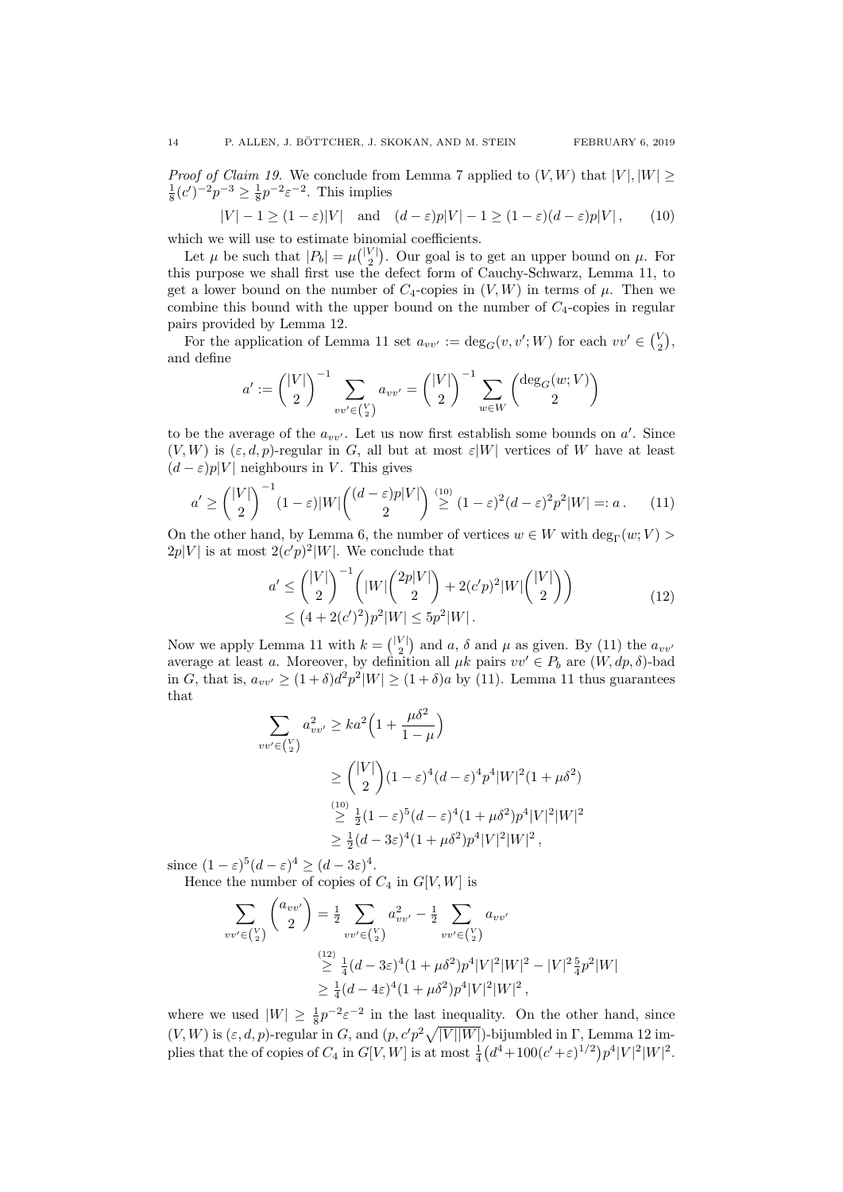*Proof of Claim 19.* We conclude from Lemma 7 applied to $(V, W)$ that $|V|, |W| \geq \frac{1}{8}(c')^{-2}p^{-3} \geq \frac{1}{8}p^{-2}\varepsilon^{-2}$. This implies

$$|V| - 1 \geq (1-\varepsilon)|V| \quad \text{and} \quad (d-\varepsilon)p|V| - 1 \geq (1-\varepsilon)(d-\varepsilon)p|V|\,, \tag{10}$$

which we will use to estimate binomial coefficients.

Let $\mu$ be such that $|P_b| = \mu\binom{|V|}{2}$. Our goal is to get an upper bound on $\mu$. For this purpose we shall first use the defect form of Cauchy-Schwarz, Lemma 11, to get a lower bound on the number of $C_4$-copies in $(V, W)$ in terms of $\mu$. Then we combine this bound with the upper bound on the number of $C_4$-copies in regular pairs provided by Lemma 12.

For the application of Lemma 11 set $a_{vv'} := \deg_G(v, v'; W)$ for each $vv' \in \binom{V}{2}$, and define

$$a' := \binom{|V|}{2}^{-1} \sum_{vv' \in \binom{V}{2}} a_{vv'} = \binom{|V|}{2}^{-1} \sum_{w \in W} \binom{\deg_G(w; V)}{2}$$

to be the average of the $a_{vv'}$. Let us now first establish some bounds on $a'$. Since $(V, W)$ is $(\varepsilon, d, p)$-regular in $G$, all but at most $\varepsilon|W|$ vertices of $W$ have at least $(d-\varepsilon)p|V|$ neighbours in $V$. This gives

$$a' \geq \binom{|V|}{2}^{-1} (1-\varepsilon)|W| \binom{(d-\varepsilon)p|V|}{2} \overset{(10)}{\geq} (1-\varepsilon)^2(d-\varepsilon)^2p^2|W| =: a\,. \tag{11}$$

On the other hand, by Lemma 6, the number of vertices $w \in W$ with $\deg_\Gamma(w; V) > 2p|V|$ is at most $2(c'p)^2|W|$. We conclude that

$$\begin{aligned} a' &\leq \binom{|V|}{2}^{-1} \left( |W| \binom{2p|V|}{2} + 2(c'p)^2|W| \binom{|V|}{2} \right) \\ &\leq \big(4 + 2(c')^2\big)p^2|W| \leq 5p^2|W|\,. \end{aligned} \tag{12}$$

Now we apply Lemma 11 with $k = \binom{|V|}{2}$ and $a$, $\delta$ and $\mu$ as given. By (11) the $a_{vv'}$ average at least $a$. Moreover, by definition all $\mu k$ pairs $vv' \in P_b$ are $(W, dp, \delta)$-bad in $G$, that is, $a_{vv'} \geq (1+\delta)d^2p^2|W| \geq (1+\delta)a$ by (11). Lemma 11 thus guarantees that

$$\begin{aligned} \sum_{vv' \in \binom{V}{2}} a_{vv'}^2 &\geq ka^2\Big(1 + \frac{\mu\delta^2}{1-\mu}\Big) \\ &\geq \binom{|V|}{2}(1-\varepsilon)^4(d-\varepsilon)^4p^4|W|^2(1+\mu\delta^2) \\ &\overset{(10)}{\geq} \tfrac{1}{2}(1-\varepsilon)^5(d-\varepsilon)^4(1+\mu\delta^2)p^4|V|^2|W|^2 \\ &\geq \tfrac{1}{2}(d-3\varepsilon)^4(1+\mu\delta^2)p^4|V|^2|W|^2\,, \end{aligned}$$

since $(1-\varepsilon)^5(d-\varepsilon)^4 \geq (d-3\varepsilon)^4$.

Hence the number of copies of $C_4$ in $G[V, W]$ is

$$\begin{aligned} \sum_{vv' \in \binom{V}{2}} \binom{a_{vv'}}{2} &= \tfrac{1}{2} \sum_{vv' \in \binom{V}{2}} a_{vv'}^2 - \tfrac{1}{2} \sum_{vv' \in \binom{V}{2}} a_{vv'} \\ &\overset{(12)}{\geq} \tfrac{1}{4}(d-3\varepsilon)^4(1+\mu\delta^2)p^4|V|^2|W|^2 - |V|^2\tfrac{5}{4}p^2|W| \\ &\geq \tfrac{1}{4}(d-4\varepsilon)^4(1+\mu\delta^2)p^4|V|^2|W|^2\,, \end{aligned}$$

where we used $|W| \geq \frac{1}{8}p^{-2}\varepsilon^{-2}$ in the last inequality. On the other hand, since $(V, W)$ is $(\varepsilon, d, p)$-regular in $G$, and $(p, c'p^2\sqrt{|V||W|})$-bijumbled in $\Gamma$, Lemma 12 implies that the of copies of $C_4$ in $G[V, W]$ is at most $\frac{1}{4}\big(d^4 + 100(c'+\varepsilon)^{1/2}\big)p^4|V|^2|W|^2$.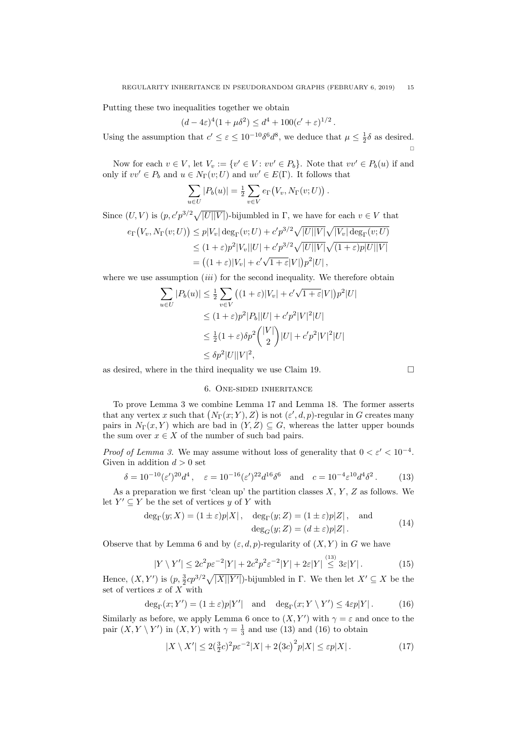Putting these two inequalities together we obtain

$$(d-4\varepsilon)^4(1+\mu\delta^2) \le d^4 + 100(c'+\varepsilon)^{1/2}\,.$$

Using the assumption that $c' \le \varepsilon \le 10^{-10}\delta^6 d^8$, we deduce that $\mu \le \frac{1}{2}\delta$ as desired. □

Now for each $v \in V$, let $V_v := \{v' \in V : vv' \in P_b\}$. Note that $vv' \in P_b(u)$ if and only if $vv' \in P_b$ and $u \in N_\Gamma(v;U)$ and $uv' \in E(\Gamma)$. It follows that

$$\sum_{u\in U} |P_b(u)| = \tfrac{1}{2}\sum_{v\in V} e_\Gamma\big(V_v, N_\Gamma(v;U)\big)\,.$$

Since $(U,V)$ is $(p, c'p^{3/2}\sqrt{|U||V|})$-bijumbled in $\Gamma$, we have for each $v \in V$ that

$$\begin{aligned}
e_\Gamma\big(V_v, N_\Gamma(v;U)\big) &\le p|V_v|\deg_\Gamma(v;U) + c'p^{3/2}\sqrt{|U||V|}\sqrt{|V_v|\deg_\Gamma(v;U)}\\
&\le (1+\varepsilon)p^2|V_v||U| + c'p^{3/2}\sqrt{|U||V|}\sqrt{(1+\varepsilon)p|U||V|}\\
&= \big((1+\varepsilon)|V_v| + c'\sqrt{1+\varepsilon}|V|\big)p^2|U|\,,
\end{aligned}$$

where we use assumption $(iii)$ for the second inequality. We therefore obtain

$$\begin{aligned}
\sum_{u\in U}|P_b(u)| &\le \tfrac{1}{2}\sum_{v\in V}\big((1+\varepsilon)|V_v| + c'\sqrt{1+\varepsilon}|V|\big)p^2|U|\\
&\le (1+\varepsilon)p^2|P_b||U| + c'p^2|V|^2|U|\\
&\le \tfrac{1}{2}(1+\varepsilon)\delta p^2\binom{|V|}{2}|U| + c'p^2|V|^2|U|\\
&\le \delta p^2|U||V|^2,
\end{aligned}$$

as desired, where in the third inequality we use Claim 19. □

## 6. One-sided inheritance

To prove Lemma 3 we combine Lemma 17 and Lemma 18. The former asserts that any vertex $x$ such that $\big(N_\Gamma(x;Y), Z\big)$ is not $(\varepsilon', d, p)$-regular in $G$ creates many pairs in $N_\Gamma(x,Y)$ which are bad in $(Y,Z) \subseteq G$, whereas the latter upper bounds the sum over $x \in X$ of the number of such bad pairs.

*Proof of Lemma 3.* We may assume without loss of generality that $0 < \varepsilon' < 10^{-4}$. Given in addition $d > 0$ set

$$\delta = 10^{-10}(\varepsilon')^{20}d^4\,,\quad \varepsilon = 10^{-16}(\varepsilon')^{22}d^{16}\delta^6 \quad\text{and}\quad c = 10^{-4}\varepsilon^{10}d^4\delta^2\,. \tag{13}$$

As a preparation we first 'clean up' the partition classes $X$, $Y$, $Z$ as follows. We let $Y' \subseteq Y$ be the set of vertices $y$ of $Y$ with

$$\begin{aligned}\deg_\Gamma(y;X) = (1\pm\varepsilon)p|X|\,,\quad \deg_\Gamma(y;Z) = (1\pm\varepsilon)p|Z|\,,\quad\text{and}\\ \deg_G(y;Z) = (d\pm\varepsilon)p|Z|\,.\end{aligned} \tag{14}$$

Observe that by Lemma 6 and by $(\varepsilon, d, p)$-regularity of $(X,Y)$ in $G$ we have

$$|Y\setminus Y'| \le 2c^2p\varepsilon^{-2}|Y| + 2c^2p^2\varepsilon^{-2}|Y| + 2\varepsilon|Y| \overset{(13)}{\le} 3\varepsilon|Y|\,. \tag{15}$$

Hence, $(X,Y')$ is $(p, \frac{3}{2}cp^{3/2}\sqrt{|X||Y'|})$-bijumbled in $\Gamma$. We then let $X' \subseteq X$ be the set of vertices $x$ of $X$ with

$$\deg_\Gamma(x;Y') = (1\pm\varepsilon)p|Y'| \quad\text{and}\quad \deg_\Gamma(x;Y\setminus Y') \le 4\varepsilon p|Y|\,. \tag{16}$$

Similarly as before, we apply Lemma 6 once to $(X,Y')$ with $\gamma = \varepsilon$ and once to the pair $(X, Y\setminus Y')$ in $(X,Y)$ with $\gamma = \frac{1}{3}$ and use (13) and (16) to obtain

$$|X\setminus X'| \le 2(\tfrac{3}{2}c)^2p\varepsilon^{-2}|X| + 2\big(3c\big)^2p|X| \le \varepsilon p|X|\,. \tag{17}$$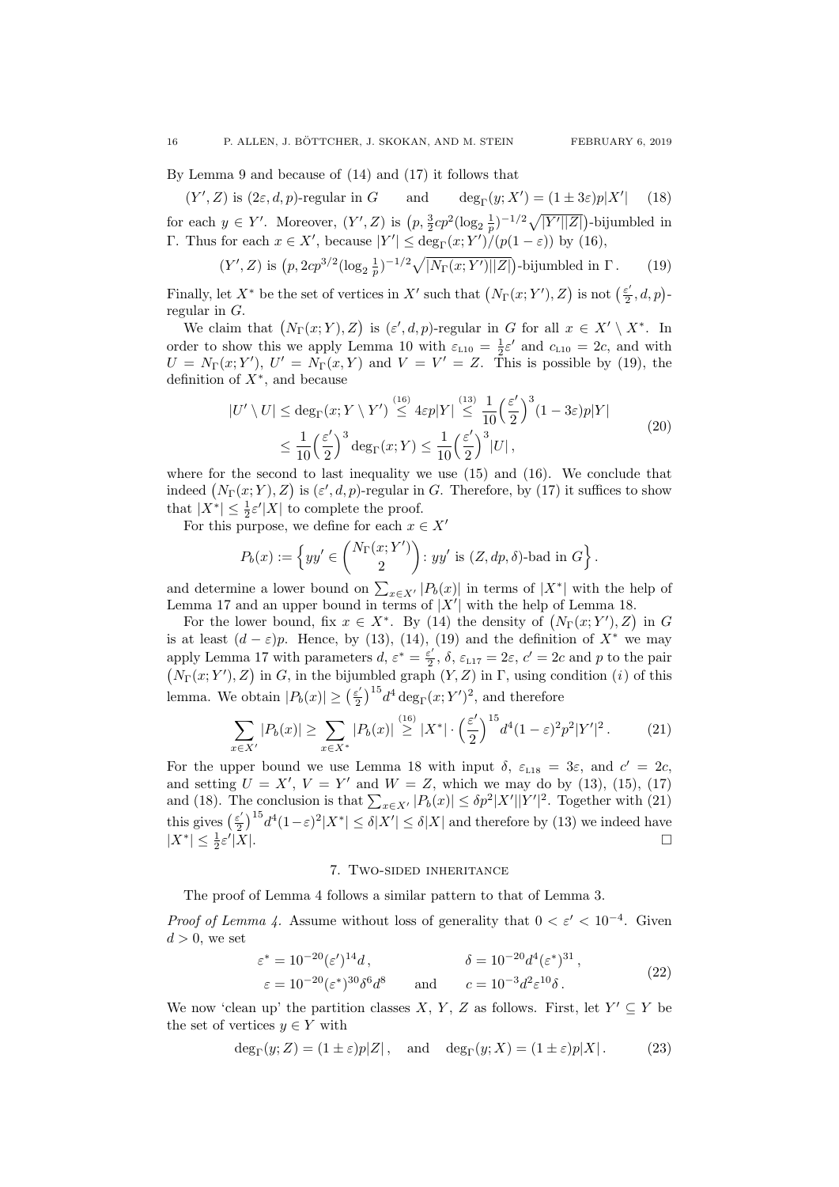By Lemma 9 and because of (14) and (17) it follows that

$$(Y', Z) \text{ is } (2\varepsilon, d, p)\text{-regular in } G \qquad \text{and} \qquad \deg_\Gamma(y; X') = (1 \pm 3\varepsilon)p|X'| \tag{18}$$

for each $y \in Y'$. Moreover, $(Y', Z)$ is $\big(p, \frac{3}{2}cp^2(\log_2 \frac{1}{p})^{-1/2}\sqrt{|Y'||Z|}\big)$-bijumbled in $\Gamma$. Thus for each $x \in X'$, because $|Y'| \le \deg_\Gamma(x; Y')/(p(1-\varepsilon))$ by (16),

$$(Y', Z) \text{ is } \big(p, 2cp^{3/2}(\log_2 \tfrac{1}{p})^{-1/2}\sqrt{|N_\Gamma(x; Y')||Z|}\big)\text{-bijumbled in } \Gamma\,. \tag{19}$$

Finally, let $X^*$ be the set of vertices in $X'$ such that $\big(N_\Gamma(x; Y'), Z\big)$ is not $\big(\frac{\varepsilon'}{2}, d, p\big)$-regular in $G$.

We claim that $\big(N_\Gamma(x; Y), Z\big)$ is $(\varepsilon', d, p)$-regular in $G$ for all $x \in X' \setminus X^*$. In order to show this we apply Lemma 10 with $\varepsilon_{\text{L}10} = \frac{1}{2}\varepsilon'$ and $c_{\text{L}10} = 2c$, and with $U = N_\Gamma(x; Y')$, $U' = N_\Gamma(x, Y)$ and $V = V' = Z$. This is possible by (19), the definition of $X^*$, and because

$$\begin{aligned}
|U' \setminus U| \le \deg_\Gamma(x; Y \setminus Y') &\overset{(16)}{\le} 4\varepsilon p|Y| \overset{(13)}{\le} \frac{1}{10}\Big(\frac{\varepsilon'}{2}\Big)^3(1-3\varepsilon)p|Y| \\
&\le \frac{1}{10}\Big(\frac{\varepsilon'}{2}\Big)^3 \deg_\Gamma(x; Y) \le \frac{1}{10}\Big(\frac{\varepsilon'}{2}\Big)^3 |U|\,,
\end{aligned} \tag{20}$$

where for the second to last inequality we use (15) and (16). We conclude that indeed $\big(N_\Gamma(x; Y), Z\big)$ is $(\varepsilon', d, p)$-regular in $G$. Therefore, by (17) it suffices to show that $|X^*| \le \frac{1}{2}\varepsilon'|X|$ to complete the proof.

For this purpose, we define for each $x \in X'$

$$P_b(x) := \Big\{ yy' \in \binom{N_\Gamma(x; Y')}{2} : yy' \text{ is } (Z, dp, \delta)\text{-bad in } G \Big\}\,.$$

and determine a lower bound on $\sum_{x \in X'} |P_b(x)|$ in terms of $|X^*|$ with the help of Lemma 17 and an upper bound in terms of $|X'|$ with the help of Lemma 18.

For the lower bound, fix $x \in X^*$. By (14) the density of $\big(N_\Gamma(x; Y'), Z\big)$ in $G$ is at least $(d - \varepsilon)p$. Hence, by (13), (14), (19) and the definition of $X^*$ we may apply Lemma 17 with parameters $d$, $\varepsilon^* = \frac{\varepsilon'}{2}$, $\delta$, $\varepsilon_{\text{L}17} = 2\varepsilon$, $c' = 2c$ and $p$ to the pair $\big(N_\Gamma(x; Y'), Z\big)$ in $G$, in the bijumbled graph $(Y, Z)$ in $\Gamma$, using condition $(i)$ of this lemma. We obtain $|P_b(x)| \ge \big(\frac{\varepsilon'}{2}\big)^{15} d^4 \deg_\Gamma(x; Y')^2$, and therefore

$$\sum_{x \in X'} |P_b(x)| \ge \sum_{x \in X^*} |P_b(x)| \overset{(16)}{\ge} |X^*| \cdot \Big(\frac{\varepsilon'}{2}\Big)^{15} d^4 (1-\varepsilon)^2 p^2 |Y'|^2\,. \tag{21}$$

For the upper bound we use Lemma 18 with input $\delta$, $\varepsilon_{\text{L}18} = 3\varepsilon$, and $c' = 2c$, and setting $U = X'$, $V = Y'$ and $W = Z$, which we may do by (13), (15), (17) and (18). The conclusion is that $\sum_{x \in X'} |P_b(x)| \le \delta p^2 |X'||Y'|^2$. Together with (21) this gives $\big(\frac{\varepsilon'}{2}\big)^{15} d^4 (1-\varepsilon)^2 |X^*| \le \delta |X'| \le \delta |X|$ and therefore by (13) we indeed have $|X^*| \le \frac{1}{2}\varepsilon'|X|$. $\square$

## 7. Two-sided inheritance

The proof of Lemma 4 follows a similar pattern to that of Lemma 3.

*Proof of Lemma 4.* Assume without loss of generality that $0 < \varepsilon' < 10^{-4}$. Given $d > 0$, we set

$$\begin{aligned}
\varepsilon^* &= 10^{-20}(\varepsilon')^{14} d\,, & \delta &= 10^{-20} d^4 (\varepsilon^*)^{31}\,, \\
\varepsilon &= 10^{-20}(\varepsilon^*)^{30}\delta^6 d^8 \qquad \text{and} & c &= 10^{-3} d^2 \varepsilon^{10} \delta\,.
\end{aligned} \tag{22}$$

We now 'clean up' the partition classes $X$, $Y$, $Z$ as follows. First, let $Y' \subseteq Y$ be the set of vertices $y \in Y$ with

$$\deg_\Gamma(y; Z) = (1 \pm \varepsilon)p|Z|\,, \quad \text{and} \quad \deg_\Gamma(y; X) = (1 \pm \varepsilon)p|X|\,. \tag{23}$$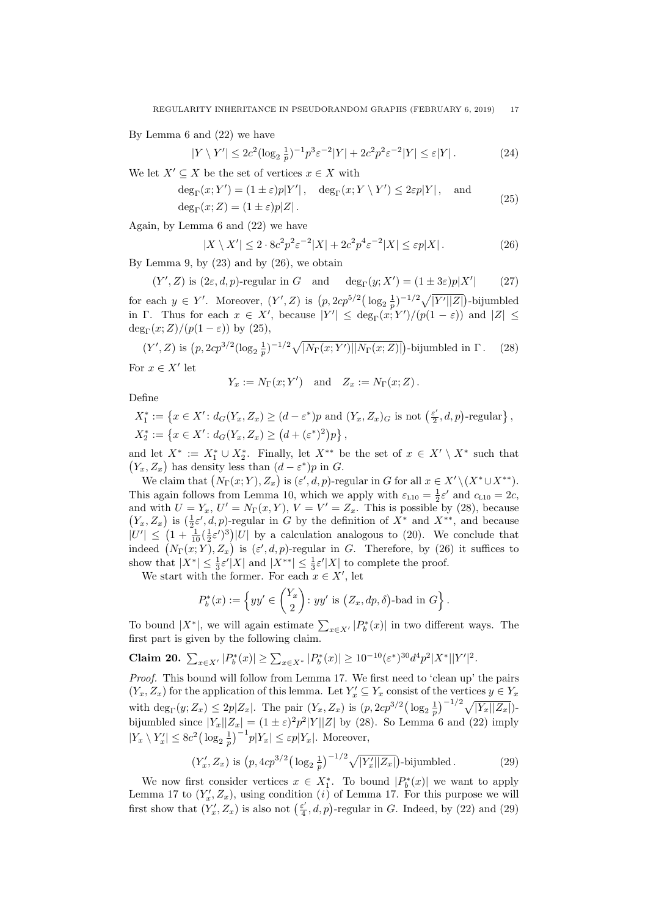By Lemma 6 and (22) we have

$$|Y \setminus Y'| \le 2c^2(\log_2 \tfrac{1}{p})^{-1}p^3\varepsilon^{-2}|Y| + 2c^2p^2\varepsilon^{-2}|Y| \le \varepsilon|Y|\,. \tag{24}$$

We let $X' \subseteq X$ be the set of vertices $x \in X$ with

$$\begin{aligned} &\deg_\Gamma(x;Y') = (1\pm\varepsilon)p|Y'|\,, \quad \deg_\Gamma(x;Y\setminus Y') \le 2\varepsilon p|Y|\,, \quad \text{and} \\ &\deg_\Gamma(x;Z) = (1\pm\varepsilon)p|Z|\,. \end{aligned} \tag{25}$$

Again, by Lemma 6 and (22) we have

$$|X \setminus X'| \le 2\cdot 8c^2p^2\varepsilon^{-2}|X| + 2c^2p^4\varepsilon^{-2}|X| \le \varepsilon p|X|\,. \tag{26}$$

By Lemma 9, by (23) and by (26), we obtain

$$(Y',Z) \text{ is } (2\varepsilon,d,p)\text{-regular in } G \quad \text{and} \quad \deg_\Gamma(y;X') = (1\pm 3\varepsilon)p|X'| \tag{27}$$

for each $y \in Y'$. Moreover, $(Y',Z)$ is $\big(p, 2cp^{5/2}\big(\log_2\frac{1}{p}\big)^{-1/2}\sqrt{|Y'||Z|}\big)$-bijumbled in $\Gamma$. Thus for each $x \in X'$, because $|Y'| \le \deg_\Gamma(x;Y')/(p(1-\varepsilon))$ and $|Z| \le \deg_\Gamma(x;Z)/(p(1-\varepsilon))$ by (25),

$$(Y',Z) \text{ is } \big(p, 2cp^{3/2}(\log_2\tfrac{1}{p})^{-1/2}\sqrt{|N_\Gamma(x;Y')||N_\Gamma(x;Z)|}\big)\text{-bijumbled in } \Gamma\,. \tag{28}$$

For $x \in X'$ let

$$Y_x := N_\Gamma(x;Y') \quad \text{and} \quad Z_x := N_\Gamma(x;Z)\,.$$

Define

$$\begin{aligned} X_1^* &:= \big\{x \in X' : d_G(Y_x,Z_x) \ge (d-\varepsilon^*)p \text{ and } (Y_x,Z_x)_G \text{ is not } \big(\tfrac{\varepsilon'}{2},d,p\big)\text{-regular}\big\}\,, \\ X_2^* &:= \big\{x \in X' : d_G(Y_x,Z_x) \ge \big(d+(\varepsilon^*)^2\big)p\big\}\,, \end{aligned}$$

and let $X^* := X_1^* \cup X_2^*$. Finally, let $X^{**}$ be the set of $x \in X' \setminus X^*$ such that $\big(Y_x,Z_x\big)$ has density less than $(d-\varepsilon^*)p$ in $G$.

We claim that $\big(N_\Gamma(x;Y),Z_x\big)$ is $(\varepsilon',d,p)$-regular in $G$ for all $x \in X'\setminus(X^*\cup X^{**})$. This again follows from Lemma 10, which we apply with $\varepsilon_{\text{L10}} = \frac{1}{2}\varepsilon'$ and $c_{\text{L10}} = 2c$, and with $U = Y_x$, $U' = N_\Gamma(x,Y)$, $V = V' = Z_x$. This is possible by (28), because $\big(Y_x,Z_x\big)$ is $(\frac{1}{2}\varepsilon',d,p)$-regular in $G$ by the definition of $X^*$ and $X^{**}$, and because $|U'| \le \big(1+\frac{1}{10}(\frac{1}{2}\varepsilon')^3\big)|U|$ by a calculation analogous to (20). We conclude that indeed $\big(N_\Gamma(x;Y),Z_x\big)$ is $(\varepsilon',d,p)$-regular in $G$. Therefore, by (26) it suffices to show that $|X^*| \le \frac{1}{3}\varepsilon'|X|$ and $|X^{**}| \le \frac{1}{3}\varepsilon'|X|$ to complete the proof.

We start with the former. For each $x \in X'$, let

$$P_b^*(x) := \Big\{yy' \in \binom{Y_x}{2} : yy' \text{ is } \big(Z_x,dp,\delta\big)\text{-bad in } G\Big\}\,.$$

To bound $|X^*|$, we will again estimate $\sum_{x\in X'}|P_b^*(x)|$ in two different ways. The first part is given by the following claim.

**Claim 20.** $\sum_{x\in X'}|P_b^*(x)| \ge \sum_{x\in X^*}|P_b^*(x)| \ge 10^{-10}(\varepsilon^*)^{30}d^4p^2|X^*||Y'|^2$.

*Proof.* This bound will follow from Lemma 17. We first need to 'clean up' the pairs $(Y_x,Z_x)$ for the application of this lemma. Let $Y_x' \subseteq Y_x$ consist of the vertices $y \in Y_x$ with $\deg_\Gamma(y;Z_x) \le 2p|Z_x|$. The pair $(Y_x,Z_x)$ is $\big(p, 2cp^{3/2}\big(\log_2\frac{1}{p}\big)^{-1/2}\sqrt{|Y_x||Z_x|}\big)$-bijumbled since $|Y_x||Z_x| = (1\pm\varepsilon)^2p^2|Y||Z|$ by (28). So Lemma 6 and (22) imply $|Y_x \setminus Y_x'| \le 8c^2\big(\log_2\frac{1}{p}\big)^{-1}p|Y_x| \le \varepsilon p|Y_x|$. Moreover,

$$(Y_x',Z_x) \text{ is } \big(p, 4cp^{3/2}\big(\log_2\tfrac{1}{p}\big)^{-1/2}\sqrt{|Y_x'||Z_x|}\big)\text{-bijumbled}\,. \tag{29}$$

We now first consider vertices $x \in X_1^*$. To bound $|P_b^*(x)|$ we want to apply Lemma 17 to $(Y_x',Z_x)$, using condition $(i)$ of Lemma 17. For this purpose we will first show that $(Y_x',Z_x)$ is also not $\big(\frac{\varepsilon'}{4},d,p\big)$-regular in $G$. Indeed, by (22) and (29)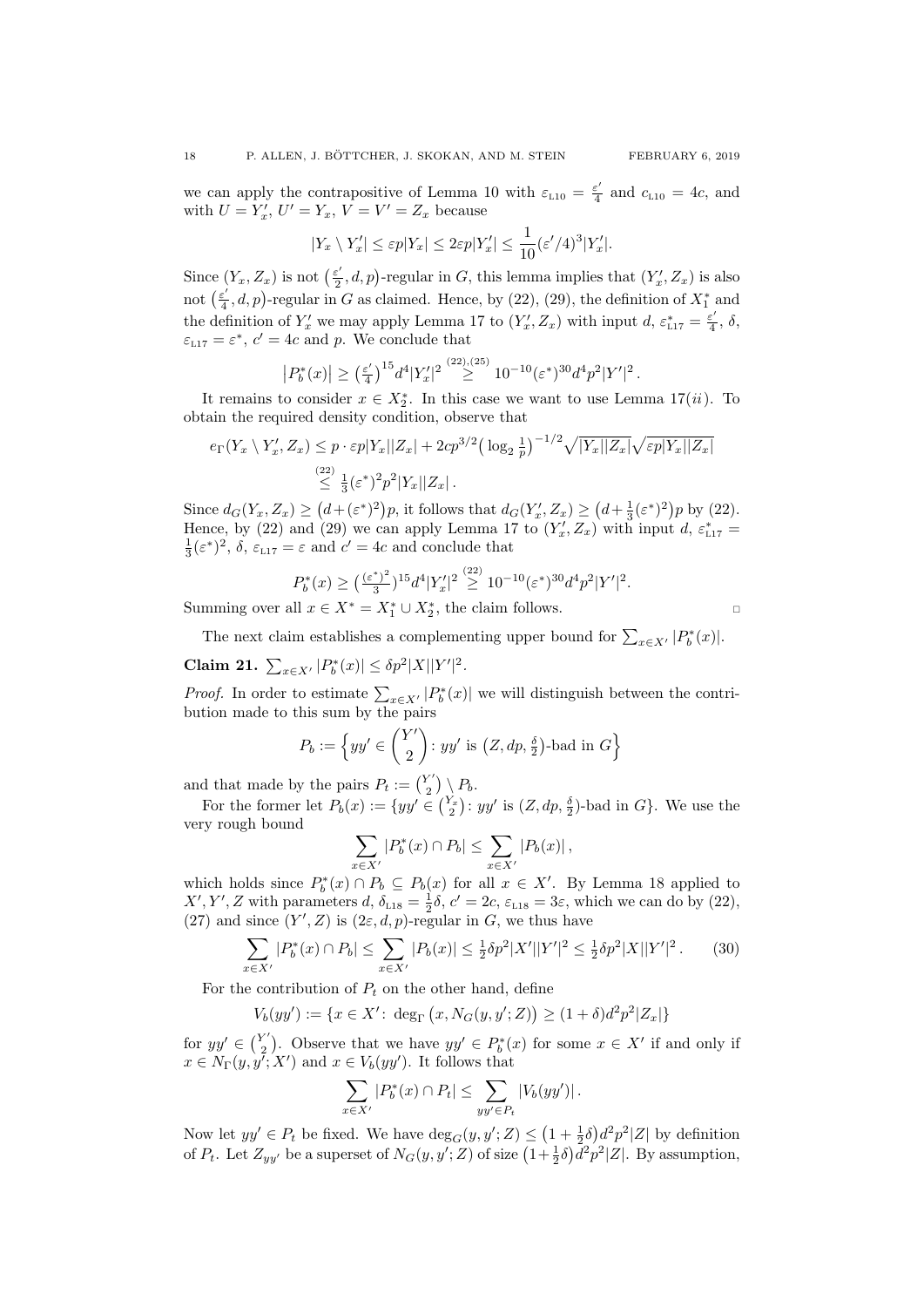we can apply the contrapositive of Lemma 10 with $\varepsilon_{\text{L10}} = \frac{\varepsilon'}{4}$ and $c_{\text{L10}} = 4c$, and with $U = Y'_x$, $U' = Y_x$, $V = V' = Z_x$ because

$$|Y_x \setminus Y'_x| \le \varepsilon p|Y_x| \le 2\varepsilon p|Y'_x| \le \frac{1}{10}(\varepsilon'/4)^3|Y'_x|.$$

Since $(Y_x, Z_x)$ is not $\big(\frac{\varepsilon'}{2}, d, p\big)$-regular in $G$, this lemma implies that $(Y'_x, Z_x)$ is also not $\big(\frac{\varepsilon'}{4}, d, p\big)$-regular in $G$ as claimed. Hence, by (22), (29), the definition of $X_1^*$ and the definition of $Y'_x$ we may apply Lemma 17 to $(Y'_x, Z_x)$ with input $d$, $\varepsilon^*_{\text{L17}} = \frac{\varepsilon'}{4}$, $\delta$, $\varepsilon_{\text{L17}} = \varepsilon^*$, $c' = 4c$ and $p$. We conclude that

$$\big|P_b^*(x)\big| \ge \big(\tfrac{\varepsilon'}{4}\big)^{15} d^4 |Y'_x|^2 \overset{(22),(25)}{\ge} 10^{-10}(\varepsilon^*)^{30} d^4 p^2 |Y'|^2 \,.$$

It remains to consider $x \in X_2^*$. In this case we want to use Lemma 17$(ii)$. To obtain the required density condition, observe that

$$\begin{aligned}
e_\Gamma(Y_x \setminus Y'_x, Z_x) &\le p \cdot \varepsilon p|Y_x||Z_x| + 2cp^{3/2}\big(\log_2 \tfrac{1}{p}\big)^{-1/2}\sqrt{|Y_x||Z_x|}\sqrt{\varepsilon p|Y_x||Z_x|} \\
&\overset{(22)}{\le} \tfrac{1}{3}(\varepsilon^*)^2 p^2 |Y_x||Z_x| \,.
\end{aligned}$$

Since $d_G(Y_x, Z_x) \ge \big(d + (\varepsilon^*)^2\big)p$, it follows that $d_G(Y'_x, Z_x) \ge \big(d + \frac{1}{3}(\varepsilon^*)^2\big)p$ by (22). Hence, by (22) and (29) we can apply Lemma 17 to $(Y'_x, Z_x)$ with input $d$, $\varepsilon^*_{\text{L17}} = \frac{1}{3}(\varepsilon^*)^2$, $\delta$, $\varepsilon_{\text{L17}} = \varepsilon$ and $c' = 4c$ and conclude that

$$P_b^*(x) \ge \big(\tfrac{(\varepsilon^*)^2}{3}\big)^{15} d^4 |Y'_x|^2 \overset{(22)}{\ge} 10^{-10}(\varepsilon^*)^{30} d^4 p^2 |Y'|^2.$$

Summing over all $x \in X^* = X_1^* \cup X_2^*$, the claim follows. $\square$

The next claim establishes a complementing upper bound for $\sum_{x \in X'} |P_b^*(x)|$.

**Claim 21.** $\sum_{x \in X'} |P_b^*(x)| \le \delta p^2 |X||Y'|^2$.

*Proof.* In order to estimate $\sum_{x \in X'} |P_b^*(x)|$ we will distinguish between the contribution made to this sum by the pairs

$$P_b := \Big\{ yy' \in \binom{Y'}{2} \colon yy' \text{ is } \big(Z, dp, \tfrac{\delta}{2}\big)\text{-bad in } G \Big\}$$

and that made by the pairs $P_t := \binom{Y'}{2} \setminus P_b$.

For the former let $P_b(x) := \{yy' \in \binom{Y_x}{2} \colon yy' \text{ is } (Z, dp, \frac{\delta}{2})\text{-bad in } G\}$. We use the very rough bound

$$\sum_{x \in X'} |P_b^*(x) \cap P_b| \le \sum_{x \in X'} |P_b(x)| \,,$$

which holds since $P_b^*(x) \cap P_b \subseteq P_b(x)$ for all $x \in X'$. By Lemma 18 applied to $X', Y', Z$ with parameters $d$, $\delta_{\text{L18}} = \frac{1}{2}\delta$, $c' = 2c$, $\varepsilon_{\text{L18}} = 3\varepsilon$, which we can do by (22), (27) and since $(Y', Z)$ is $(2\varepsilon, d, p)$-regular in $G$, we thus have

$$\sum_{x \in X'} |P_b^*(x) \cap P_b| \le \sum_{x \in X'} |P_b(x)| \le \tfrac{1}{2}\delta p^2 |X'||Y'|^2 \le \tfrac{1}{2}\delta p^2 |X||Y'|^2 \,. \tag{30}$$

For the contribution of $P_t$ on the other hand, define

$$V_b(yy') := \{x \in X' \colon \deg_\Gamma\big(x, N_G(y, y'; Z)\big) \ge (1+\delta)d^2p^2|Z_x|\}$$

for $yy' \in \binom{Y'}{2}$. Observe that we have $yy' \in P_b^*(x)$ for some $x \in X'$ if and only if $x \in N_\Gamma(y, y'; X')$ and $x \in V_b(yy')$. It follows that

$$\sum_{x \in X'} |P_b^*(x) \cap P_t| \le \sum_{yy' \in P_t} |V_b(yy')| \,.$$

Now let $yy' \in P_t$ be fixed. We have $\deg_G(y, y'; Z) \le \big(1 + \frac{1}{2}\delta\big)d^2p^2|Z|$ by definition of $P_t$. Let $Z_{yy'}$ be a superset of $N_G(y, y'; Z)$ of size $\big(1 + \frac{1}{2}\delta\big)d^2p^2|Z|$. By assumption,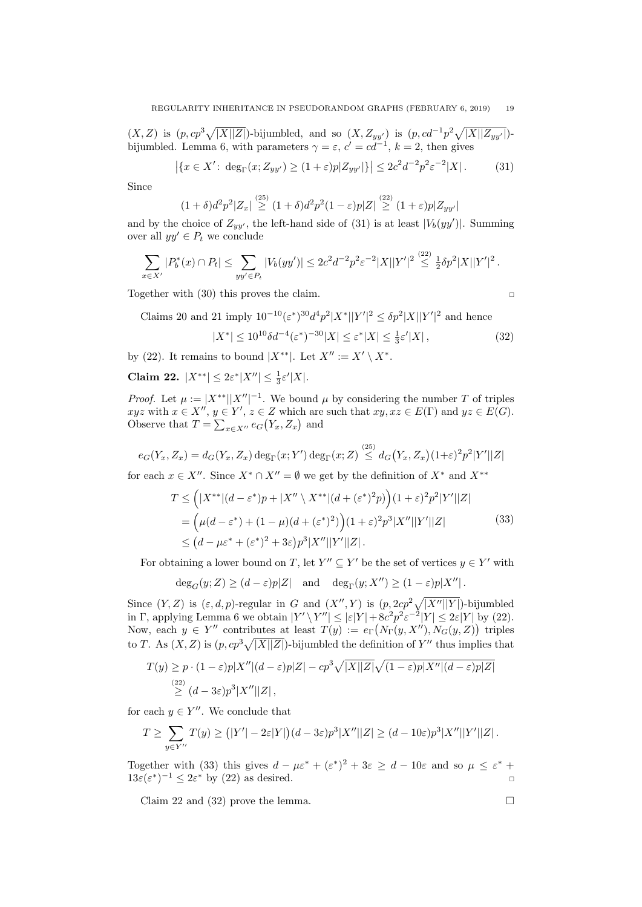$(X,Z)$ is $(p, cp^3\sqrt{|X||Z|})$-bijumbled, and so $(X, Z_{yy'})$ is $(p, cd^{-1}p^2\sqrt{|X||Z_{yy'}|})$-bijumbled. Lemma 6, with parameters $\gamma = \varepsilon$, $c' = cd^{-1}$, $k = 2$, then gives

$$\big|\{x \in X' \colon \deg_\Gamma(x; Z_{yy'}) \geq (1+\varepsilon)p|Z_{yy'}|\}\big| \leq 2c^2d^{-2}p^2\varepsilon^{-2}|X| \,. \tag{31}$$

Since

$$(1+\delta)d^2p^2|Z_x| \overset{(25)}{\geq} (1+\delta)d^2p^2(1-\varepsilon)p|Z| \overset{(22)}{\geq} (1+\varepsilon)p|Z_{yy'}|$$

and by the choice of $Z_{yy'}$, the left-hand side of (31) is at least $|V_b(yy')|$. Summing over all $yy' \in P_t$ we conclude

$$\sum_{x\in X'} |P_b^*(x) \cap P_t| \leq \sum_{yy'\in P_t} |V_b(yy')| \leq 2c^2d^{-2}p^2\varepsilon^{-2}|X||Y'|^2 \overset{(22)}{\leq} \tfrac{1}{2}\delta p^2|X||Y'|^2 \,.$$

Together with (30) this proves the claim. $\square$

Claims 20 and 21 imply $10^{-10}(\varepsilon^*)^{30}d^4p^2|X^*||Y'|^2 \leq \delta p^2|X||Y'|^2$ and hence

$$|X^*| \leq 10^{10}\delta d^{-4}(\varepsilon^*)^{-30}|X| \leq \varepsilon^*|X| \leq \tfrac{1}{3}\varepsilon'|X| \,, \tag{32}$$

by (22). It remains to bound $|X^{**}|$. Let $X'' := X' \setminus X^*$.

**Claim 22.** $|X^{**}| \leq 2\varepsilon^*|X''| \leq \frac{1}{3}\varepsilon'|X|$.

*Proof.* Let $\mu := |X^{**}||X''|^{-1}$. We bound $\mu$ by considering the number $T$ of triples $xyz$ with $x \in X''$, $y \in Y'$, $z \in Z$ which are such that $xy, xz \in E(\Gamma)$ and $yz \in E(G)$. Observe that $T = \sum_{x\in X''} e_G\big(Y_x, Z_x\big)$ and

$$e_G(Y_x, Z_x) = d_G(Y_x, Z_x)\deg_\Gamma(x; Y')\deg_\Gamma(x; Z) \overset{(25)}{\leq} d_G\big(Y_x, Z_x\big)(1+\varepsilon)^2p^2|Y'||Z|$$

for each $x \in X''$. Since $X^* \cap X'' = \emptyset$ we get by the definition of $X^*$ and $X^{**}$

$$\begin{aligned} T &\leq \Big(|X^{**}|(d-\varepsilon^*)p + |X'' \setminus X^{**}|(d + (\varepsilon^*)^2p)\Big)(1+\varepsilon)^2p^2|Y'||Z| \\ &= \Big(\mu(d-\varepsilon^*) + (1-\mu)(d + (\varepsilon^*)^2)\Big)(1+\varepsilon)^2p^3|X''||Y'||Z| \\ &\leq \big(d - \mu\varepsilon^* + (\varepsilon^*)^2 + 3\varepsilon\big)p^3|X''||Y'||Z| \,. \end{aligned} \tag{33}$$

For obtaining a lower bound on $T$, let $Y'' \subseteq Y'$ be the set of vertices $y \in Y'$ with

$$\deg_G(y; Z) \geq (d-\varepsilon)p|Z| \quad \text{and} \quad \deg_\Gamma(y; X'') \geq (1-\varepsilon)p|X''| \,.$$

Since $(Y,Z)$ is $(\varepsilon, d, p)$-regular in $G$ and $(X'', Y)$ is $(p, 2cp^2\sqrt{|X''||Y|})$-bijumbled in $\Gamma$, applying Lemma 6 we obtain $|Y' \setminus Y''| \leq |\varepsilon|Y| + 8c^2p^2\varepsilon^{-2}|Y| \leq 2\varepsilon|Y|$ by (22). Now, each $y \in Y''$ contributes at least $T(y) := e_\Gamma\big(N_\Gamma(y, X''), N_G(y, Z)\big)$ triples to $T$. As $(X,Z)$ is $(p, cp^3\sqrt{|X||Z|})$-bijumbled the definition of $Y''$ thus implies that

$$\begin{aligned} T(y) &\geq p \cdot (1-\varepsilon)p|X''|(d-\varepsilon)p|Z| - cp^3\sqrt{|X||Z|}\sqrt{(1-\varepsilon)p|X''|(d-\varepsilon)p|Z|} \\ &\overset{(22)}{\geq} (d-3\varepsilon)p^3|X''||Z| \,, \end{aligned}$$

for each $y \in Y''$. We conclude that

$$T \geq \sum_{y\in Y''} T(y) \geq \big(|Y'| - 2\varepsilon|Y|\big)(d-3\varepsilon)p^3|X''||Z| \geq (d-10\varepsilon)p^3|X''||Y'||Z| \,.$$

Together with (33) this gives $d - \mu\varepsilon^* + (\varepsilon^*)^2 + 3\varepsilon \geq d - 10\varepsilon$ and so $\mu \leq \varepsilon^* + 13\varepsilon(\varepsilon^*)^{-1} \leq 2\varepsilon^*$ by (22) as desired. $\square$

Claim 22 and (32) prove the lemma. $\square$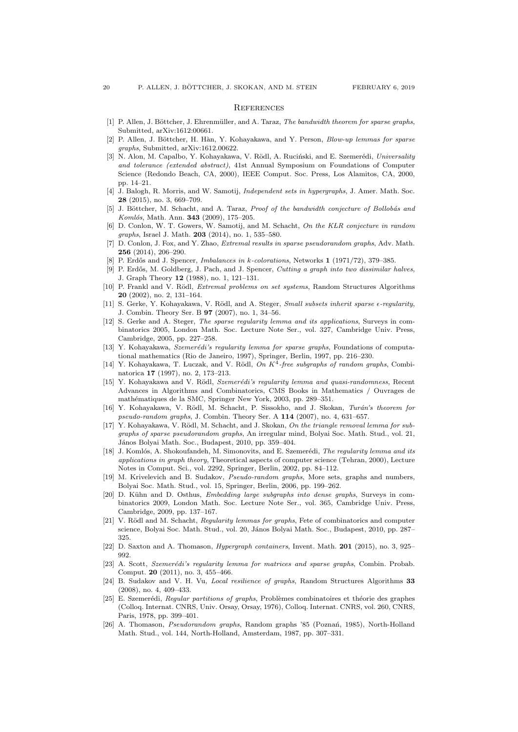## References

[1] P. Allen, J. Böttcher, J. Ehrenmüller, and A. Taraz, *The bandwidth theorem for sparse graphs*, Submitted, arXiv:1612:00661.

[2] P. Allen, J. Böttcher, H. Hàn, Y. Kohayakawa, and Y. Person, *Blow-up lemmas for sparse graphs*, Submitted, arXiv:1612.00622.

[3] N. Alon, M. Capalbo, Y. Kohayakawa, V. Rödl, A. Ruciński, and E. Szemerédi, *Universality and tolerance (extended abstract)*, 41st Annual Symposium on Foundations of Computer Science (Redondo Beach, CA, 2000), IEEE Comput. Soc. Press, Los Alamitos, CA, 2000, pp. 14–21.

[4] J. Balogh, R. Morris, and W. Samotij, *Independent sets in hypergraphs*, J. Amer. Math. Soc. **28** (2015), no. 3, 669–709.

[5] J. Böttcher, M. Schacht, and A. Taraz, *Proof of the bandwidth conjecture of Bollobás and Komlós*, Math. Ann. **343** (2009), 175–205.

[6] D. Conlon, W. T. Gowers, W. Samotij, and M. Schacht, *On the KŁR conjecture in random graphs*, Israel J. Math. **203** (2014), no. 1, 535–580.

[7] D. Conlon, J. Fox, and Y. Zhao, *Extremal results in sparse pseudorandom graphs*, Adv. Math. **256** (2014), 206–290.

[8] P. Erdős and J. Spencer, *Imbalances in k-colorations*, Networks **1** (1971/72), 379–385.

[9] P. Erdős, M. Goldberg, J. Pach, and J. Spencer, *Cutting a graph into two dissimilar halves*, J. Graph Theory **12** (1988), no. 1, 121–131.

[10] P. Frankl and V. Rödl, *Extremal problems on set systems*, Random Structures Algorithms **20** (2002), no. 2, 131–164.

[11] S. Gerke, Y. Kohayakawa, V. Rödl, and A. Steger, *Small subsets inherit sparse $\epsilon$-regularity*, J. Combin. Theory Ser. B **97** (2007), no. 1, 34–56.

[12] S. Gerke and A. Steger, *The sparse regularity lemma and its applications*, Surveys in combinatorics 2005, London Math. Soc. Lecture Note Ser., vol. 327, Cambridge Univ. Press, Cambridge, 2005, pp. 227–258.

[13] Y. Kohayakawa, *Szemerédi's regularity lemma for sparse graphs*, Foundations of computational mathematics (Rio de Janeiro, 1997), Springer, Berlin, 1997, pp. 216–230.

[14] Y. Kohayakawa, T. Łuczak, and V. Rödl, *On $K^4$-free subgraphs of random graphs*, Combinatorica **17** (1997), no. 2, 173–213.

[15] Y. Kohayakawa and V. Rödl, *Szemerédi's regularity lemma and quasi-randomness*, Recent Advances in Algorithms and Combinatorics, CMS Books in Mathematics / Ouvrages de mathématiques de la SMC, Springer New York, 2003, pp. 289–351.

[16] Y. Kohayakawa, V. Rödl, M. Schacht, P. Sissokho, and J. Skokan, *Turán's theorem for pseudo-random graphs*, J. Combin. Theory Ser. A **114** (2007), no. 4, 631–657.

[17] Y. Kohayakawa, V. Rödl, M. Schacht, and J. Skokan, *On the triangle removal lemma for subgraphs of sparse pseudorandom graphs*, An irregular mind, Bolyai Soc. Math. Stud., vol. 21, János Bolyai Math. Soc., Budapest, 2010, pp. 359–404.

[18] J. Komlós, A. Shokoufandeh, M. Simonovits, and E. Szemerédi, *The regularity lemma and its applications in graph theory*, Theoretical aspects of computer science (Tehran, 2000), Lecture Notes in Comput. Sci., vol. 2292, Springer, Berlin, 2002, pp. 84–112.

[19] M. Krivelevich and B. Sudakov, *Pseudo-random graphs*, More sets, graphs and numbers, Bolyai Soc. Math. Stud., vol. 15, Springer, Berlin, 2006, pp. 199–262.

[20] D. Kühn and D. Osthus, *Embedding large subgraphs into dense graphs*, Surveys in combinatorics 2009, London Math. Soc. Lecture Note Ser., vol. 365, Cambridge Univ. Press, Cambridge, 2009, pp. 137–167.

[21] V. Rödl and M. Schacht, *Regularity lemmas for graphs*, Fete of combinatorics and computer science, Bolyai Soc. Math. Stud., vol. 20, János Bolyai Math. Soc., Budapest, 2010, pp. 287–325.

[22] D. Saxton and A. Thomason, *Hypergraph containers*, Invent. Math. **201** (2015), no. 3, 925–992.

[23] A. Scott, *Szemerédi's regularity lemma for matrices and sparse graphs*, Combin. Probab. Comput. **20** (2011), no. 3, 455–466.

[24] B. Sudakov and V. H. Vu, *Local resilience of graphs*, Random Structures Algorithms **33** (2008), no. 4, 409–433.

[25] E. Szemerédi, *Regular partitions of graphs*, Problèmes combinatoires et théorie des graphes (Colloq. Internat. CNRS, Univ. Orsay, Orsay, 1976), Colloq. Internat. CNRS, vol. 260, CNRS, Paris, 1978, pp. 399–401.

[26] A. Thomason, *Pseudorandom graphs*, Random graphs '85 (Poznań, 1985), North-Holland Math. Stud., vol. 144, North-Holland, Amsterdam, 1987, pp. 307–331.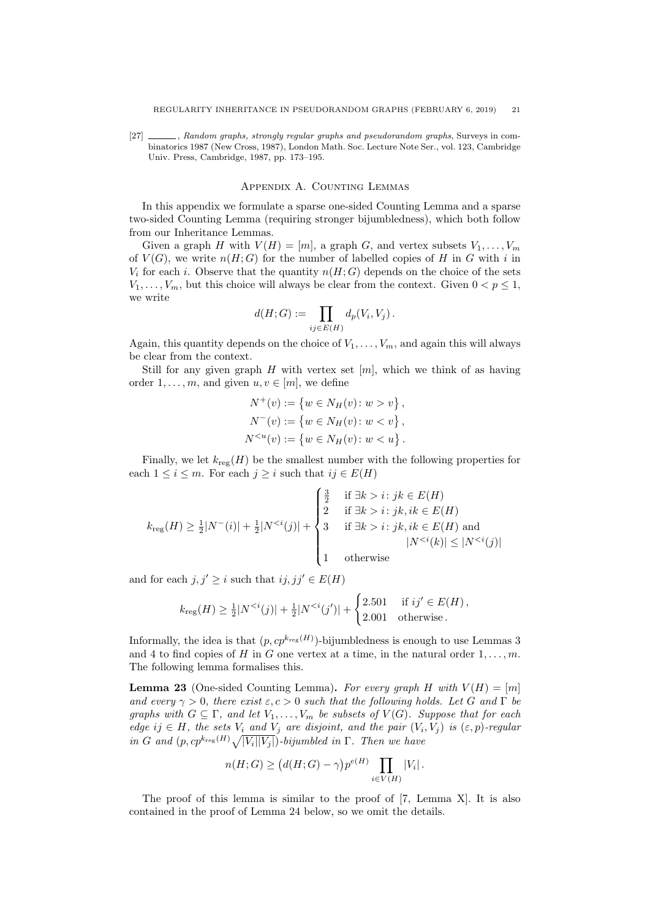[27] ______, *Random graphs, strongly regular graphs and pseudorandom graphs*, Surveys in combinatorics 1987 (New Cross, 1987), London Math. Soc. Lecture Note Ser., vol. 123, Cambridge Univ. Press, Cambridge, 1987, pp. 173–195.

## Appendix A. Counting Lemmas

In this appendix we formulate a sparse one-sided Counting Lemma and a sparse two-sided Counting Lemma (requiring stronger bijumbledness), which both follow from our Inheritance Lemmas.

Given a graph $H$ with $V(H) = [m]$, a graph $G$, and vertex subsets $V_1, \dots, V_m$ of $V(G)$, we write $n(H; G)$ for the number of labelled copies of $H$ in $G$ with $i$ in $V_i$ for each $i$. Observe that the quantity $n(H; G)$ depends on the choice of the sets $V_1, \dots, V_m$, but this choice will always be clear from the context. Given $0 < p \le 1$, we write

$$d(H;G) := \prod_{ij \in E(H)} d_p(V_i, V_j)\,.$$

Again, this quantity depends on the choice of $V_1, \dots, V_m$, and again this will always be clear from the context.

Still for any given graph $H$ with vertex set $[m]$, which we think of as having order $1, \dots, m$, and given $u, v \in [m]$, we define

$$N^+(v) := \left\{ w \in N_H(v) \colon w > v \right\},$$
$$N^-(v) := \left\{ w \in N_H(v) \colon w < v \right\},$$
$$N^{<u}(v) := \left\{ w \in N_H(v) \colon w < u \right\}.$$

Finally, we let $k_{\mathrm{reg}}(H)$ be the smallest number with the following properties for each $1 \le i \le m$. For each $j \ge i$ such that $ij \in E(H)$

$$k_{\mathrm{reg}}(H) \ge \tfrac{1}{2}|N^-(i)| + \tfrac{1}{2}|N^{<i}(j)| + \begin{cases} \frac{3}{2} & \text{if } \exists k > i \colon jk \in E(H) \\ 2 & \text{if } \exists k > i \colon jk, ik \in E(H) \\ 3 & \text{if } \exists k > i \colon jk, ik \in E(H) \text{ and} \\ & \qquad\qquad |N^{<i}(k)| \le |N^{<i}(j)| \\ 1 & \text{otherwise} \end{cases}$$

and for each $j, j' \ge i$ such that $ij, jj' \in E(H)$

$$k_{\mathrm{reg}}(H) \ge \tfrac{1}{2}|N^{<i}(j)| + \tfrac{1}{2}|N^{<i}(j')| + \begin{cases} 2.501 & \text{if } ij' \in E(H)\,, \\ 2.001 & \text{otherwise}\,. \end{cases}$$

Informally, the idea is that $(p, cp^{k_{\mathrm{reg}}(H)})$-bijumbledness is enough to use Lemmas 3 and 4 to find copies of $H$ in $G$ one vertex at a time, in the natural order $1, \dots, m$. The following lemma formalises this.

**Lemma 23** (One-sided Counting Lemma). *For every graph $H$ with $V(H) = [m]$ and every $\gamma > 0$, there exist $\varepsilon, c > 0$ such that the following holds. Let $G$ and $\Gamma$ be graphs with $G \subseteq \Gamma$, and let $V_1, \dots, V_m$ be subsets of $V(G)$. Suppose that for each edge $ij \in H$, the sets $V_i$ and $V_j$ are disjoint, and the pair $(V_i, V_j)$ is $(\varepsilon, p)$-regular in $G$ and $(p, cp^{k_{\mathrm{reg}}(H)}\sqrt{|V_i||V_j|})$-bijumbled in $\Gamma$. Then we have*

$$n(H;G) \ge \big(d(H;G) - \gamma\big) p^{e(H)} \prod_{i \in V(H)} |V_i|\,.$$

The proof of this lemma is similar to the proof of [7, Lemma X]. It is also contained in the proof of Lemma 24 below, so we omit the details.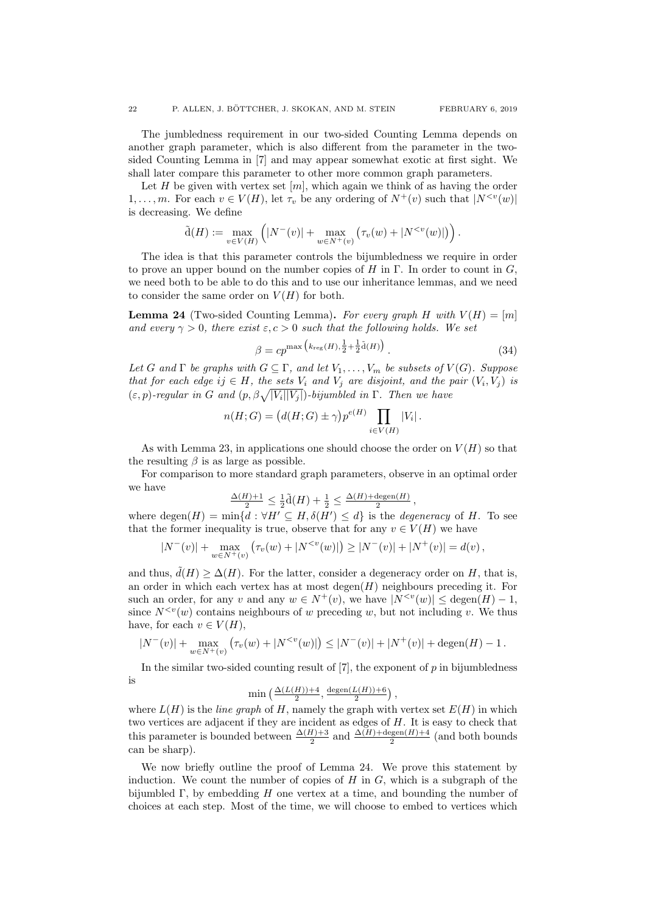The jumbledness requirement in our two-sided Counting Lemma depends on another graph parameter, which is also different from the parameter in the two-sided Counting Lemma in [7] and may appear somewhat exotic at first sight. We shall later compare this parameter to other more common graph parameters.

Let $H$ be given with vertex set $[m]$, which again we think of as having the order $1, \dots, m$. For each $v \in V(H)$, let $\tau_v$ be any ordering of $N^+(v)$ such that $|N^{<v}(w)|$ is decreasing. We define

$$\tilde{\mathrm{d}}(H) := \max_{v \in V(H)} \Big( |N^-(v)| + \max_{w \in N^+(v)} \big( \tau_v(w) + |N^{<v}(w)| \big) \Big) .$$

The idea is that this parameter controls the bijumbledness we require in order to prove an upper bound on the number copies of $H$ in $\Gamma$. In order to count in $G$, we need both to be able to do this and to use our inheritance lemmas, and we need to consider the same order on $V(H)$ for both.

**Lemma 24** (Two-sided Counting Lemma)**.** *For every graph $H$ with $V(H) = [m]$ and every $\gamma > 0$, there exist $\varepsilon, c > 0$ such that the following holds. We set*

$$\beta = c p^{\max\left(k_{\mathrm{reg}}(H), \frac{1}{2} + \frac{1}{2}\tilde{\mathrm{d}}(H)\right)} . \tag{34}$$

*Let $G$ and $\Gamma$ be graphs with $G \subseteq \Gamma$, and let $V_1, \dots, V_m$ be subsets of $V(G)$. Suppose that for each edge $ij \in H$, the sets $V_i$ and $V_j$ are disjoint, and the pair $(V_i, V_j)$ is $(\varepsilon, p)$-regular in $G$ and $(p, \beta\sqrt{|V_i||V_j|})$-bijumbled in $\Gamma$. Then we have*

$$n(H; G) = \big(d(H; G) \pm \gamma\big) p^{e(H)} \prod_{i \in V(H)} |V_i| .$$

As with Lemma 23, in applications one should choose the order on $V(H)$ so that the resulting $\beta$ is as large as possible.

For comparison to more standard graph parameters, observe in an optimal order we have

$$\tfrac{\Delta(H)+1}{2} \le \tfrac{1}{2}\tilde{\mathrm{d}}(H) + \tfrac{1}{2} \le \tfrac{\Delta(H)+\mathrm{degen}(H)}{2} ,$$

where $\mathrm{degen}(H) = \min\{d : \forall H' \subseteq H, \delta(H') \le d\}$ is the *degeneracy* of $H$. To see that the former inequality is true, observe that for any $v \in V(H)$ we have

$$|N^-(v)| + \max_{w \in N^+(v)} \big(\tau_v(w) + |N^{<v}(w)|\big) \ge |N^-(v)| + |N^+(v)| = d(v) ,$$

and thus, $\tilde{d}(H) \ge \Delta(H)$. For the latter, consider a degeneracy order on $H$, that is, an order in which each vertex has at most $\mathrm{degen}(H)$ neighbours preceding it. For such an order, for any $v$ and any $w \in N^+(v)$, we have $|N^{<v}(w)| \le \mathrm{degen}(H) - 1$, since $N^{<v}(w)$ contains neighbours of $w$ preceding $w$, but not including $v$. We thus have, for each $v \in V(H)$,

$$|N^-(v)| + \max_{w \in N^+(v)} \big(\tau_v(w) + |N^{<v}(w)|\big) \le |N^-(v)| + |N^+(v)| + \mathrm{degen}(H) - 1 .$$

In the similar two-sided counting result of [7], the exponent of $p$ in bijumbledness is

$$\min\left(\tfrac{\Delta(L(H))+4}{2}, \tfrac{\mathrm{degen}(L(H))+6}{2}\right) ,$$

where $L(H)$ is the *line graph* of $H$, namely the graph with vertex set $E(H)$ in which two vertices are adjacent if they are incident as edges of $H$. It is easy to check that this parameter is bounded between $\frac{\Delta(H)+3}{2}$ and $\frac{\Delta(H)+\mathrm{degen}(H)+4}{2}$ (and both bounds can be sharp).

We now briefly outline the proof of Lemma 24. We prove this statement by induction. We count the number of copies of $H$ in $G$, which is a subgraph of the bijumbled $\Gamma$, by embedding $H$ one vertex at a time, and bounding the number of choices at each step. Most of the time, we will choose to embed to vertices which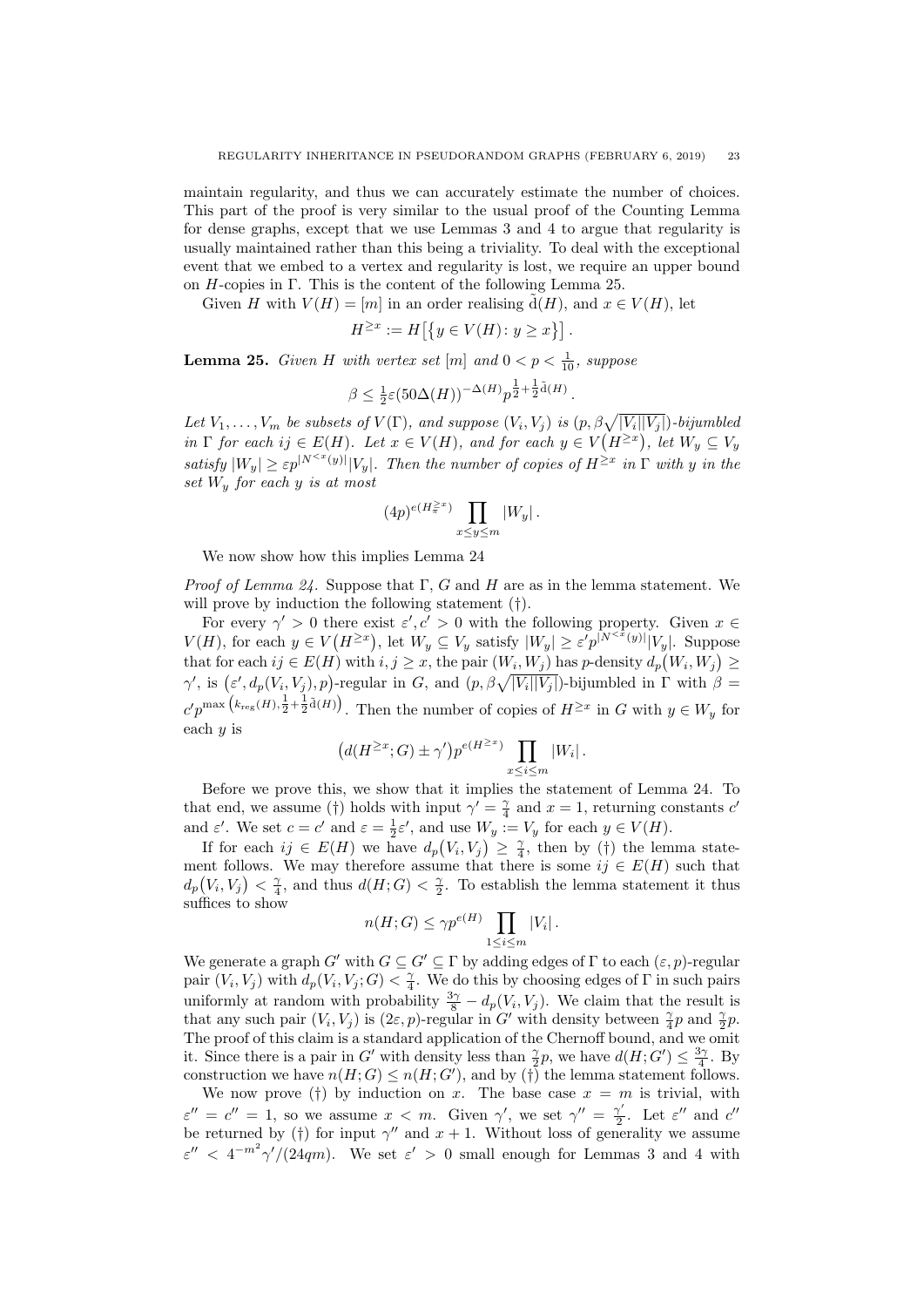maintain regularity, and thus we can accurately estimate the number of choices. This part of the proof is very similar to the usual proof of the Counting Lemma for dense graphs, except that we use Lemmas 3 and 4 to argue that regularity is usually maintained rather than this being a triviality. To deal with the exceptional event that we embed to a vertex and regularity is lost, we require an upper bound on $H$-copies in $\Gamma$. This is the content of the following Lemma 25.

Given $H$ with $V(H) = [m]$ in an order realising $\tilde{\mathrm{d}}(H)$, and $x \in V(H)$, let

$$H^{\geq x} := H\big[\{y \in V(H)\colon y \geq x\}\big]\,.$$

**Lemma 25.** *Given $H$ with vertex set $[m]$ and $0 < p < \frac{1}{10}$, suppose*

$$\beta \leq \tfrac{1}{2}\varepsilon(50\Delta(H))^{-\Delta(H)}p^{\frac{1}{2}+\frac{1}{2}\tilde{\mathrm{d}}(H)}\,.$$

*Let $V_1,\dots,V_m$ be subsets of $V(\Gamma)$, and suppose $(V_i,V_j)$ is $(p,\beta\sqrt{|V_i||V_j|})$-bijumbled in $\Gamma$ for each $ij \in E(H)$. Let $x \in V(H)$, and for each $y \in V\big(H^{\geq x}\big)$, let $W_y \subseteq V_y$ satisfy $|W_y| \geq \varepsilon p^{|N^{<x}(y)|}|V_y|$. Then the number of copies of $H^{\geq x}$ in $\Gamma$ with $y$ in the set $W_y$ for each $y$ is at most*

$$(4p)^{e(H^{\geq x}_{\pi})}\prod_{x\leq y\leq m}|W_y|\,.$$

We now show how this implies Lemma 24

*Proof of Lemma 24.* Suppose that $\Gamma$, $G$ and $H$ are as in the lemma statement. We will prove by induction the following statement (†).

For every $\gamma' > 0$ there exist $\varepsilon', c' > 0$ with the following property. Given $x \in V(H)$, for each $y \in V\big(H^{\geq x}\big)$, let $W_y \subseteq V_y$ satisfy $|W_y| \geq \varepsilon' p^{|N^{<x}(y)|}|V_y|$. Suppose that for each $ij \in E(H)$ with $i,j \geq x$, the pair $(W_i,W_j)$ has $p$-density $d_p\big(W_i,W_j\big) \geq \gamma'$, is $\big(\varepsilon', d_p(V_i,V_j), p\big)$-regular in $G$, and $(p,\beta\sqrt{|V_i||V_j|})$-bijumbled in $\Gamma$ with $\beta = c'p^{\max\left(k_{\mathrm{reg}}(H),\frac{1}{2}+\frac{1}{2}\tilde{\mathrm{d}}(H)\right)}$. Then the number of copies of $H^{\geq x}$ in $G$ with $y \in W_y$ for each $y$ is

$$\big(d(H^{\geq x};G) \pm \gamma'\big)p^{e(H^{\geq x})}\prod_{x\leq i\leq m}|W_i|\,.$$

Before we prove this, we show that it implies the statement of Lemma 24. To that end, we assume (†) holds with input $\gamma' = \frac{\gamma}{4}$ and $x = 1$, returning constants $c'$ and $\varepsilon'$. We set $c = c'$ and $\varepsilon = \frac{1}{2}\varepsilon'$, and use $W_y := V_y$ for each $y \in V(H)$.

If for each $ij \in E(H)$ we have $d_p\big(V_i,V_j\big) \geq \frac{\gamma}{4}$, then by (†) the lemma statement follows. We may therefore assume that there is some $ij \in E(H)$ such that $d_p\big(V_i,V_j\big) < \frac{\gamma}{4}$, and thus $d(H;G) < \frac{\gamma}{2}$. To establish the lemma statement it thus suffices to show

$$n(H;G) \leq \gamma p^{e(H)}\prod_{1\leq i\leq m}|V_i|\,.$$

We generate a graph $G'$ with $G \subseteq G' \subseteq \Gamma$ by adding edges of $\Gamma$ to each $(\varepsilon,p)$-regular pair $(V_i,V_j)$ with $d_p(V_i,V_j;G) < \frac{\gamma}{4}$. We do this by choosing edges of $\Gamma$ in such pairs uniformly at random with probability $\frac{3\gamma}{8} - d_p(V_i,V_j)$. We claim that the result is that any such pair $(V_i,V_j)$ is $(2\varepsilon,p)$-regular in $G'$ with density between $\frac{\gamma}{4}p$ and $\frac{\gamma}{2}p$. The proof of this claim is a standard application of the Chernoff bound, and we omit it. Since there is a pair in $G'$ with density less than $\frac{\gamma}{2}p$, we have $d(H;G') \leq \frac{3\gamma}{4}$. By construction we have $n(H;G) \leq n(H;G')$, and by (†) the lemma statement follows.

We now prove (†) by induction on $x$. The base case $x = m$ is trivial, with $\varepsilon'' = c'' = 1$, so we assume $x < m$. Given $\gamma'$, we set $\gamma'' = \frac{\gamma'}{2}$. Let $\varepsilon''$ and $c''$ be returned by (†) for input $\gamma''$ and $x+1$. Without loss of generality we assume $\varepsilon'' < 4^{-m^2}\gamma'/(24qm)$. We set $\varepsilon' > 0$ small enough for Lemmas 3 and 4 with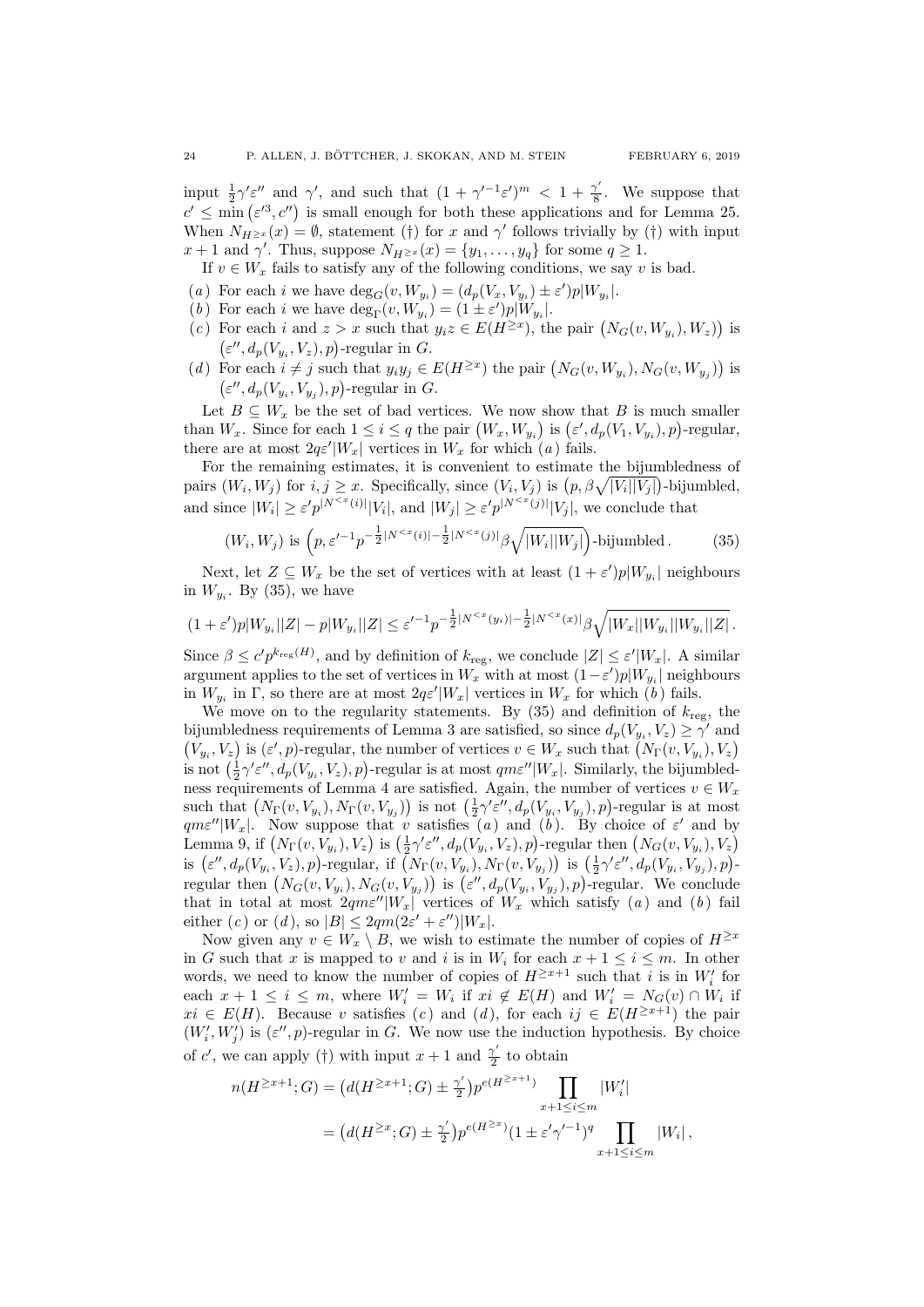input $\frac{1}{2}\gamma'\varepsilon''$ and $\gamma'$, and such that $(1+\gamma'^{-1}\varepsilon')^m < 1+\frac{\gamma'}{8}$. We suppose that $c' \le \min(\varepsilon'^3, c'')$ is small enough for both these applications and for Lemma 25. When $N_{H^{\ge x}}(x) = \emptyset$, statement (†) for $x$ and $\gamma'$ follows trivially by (†) with input $x+1$ and $\gamma'$. Thus, suppose $N_{H^{\ge x}}(x) = \{y_1, \dots, y_q\}$ for some $q \ge 1$.

If $v \in W_x$ fails to satisfy any of the following conditions, we say $v$ is bad.

(*a*) For each $i$ we have $\deg_G(v, W_{y_i}) = (d_p(V_x, V_{y_i}) \pm \varepsilon')p|W_{y_i}|$.

(*b*) For each $i$ we have $\deg_\Gamma(v, W_{y_i}) = (1 \pm \varepsilon')p|W_{y_i}|$.

(*c*) For each $i$ and $z > x$ such that $y_i z \in E(H^{\ge x})$, the pair $\big(N_G(v, W_{y_i}), W_z\big)$ is $\big(\varepsilon'', d_p(V_{y_i}, V_z), p\big)$-regular in $G$.

(*d*) For each $i \ne j$ such that $y_i y_j \in E(H^{\ge x})$ the pair $\big(N_G(v, W_{y_i}), N_G(v, W_{y_j})\big)$ is $\big(\varepsilon'', d_p(V_{y_i}, V_{y_j}), p\big)$-regular in $G$.

Let $B \subseteq W_x$ be the set of bad vertices. We now show that $B$ is much smaller than $W_x$. Since for each $1 \le i \le q$ the pair $\big(W_x, W_{y_i}\big)$ is $\big(\varepsilon', d_p(V_1, V_{y_i}), p\big)$-regular, there are at most $2q\varepsilon'|W_x|$ vertices in $W_x$ for which (*a*) fails.

For the remaining estimates, it is convenient to estimate the bijumbledness of pairs $(W_i, W_j)$ for $i, j \ge x$. Specifically, since $(V_i, V_j)$ is $\big(p, \beta\sqrt{|V_i||V_j|}\big)$-bijumbled, and since $|W_i| \ge \varepsilon' p^{|N^{<x}(i)|}|V_i|$, and $|W_j| \ge \varepsilon' p^{|N^{<x}(j)|}|V_j|$, we conclude that

$$(W_i, W_j) \text{ is } \Big(p, \varepsilon'^{-1} p^{-\frac{1}{2}|N^{<x}(i)| - \frac{1}{2}|N^{<x}(j)|}\beta\sqrt{|W_i||W_j|}\Big)\text{-bijumbled}. \tag{35}$$

Next, let $Z \subseteq W_x$ be the set of vertices with at least $(1+\varepsilon')p|W_{y_i}|$ neighbours in $W_{y_i}$. By (35), we have

$$(1+\varepsilon')p|W_{y_i}||Z| - p|W_{y_i}||Z| \le \varepsilon'^{-1} p^{-\frac{1}{2}|N^{<x}(y_i)| - \frac{1}{2}|N^{<x}(x)|}\beta\sqrt{|W_x||W_{y_i}||W_{y_i}||Z|}\,.$$

Since $\beta \le c' p^{k_{\mathrm{reg}}(H)}$, and by definition of $k_{\mathrm{reg}}$, we conclude $|Z| \le \varepsilon'|W_x|$. A similar argument applies to the set of vertices in $W_x$ with at most $(1-\varepsilon')p|W_{y_i}|$ neighbours in $W_{y_i}$ in $\Gamma$, so there are at most $2q\varepsilon'|W_x|$ vertices in $W_x$ for which (*b*) fails.

We move on to the regularity statements. By (35) and definition of $k_{\mathrm{reg}}$, the bijumbledness requirements of Lemma 3 are satisfied, so since $d_p(V_{y_i}, V_z) \ge \gamma'$ and $\big(V_{y_i}, V_z\big)$ is $(\varepsilon', p)$-regular, the number of vertices $v \in W_x$ such that $\big(N_\Gamma(v, V_{y_i}), V_z\big)$ is not $\big(\frac{1}{2}\gamma'\varepsilon'', d_p(V_{y_i}, V_z), p\big)$-regular is at most $qm\varepsilon''|W_x|$. Similarly, the bijumbledness requirements of Lemma 4 are satisfied. Again, the number of vertices $v \in W_x$ such that $\big(N_\Gamma(v, V_{y_i}), N_\Gamma(v, V_{y_j})\big)$ is not $\big(\frac{1}{2}\gamma'\varepsilon'', d_p(V_{y_i}, V_{y_j}), p\big)$-regular is at most $qm\varepsilon''|W_x|$. Now suppose that $v$ satisfies (*a*) and (*b*). By choice of $\varepsilon'$ and by Lemma 9, if $\big(N_\Gamma(v, V_{y_i}), V_z\big)$ is $\big(\frac{1}{2}\gamma'\varepsilon'', d_p(V_{y_i}, V_z), p\big)$-regular then $\big(N_G(v, V_{y_i}), V_z\big)$ is $\big(\varepsilon'', d_p(V_{y_i}, V_z), p\big)$-regular, if $\big(N_\Gamma(v, V_{y_i}), N_\Gamma(v, V_{y_j})\big)$ is $\big(\frac{1}{2}\gamma'\varepsilon'', d_p(V_{y_i}, V_{y_j}), p\big)$-regular then $\big(N_G(v, V_{y_i}), N_G(v, V_{y_j})\big)$ is $\big(\varepsilon'', d_p(V_{y_i}, V_{y_j}), p\big)$-regular. We conclude that in total at most $2qm\varepsilon''|W_x|$ vertices of $W_x$ which satisfy (*a*) and (*b*) fail either (*c*) or (*d*), so $|B| \le 2qm(2\varepsilon' + \varepsilon'')|W_x|$.

Now given any $v \in W_x \setminus B$, we wish to estimate the number of copies of $H^{\ge x}$ in $G$ such that $x$ is mapped to $v$ and $i$ is in $W_i$ for each $x+1 \le i \le m$. In other words, we need to know the number of copies of $H^{\ge x+1}$ such that $i$ is in $W_i'$ for each $x+1 \le i \le m$, where $W_i' = W_i$ if $xi \notin E(H)$ and $W_i' = N_G(v) \cap W_i$ if $xi \in E(H)$. Because $v$ satisfies (*c*) and (*d*), for each $ij \in E(H^{\ge x+1})$ the pair $(W_i', W_j')$ is $(\varepsilon'', p)$-regular in $G$. We now use the induction hypothesis. By choice of $c'$, we can apply (†) with input $x+1$ and $\frac{\gamma'}{2}$ to obtain

$$\begin{aligned} n(H^{\ge x+1}; G) &= \big(d(H^{\ge x+1}; G) \pm \tfrac{\gamma'}{2}\big)p^{e(H^{\ge x+1})} \prod_{x+1 \le i \le m} |W_i'| \\ &= \big(d(H^{\ge x}; G) \pm \tfrac{\gamma'}{2}\big)p^{e(H^{\ge x})}(1 \pm \varepsilon'\gamma'^{-1})^q \prod_{x+1 \le i \le m} |W_i|\,, \end{aligned}$$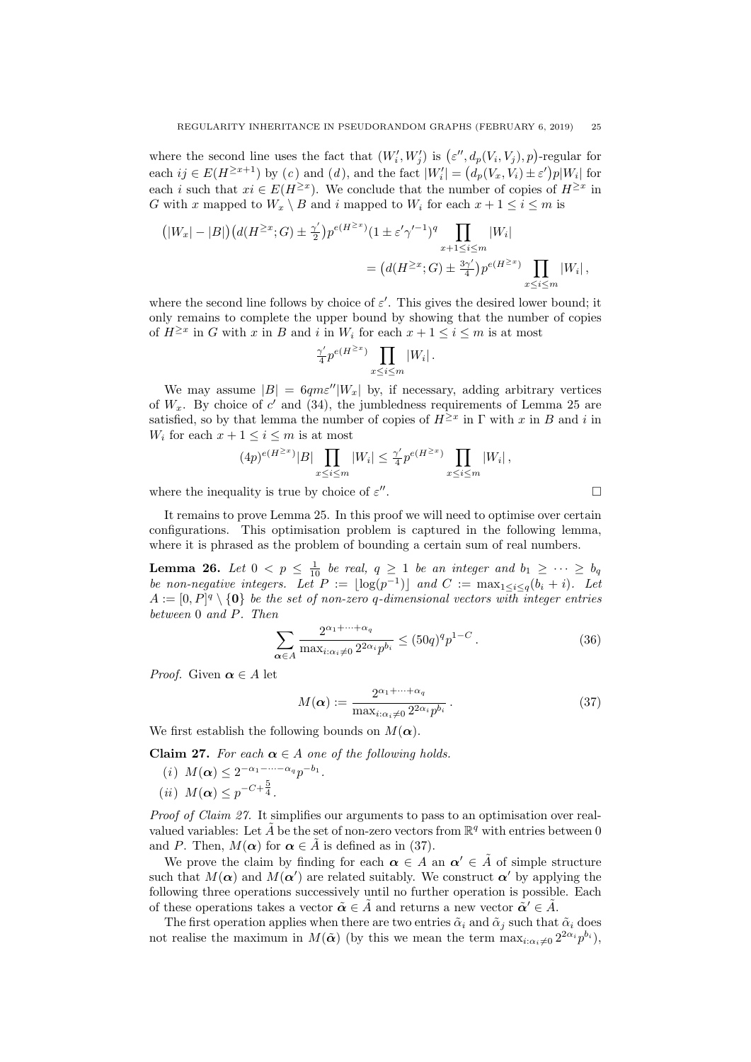where the second line uses the fact that $(W'_i, W'_j)$ is $\big(\varepsilon'', d_p(V_i, V_j), p\big)$-regular for each $ij \in E(H^{\geq x+1})$ by (*c*) and (*d*), and the fact $|W'_i| = \big(d_p(V_x, V_i) \pm \varepsilon'\big)p|W_i|$ for each $i$ such that $xi \in E(H^{\geq x})$. We conclude that the number of copies of $H^{\geq x}$ in $G$ with $x$ mapped to $W_x \setminus B$ and $i$ mapped to $W_i$ for each $x+1 \leq i \leq m$ is

$$\big(|W_x| - |B|\big)\big(d(H^{\geq x}; G) \pm \tfrac{\gamma'}{2}\big)p^{e(H^{\geq x})}(1 \pm \varepsilon'\gamma'^{-1})^q \prod_{x+1 \leq i \leq m} |W_i| \\ = \big(d(H^{\geq x}; G) \pm \tfrac{3\gamma'}{4}\big)p^{e(H^{\geq x})} \prod_{x \leq i \leq m} |W_i| \,,$$

where the second line follows by choice of $\varepsilon'$. This gives the desired lower bound; it only remains to complete the upper bound by showing that the number of copies of $H^{\geq x}$ in $G$ with $x$ in $B$ and $i$ in $W_i$ for each $x+1 \leq i \leq m$ is at most

$$\tfrac{\gamma'}{4}p^{e(H^{\geq x})} \prod_{x \leq i \leq m} |W_i| \,.$$

We may assume $|B| = 6qm\varepsilon''|W_x|$ by, if necessary, adding arbitrary vertices of $W_x$. By choice of $c'$ and (34), the jumbledness requirements of Lemma 25 are satisfied, so by that lemma the number of copies of $H^{\geq x}$ in $\Gamma$ with $x$ in $B$ and $i$ in $W_i$ for each $x+1 \leq i \leq m$ is at most

$$(4p)^{e(H^{\geq x})}|B| \prod_{x \leq i \leq m} |W_i| \leq \tfrac{\gamma'}{4}p^{e(H^{\geq x})} \prod_{x \leq i \leq m} |W_i| \,,$$

where the inequality is true by choice of $\varepsilon''$. $\square$

It remains to prove Lemma 25. In this proof we will need to optimise over certain configurations. This optimisation problem is captured in the following lemma, where it is phrased as the problem of bounding a certain sum of real numbers.

**Lemma 26.** *Let $0 < p \leq \frac{1}{10}$ be real, $q \geq 1$ be an integer and $b_1 \geq \cdots \geq b_q$ be non-negative integers. Let $P := \lfloor \log(p^{-1}) \rfloor$ and $C := \max_{1 \leq i \leq q}(b_i + i)$. Let $A := [0, P]^q \setminus \{\mathbf{0}\}$ be the set of non-zero $q$-dimensional vectors with integer entries between $0$ and $P$. Then*

$$\sum_{\boldsymbol{\alpha} \in A} \frac{2^{\alpha_1 + \cdots + \alpha_q}}{\max_{i:\alpha_i \neq 0} 2^{2\alpha_i}p^{b_i}} \leq (50q)^q p^{1-C} \,. \tag{36}$$

*Proof.* Given $\boldsymbol{\alpha} \in A$ let

$$M(\boldsymbol{\alpha}) := \frac{2^{\alpha_1 + \cdots + \alpha_q}}{\max_{i:\alpha_i \neq 0} 2^{2\alpha_i}p^{b_i}} \,. \tag{37}$$

We first establish the following bounds on $M(\boldsymbol{\alpha})$.

**Claim 27.** *For each $\boldsymbol{\alpha} \in A$ one of the following holds.*

(*i*) $M(\boldsymbol{\alpha}) \leq 2^{-\alpha_1 - \cdots - \alpha_q}p^{-b_1}$.

(*ii*) $M(\boldsymbol{\alpha}) \leq p^{-C+\frac{5}{4}}$.

*Proof of Claim 27.* It simplifies our arguments to pass to an optimisation over real-valued variables: Let $\tilde{A}$ be the set of non-zero vectors from $\mathbb{R}^q$ with entries between $0$ and $P$. Then, $M(\boldsymbol{\alpha})$ for $\boldsymbol{\alpha} \in \tilde{A}$ is defined as in (37).

We prove the claim by finding for each $\boldsymbol{\alpha} \in A$ an $\boldsymbol{\alpha}' \in \tilde{A}$ of simple structure such that $M(\boldsymbol{\alpha})$ and $M(\boldsymbol{\alpha}')$ are related suitably. We construct $\boldsymbol{\alpha}'$ by applying the following three operations successively until no further operation is possible. Each of these operations takes a vector $\tilde{\boldsymbol{\alpha}} \in \tilde{A}$ and returns a new vector $\tilde{\boldsymbol{\alpha}}' \in \tilde{A}$.

The first operation applies when there are two entries $\tilde{\alpha}_i$ and $\tilde{\alpha}_j$ such that $\tilde{\alpha}_i$ does not realise the maximum in $M(\tilde{\boldsymbol{\alpha}})$ (by this we mean the term $\max_{i:\alpha_i \neq 0} 2^{2\alpha_i}p^{b_i}$),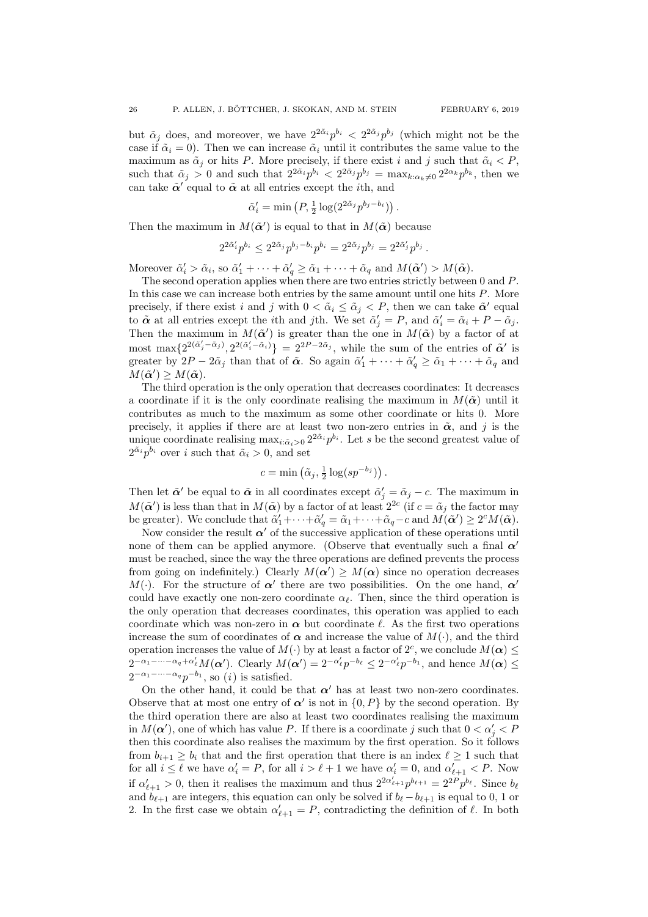but $\tilde{\alpha}_j$ does, and moreover, we have $2^{2\tilde{\alpha}_i}p^{b_i} < 2^{2\tilde{\alpha}_j}p^{b_j}$ (which might not be the case if $\tilde{\alpha}_i = 0$). Then we can increase $\tilde{\alpha}_i$ until it contributes the same value to the maximum as $\tilde{\alpha}_j$ or hits $P$. More precisely, if there exist $i$ and $j$ such that $\tilde{\alpha}_i < P$, such that $\tilde{\alpha}_j > 0$ and such that $2^{2\tilde{\alpha}_i}p^{b_i} < 2^{2\tilde{\alpha}_j}p^{b_j} = \max_{k:\alpha_k\neq 0} 2^{2\alpha_k}p^{b_k}$, then we can take $\tilde{\boldsymbol{\alpha}}'$ equal to $\tilde{\boldsymbol{\alpha}}$ at all entries except the $i$th, and

$$\tilde{\alpha}'_i = \min\left(P, \tfrac{1}{2}\log(2^{2\tilde{\alpha}_j}p^{b_j-b_i})\right).$$

Then the maximum in $M(\tilde{\boldsymbol{\alpha}}')$ is equal to that in $M(\tilde{\boldsymbol{\alpha}})$ because

$$2^{2\tilde{\alpha}'_i}p^{b_i} \le 2^{2\tilde{\alpha}_j}p^{b_j-b_i}p^{b_i} = 2^{2\tilde{\alpha}_j}p^{b_j} = 2^{2\tilde{\alpha}'_j}p^{b_j}.$$

Moreover $\tilde{\alpha}'_i > \tilde{\alpha}_i$, so $\tilde{\alpha}'_1 + \cdots + \tilde{\alpha}'_q \ge \tilde{\alpha}_1 + \cdots + \tilde{\alpha}_q$ and $M(\tilde{\boldsymbol{\alpha}}') > M(\tilde{\boldsymbol{\alpha}})$.

The second operation applies when there are two entries strictly between 0 and $P$. In this case we can increase both entries by the same amount until one hits $P$. More precisely, if there exist $i$ and $j$ with $0 < \tilde{\alpha}_i \le \tilde{\alpha}_j < P$, then we can take $\tilde{\boldsymbol{\alpha}}'$ equal to $\tilde{\boldsymbol{\alpha}}$ at all entries except the $i$th and $j$th. We set $\tilde{\alpha}'_j = P$, and $\tilde{\alpha}'_i = \tilde{\alpha}_i + P - \tilde{\alpha}_j$. Then the maximum in $M(\tilde{\boldsymbol{\alpha}}')$ is greater than the one in $M(\tilde{\boldsymbol{\alpha}})$ by a factor of at most $\max\{2^{2(\tilde{\alpha}'_j-\tilde{\alpha}_j)}, 2^{2(\tilde{\alpha}'_i-\tilde{\alpha}_i)}\} = 2^{2P-2\tilde{\alpha}_j}$, while the sum of the entries of $\tilde{\boldsymbol{\alpha}}'$ is greater by $2P - 2\tilde{\alpha}_j$ than that of $\tilde{\boldsymbol{\alpha}}$. So again $\tilde{\alpha}'_1 + \cdots + \tilde{\alpha}'_q \ge \tilde{\alpha}_1 + \cdots + \tilde{\alpha}_q$ and $M(\tilde{\boldsymbol{\alpha}}') \ge M(\tilde{\boldsymbol{\alpha}})$.

The third operation is the only operation that decreases coordinates: It decreases a coordinate if it is the only coordinate realising the maximum in $M(\tilde{\boldsymbol{\alpha}})$ until it contributes as much to the maximum as some other coordinate or hits 0. More precisely, it applies if there are at least two non-zero entries in $\tilde{\boldsymbol{\alpha}}$, and $j$ is the unique coordinate realising $\max_{i:\tilde{\alpha}_i>0} 2^{2\tilde{\alpha}_i}p^{b_i}$. Let $s$ be the second greatest value of $2^{\tilde{\alpha}_i}p^{b_i}$ over $i$ such that $\tilde{\alpha}_i > 0$, and set

$$c = \min\left(\tilde{\alpha}_j, \tfrac{1}{2}\log(sp^{-b_j})\right).$$

Then let $\tilde{\boldsymbol{\alpha}}'$ be equal to $\tilde{\boldsymbol{\alpha}}$ in all coordinates except $\tilde{\alpha}'_j = \tilde{\alpha}_j - c$. The maximum in $M(\tilde{\boldsymbol{\alpha}}')$ is less than that in $M(\tilde{\boldsymbol{\alpha}})$ by a factor of at least $2^{2c}$ (if $c = \tilde{\alpha}_j$ the factor may be greater). We conclude that $\tilde{\alpha}'_1+\cdots+\tilde{\alpha}'_q = \tilde{\alpha}_1+\cdots+\tilde{\alpha}_q - c$ and $M(\tilde{\boldsymbol{\alpha}}') \ge 2^c M(\tilde{\boldsymbol{\alpha}})$.

Now consider the result $\boldsymbol{\alpha}'$ of the successive application of these operations until none of them can be applied anymore. (Observe that eventually such a final $\boldsymbol{\alpha}'$ must be reached, since the way the three operations are defined prevents the process from going on indefinitely.) Clearly $M(\boldsymbol{\alpha}') \ge M(\boldsymbol{\alpha})$ since no operation decreases $M(\cdot)$. For the structure of $\boldsymbol{\alpha}'$ there are two possibilities. On the one hand, $\boldsymbol{\alpha}'$ could have exactly one non-zero coordinate $\alpha_\ell$. Then, since the third operation is the only operation that decreases coordinates, this operation was applied to each coordinate which was non-zero in $\boldsymbol{\alpha}$ but coordinate $\ell$. As the first two operations increase the sum of coordinates of $\boldsymbol{\alpha}$ and increase the value of $M(\cdot)$, and the third operation increases the value of $M(\cdot)$ by at least a factor of $2^c$, we conclude $M(\boldsymbol{\alpha}) \le 2^{-\alpha_1-\cdots-\alpha_q+\alpha'_\ell}M(\boldsymbol{\alpha}')$. Clearly $M(\boldsymbol{\alpha}') = 2^{-\alpha'_\ell}p^{-b_\ell} \le 2^{-\alpha'_\ell}p^{-b_1}$, and hence $M(\boldsymbol{\alpha}) \le 2^{-\alpha_1-\cdots-\alpha_q}p^{-b_1}$, so $(i)$ is satisfied.

On the other hand, it could be that $\boldsymbol{\alpha}'$ has at least two non-zero coordinates. Observe that at most one entry of $\boldsymbol{\alpha}'$ is not in $\{0, P\}$ by the second operation. By the third operation there are also at least two coordinates realising the maximum in $M(\boldsymbol{\alpha}')$, one of which has value $P$. If there is a coordinate $j$ such that $0 < \alpha'_j < P$ then this coordinate also realises the maximum by the first operation. So it follows from $b_{i+1} \ge b_i$ that and the first operation that there is an index $\ell \ge 1$ such that for all $i \le \ell$ we have $\alpha'_i = P$, for all $i > \ell + 1$ we have $\alpha'_i = 0$, and $\alpha'_{\ell+1} < P$. Now if $\alpha'_{\ell+1} > 0$, then it realises the maximum and thus $2^{2\alpha'_{\ell+1}}p^{b_{\ell+1}} = 2^{2P}p^{b_\ell}$. Since $b_\ell$ and $b_{\ell+1}$ are integers, this equation can only be solved if $b_\ell - b_{\ell+1}$ is equal to 0, 1 or 2. In the first case we obtain $\alpha'_{\ell+1} = P$, contradicting the definition of $\ell$. In both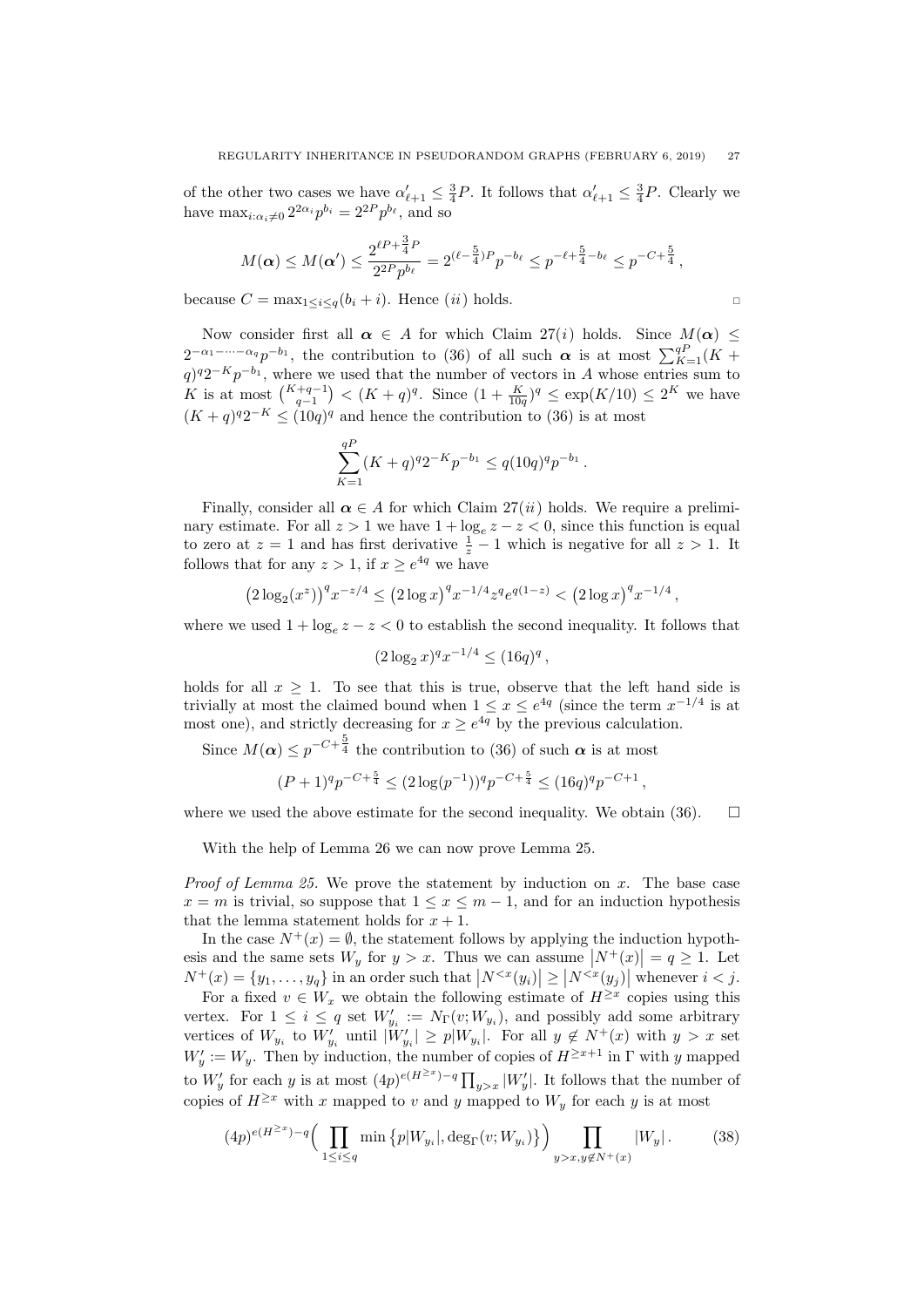of the other two cases we have $\alpha'_{\ell+1} \leq \frac{3}{4}P$. It follows that $\alpha'_{\ell+1} \leq \frac{3}{4}P$. Clearly we have $\max_{i:\alpha_i \neq 0} 2^{2\alpha_i} p^{b_i} = 2^{2P} p^{b_\ell}$, and so

$$M(\boldsymbol{\alpha}) \leq M(\boldsymbol{\alpha}') \leq \frac{2^{\ell P + \frac{3}{4}P}}{2^{2P} p^{b_\ell}} = 2^{(\ell - \frac{5}{4})P} p^{-b_\ell} \leq p^{-\ell + \frac{5}{4} - b_\ell} \leq p^{-C + \frac{5}{4}},$$

because $C = \max_{1 \leq i \leq q}(b_i + i)$. Hence $(ii)$ holds. $\square$

Now consider first all $\boldsymbol{\alpha} \in A$ for which Claim 27$(i)$ holds. Since $M(\boldsymbol{\alpha}) \leq 2^{-\alpha_1 - \cdots - \alpha_q} p^{-b_1}$, the contribution to (36) of all such $\boldsymbol{\alpha}$ is at most $\sum_{K=1}^{qP}(K + q)^q 2^{-K} p^{-b_1}$, where we used that the number of vectors in $A$ whose entries sum to $K$ is at most $\binom{K+q-1}{q-1} < (K+q)^q$. Since $(1 + \frac{K}{10q})^q \leq \exp(K/10) \leq 2^K$ we have $(K+q)^q 2^{-K} \leq (10q)^q$ and hence the contribution to (36) is at most

$$\sum_{K=1}^{qP} (K+q)^q 2^{-K} p^{-b_1} \leq q(10q)^q p^{-b_1}.$$

Finally, consider all $\boldsymbol{\alpha} \in A$ for which Claim 27$(ii)$ holds. We require a preliminary estimate. For all $z > 1$ we have $1 + \log_e z - z < 0$, since this function is equal to zero at $z = 1$ and has first derivative $\frac{1}{z} - 1$ which is negative for all $z > 1$. It follows that for any $z > 1$, if $x \geq e^{4q}$ we have

$$\big(2\log_2(x^z)\big)^q x^{-z/4} \leq \big(2\log x\big)^q x^{-1/4} z^q e^{q(1-z)} < \big(2\log x\big)^q x^{-1/4},$$

where we used $1 + \log_e z - z < 0$ to establish the second inequality. It follows that

$$(2\log_2 x)^q x^{-1/4} \leq (16q)^q,$$

holds for all $x \geq 1$. To see that this is true, observe that the left hand side is trivially at most the claimed bound when $1 \leq x \leq e^{4q}$ (since the term $x^{-1/4}$ is at most one), and strictly decreasing for $x \geq e^{4q}$ by the previous calculation.

Since $M(\boldsymbol{\alpha}) \leq p^{-C + \frac{5}{4}}$ the contribution to (36) of such $\boldsymbol{\alpha}$ is at most

$$(P+1)^q p^{-C+\frac{5}{4}} \leq (2\log(p^{-1}))^q p^{-C+\frac{5}{4}} \leq (16q)^q p^{-C+1},$$

where we used the above estimate for the second inequality. We obtain (36). $\square$

With the help of Lemma 26 we can now prove Lemma 25.

*Proof of Lemma 25.* We prove the statement by induction on $x$. The base case $x = m$ is trivial, so suppose that $1 \leq x \leq m-1$, and for an induction hypothesis that the lemma statement holds for $x+1$.

In the case $N^+(x) = \emptyset$, the statement follows by applying the induction hypothesis and the same sets $W_y$ for $y > x$. Thus we can assume $|N^+(x)| = q \geq 1$. Let $N^+(x) = \{y_1, \ldots, y_q\}$ in an order such that $|N^{<x}(y_i)| \geq |N^{<x}(y_j)|$ whenever $i < j$.

For a fixed $v \in W_x$ we obtain the following estimate of $H^{\geq x}$ copies using this vertex. For $1 \leq i \leq q$ set $W'_{y_i} := N_\Gamma(v; W_{y_i})$, and possibly add some arbitrary vertices of $W_{y_i}$ to $W'_{y_i}$ until $|W'_{y_i}| \geq p|W_{y_i}|$. For all $y \notin N^+(x)$ with $y > x$ set $W'_y := W_y$. Then by induction, the number of copies of $H^{\geq x+1}$ in $\Gamma$ with $y$ mapped to $W'_y$ for each $y$ is at most $(4p)^{e(H^{\geq x})-q}\prod_{y>x}|W'_y|$. It follows that the number of copies of $H^{\geq x}$ with $x$ mapped to $v$ and $y$ mapped to $W_y$ for each $y$ is at most

$$(4p)^{e(H^{\geq x})-q}\Big(\prod_{1 \leq i \leq q} \min\big\{p|W_{y_i}|, \deg_\Gamma(v; W_{y_i})\big\}\Big) \prod_{y > x, y \notin N^+(x)} |W_y|. \tag{38}$$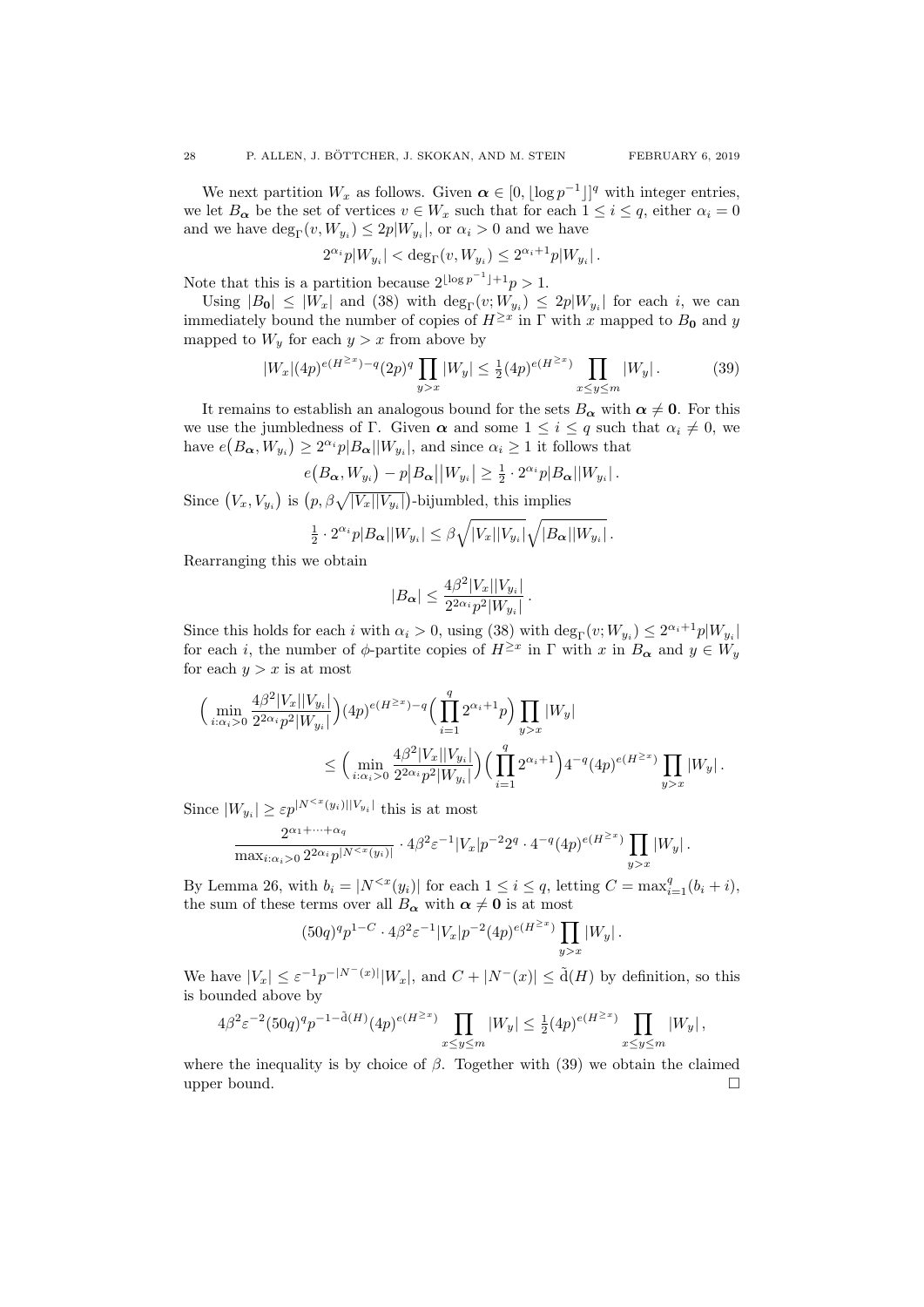We next partition $W_x$ as follows. Given $\boldsymbol{\alpha} \in [0, \lfloor \log p^{-1} \rfloor]^q$ with integer entries, we let $B_{\boldsymbol{\alpha}}$ be the set of vertices $v \in W_x$ such that for each $1 \leq i \leq q$, either $\alpha_i = 0$ and we have $\deg_\Gamma(v, W_{y_i}) \leq 2p|W_{y_i}|$, or $\alpha_i > 0$ and we have

$$2^{\alpha_i} p|W_{y_i}| < \deg_\Gamma(v, W_{y_i}) \leq 2^{\alpha_i+1} p|W_{y_i}|\,.$$

Note that this is a partition because $2^{\lfloor \log p^{-1} \rfloor + 1} p > 1$.

Using $|B_{\mathbf{0}}| \leq |W_x|$ and (38) with $\deg_\Gamma(v, W_{y_i}) \leq 2p|W_{y_i}|$ for each $i$, we can immediately bound the number of copies of $H^{\geq x}$ in $\Gamma$ with $x$ mapped to $B_{\mathbf{0}}$ and $y$ mapped to $W_y$ for each $y > x$ from above by

$$|W_x|(4p)^{e(H^{\geq x})-q}(2p)^q \prod_{y>x} |W_y| \leq \tfrac{1}{2}(4p)^{e(H^{\geq x})} \prod_{x \leq y \leq m} |W_y|\,. \tag{39}$$

It remains to establish an analogous bound for the sets $B_{\boldsymbol{\alpha}}$ with $\boldsymbol{\alpha} \neq \mathbf{0}$. For this we use the jumbledness of $\Gamma$. Given $\boldsymbol{\alpha}$ and some $1 \leq i \leq q$ such that $\alpha_i \neq 0$, we have $e\big(B_{\boldsymbol{\alpha}}, W_{y_i}\big) \geq 2^{\alpha_i} p|B_{\boldsymbol{\alpha}}||W_{y_i}|$, and since $\alpha_i \geq 1$ it follows that

$$e\big(B_{\boldsymbol{\alpha}}, W_{y_i}\big) - p\big|B_{\boldsymbol{\alpha}}\big|\big|W_{y_i}\big| \geq \tfrac{1}{2} \cdot 2^{\alpha_i} p|B_{\boldsymbol{\alpha}}||W_{y_i}|\,.$$

Since $\big(V_x, V_{y_i}\big)$ is $\big(p, \beta\sqrt{|V_x||V_{y_i}|}\big)$-bijumbled, this implies

$$\tfrac{1}{2} \cdot 2^{\alpha_i} p|B_{\boldsymbol{\alpha}}||W_{y_i}| \leq \beta\sqrt{|V_x||V_{y_i}|}\sqrt{|B_{\boldsymbol{\alpha}}||W_{y_i}|}\,.$$

Rearranging this we obtain

$$|B_{\boldsymbol{\alpha}}| \leq \frac{4\beta^2 |V_x||V_{y_i}|}{2^{2\alpha_i} p^2 |W_{y_i}|}\,.$$

Since this holds for each $i$ with $\alpha_i > 0$, using (38) with $\deg_\Gamma(v; W_{y_i}) \leq 2^{\alpha_i+1} p|W_{y_i}|$ for each $i$, the number of $\phi$-partite copies of $H^{\geq x}$ in $\Gamma$ with $x$ in $B_{\boldsymbol{\alpha}}$ and $y \in W_y$ for each $y > x$ is at most

$$\begin{aligned}
\Big(\min_{i:\alpha_i>0} \frac{4\beta^2|V_x||V_{y_i}|}{2^{2\alpha_i}p^2|W_{y_i}|}\Big)&(4p)^{e(H^{\geq x})-q}\Big(\prod_{i=1}^q 2^{\alpha_i+1}p\Big)\prod_{y>x}|W_y| \\
&\leq \Big(\min_{i:\alpha_i>0} \frac{4\beta^2|V_x||V_{y_i}|}{2^{2\alpha_i}p^2|W_{y_i}|}\Big)\Big(\prod_{i=1}^q 2^{\alpha_i+1}\Big)4^{-q}(4p)^{e(H^{\geq x})}\prod_{y>x}|W_y|\,.
\end{aligned}$$

Since $|W_{y_i}| \geq \varepsilon p^{|N^{<x}(y_i)|}|V_{y_i}|$ this is at most

$$\frac{2^{\alpha_1+\dots+\alpha_q}}{\max_{i:\alpha_i>0} 2^{2\alpha_i} p^{|N^{<x}(y_i)|}} \cdot 4\beta^2\varepsilon^{-1}|V_x|p^{-2}2^q \cdot 4^{-q}(4p)^{e(H^{\geq x})}\prod_{y>x}|W_y|\,.$$

By Lemma 26, with $b_i = |N^{<x}(y_i)|$ for each $1 \leq i \leq q$, letting $C = \max_{i=1}^q(b_i + i)$, the sum of these terms over all $B_{\boldsymbol{\alpha}}$ with $\boldsymbol{\alpha} \neq \mathbf{0}$ is at most

$$(50q)^q p^{1-C} \cdot 4\beta^2\varepsilon^{-1}|V_x|p^{-2}(4p)^{e(H^{\geq x})}\prod_{y>x}|W_y|\,.$$

We have $|V_x| \leq \varepsilon^{-1}p^{-|N^-(x)|}|W_x|$, and $C + |N^-(x)| \leq \tilde{\mathrm{d}}(H)$ by definition, so this is bounded above by

$$4\beta^2\varepsilon^{-2}(50q)^q p^{-1-\tilde{\mathrm{d}}(H)}(4p)^{e(H^{\geq x})}\prod_{x \leq y \leq m}|W_y| \leq \tfrac{1}{2}(4p)^{e(H^{\geq x})}\prod_{x \leq y \leq m}|W_y|\,,$$

where the inequality is by choice of $\beta$. Together with (39) we obtain the claimed upper bound. $\square$